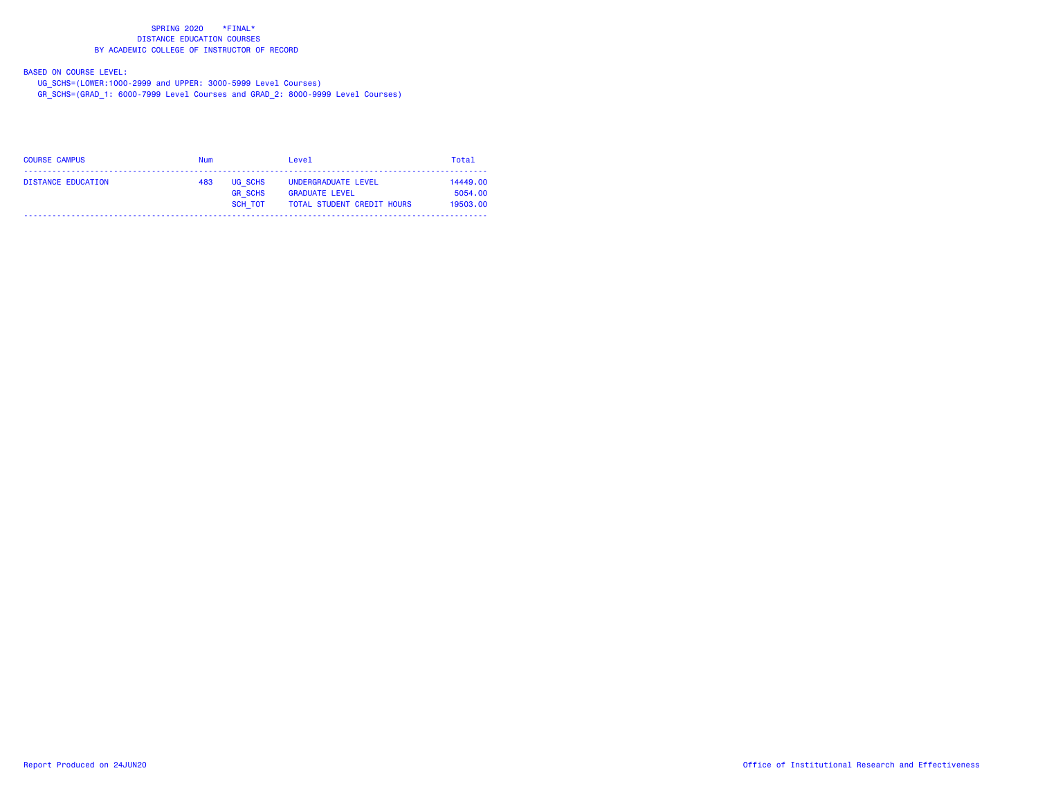# SPRING 2020 \*FINAL\*

## DISTANCE EDUCATION COURSES

### BY ACADEMIC COLLEGE OF INSTRUCTOR OF RECORD

BASED ON COURSE LEVEL:

UG_SCHS=(LOWER:1000-2999 and UPPER: 3000-5999 Level Courses)

GR_SCHS=(GRAD_1: 6000-7999 Level Courses and GRAD_2: 8000-9999 Level Courses)

| COURSE CAMPUS | Num | | Level | Total |
|---|---|---|---|---|
| DISTANCE EDUCATION | 483 | UG_SCHS | UNDERGRADUATE LEVEL | 14449.00 |
| | | GR_SCHS | GRADUATE LEVEL | 5054.00 |
| | | SCH_TOT | TOTAL STUDENT CREDIT HOURS | 19503.00 |

Report Produced on 24JUN20

Office of Institutional Research and Effectiveness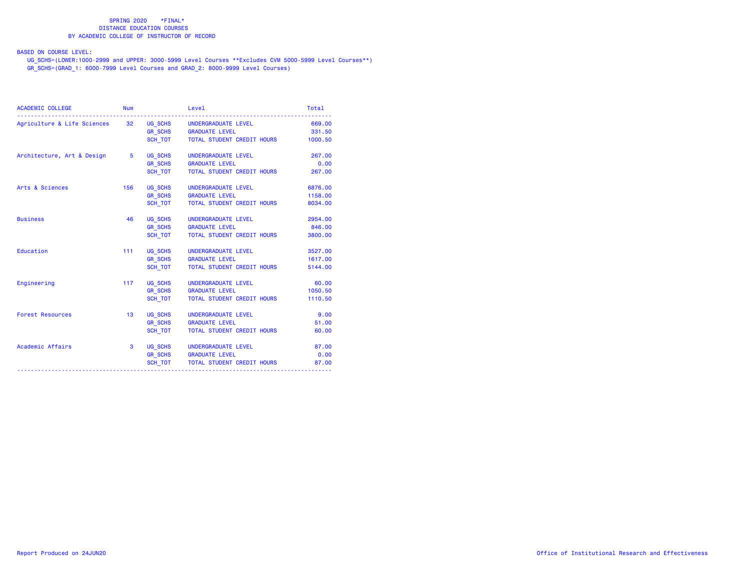SPRING 2020 \*FINAL\*
DISTANCE EDUCATION COURSES
BY ACADEMIC COLLEGE OF INSTRUCTOR OF RECORD

BASED ON COURSE LEVEL:
UG_SCHS=(LOWER:1000-2999 and UPPER: 3000-5999 Level Courses **Excludes CVM 5000-5999 Level Courses**)
GR_SCHS=(GRAD_1: 6000-7999 Level Courses and GRAD_2: 8000-9999 Level Courses)

| ACADEMIC COLLEGE | Num | | Level | Total |
|---|---|---|---|---|
| Agriculture & Life Sciences | 32 | UG_SCHS | UNDERGRADUATE LEVEL | 669.00 |
| | | GR_SCHS | GRADUATE LEVEL | 331.50 |
| | | SCH_TOT | TOTAL STUDENT CREDIT HOURS | 1000.50 |
| Architecture, Art & Design | 5 | UG_SCHS | UNDERGRADUATE LEVEL | 267.00 |
| | | GR_SCHS | GRADUATE LEVEL | 0.00 |
| | | SCH_TOT | TOTAL STUDENT CREDIT HOURS | 267.00 |
| Arts & Sciences | 156 | UG_SCHS | UNDERGRADUATE LEVEL | 6876.00 |
| | | GR_SCHS | GRADUATE LEVEL | 1158.00 |
| | | SCH_TOT | TOTAL STUDENT CREDIT HOURS | 8034.00 |
| Business | 46 | UG_SCHS | UNDERGRADUATE LEVEL | 2954.00 |
| | | GR_SCHS | GRADUATE LEVEL | 846.00 |
| | | SCH_TOT | TOTAL STUDENT CREDIT HOURS | 3800.00 |
| Education | 111 | UG_SCHS | UNDERGRADUATE LEVEL | 3527.00 |
| | | GR_SCHS | GRADUATE LEVEL | 1617.00 |
| | | SCH_TOT | TOTAL STUDENT CREDIT HOURS | 5144.00 |
| Engineering | 117 | UG_SCHS | UNDERGRADUATE LEVEL | 60.00 |
| | | GR_SCHS | GRADUATE LEVEL | 1050.50 |
| | | SCH_TOT | TOTAL STUDENT CREDIT HOURS | 1110.50 |
| Forest Resources | 13 | UG_SCHS | UNDERGRADUATE LEVEL | 9.00 |
| | | GR_SCHS | GRADUATE LEVEL | 51.00 |
| | | SCH_TOT | TOTAL STUDENT CREDIT HOURS | 60.00 |
| Academic Affairs | 3 | UG_SCHS | UNDERGRADUATE LEVEL | 87.00 |
| | | GR_SCHS | GRADUATE LEVEL | 0.00 |
| | | SCH_TOT | TOTAL STUDENT CREDIT HOURS | 87.00 |

Report Produced on 24JUN20

Office of Institutional Research and Effectiveness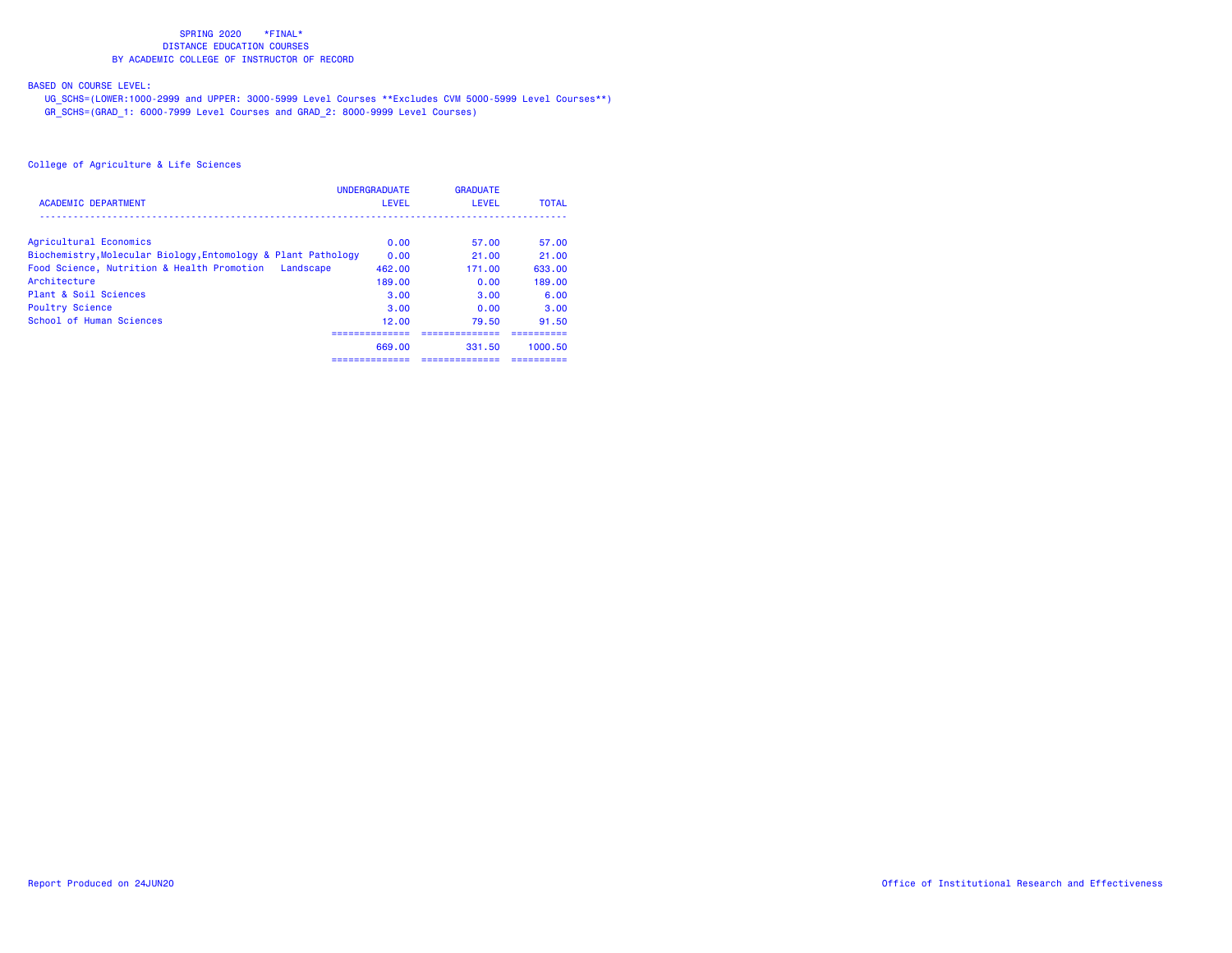SPRING 2020 \*FINAL\*
DISTANCE EDUCATION COURSES
BY ACADEMIC COLLEGE OF INSTRUCTOR OF RECORD

BASED ON COURSE LEVEL:

UG_SCHS=(LOWER:1000-2999 and UPPER: 3000-5999 Level Courses **Excludes CVM 5000-5999 Level Courses**)
GR_SCHS=(GRAD_1: 6000-7999 Level Courses and GRAD_2: 8000-9999 Level Courses)

College of Agriculture & Life Sciences

| ACADEMIC DEPARTMENT | UNDERGRADUATE LEVEL | GRADUATE LEVEL | TOTAL |
|---|---|---|---|
| Agricultural Economics | 0.00 | 57.00 | 57.00 |
| Biochemistry,Molecular Biology,Entomology & Plant Pathology | 0.00 | 21.00 | 21.00 |
| Food Science, Nutrition & Health Promotion Landscape | 462.00 | 171.00 | 633.00 |
| Architecture | 189.00 | 0.00 | 189.00 |
| Plant & Soil Sciences | 3.00 | 3.00 | 6.00 |
| Poultry Science | 3.00 | 0.00 | 3.00 |
| School of Human Sciences | 12.00 | 79.50 | 91.50 |
| | 669.00 | 331.50 | 1000.50 |

Report Produced on 24JUN20

Office of Institutional Research and Effectiveness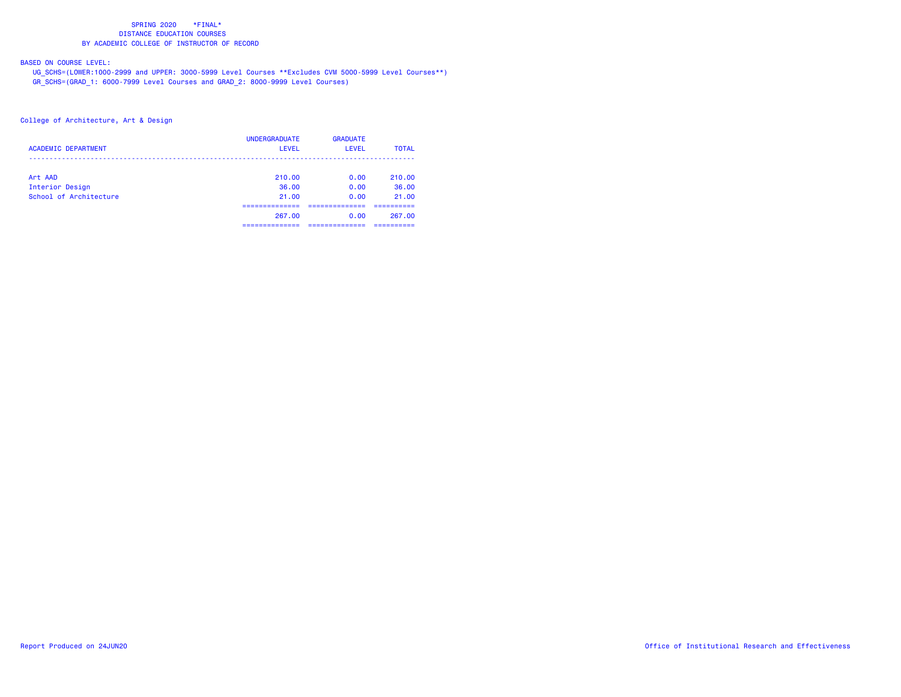SPRING 2020 *FINAL*
DISTANCE EDUCATION COURSES
BY ACADEMIC COLLEGE OF INSTRUCTOR OF RECORD

BASED ON COURSE LEVEL:
UG_SCHS=(LOWER:1000-2999 and UPPER: 3000-5999 Level Courses **Excludes CVM 5000-5999 Level Courses**)
GR_SCHS=(GRAD_1: 6000-7999 Level Courses and GRAD_2: 8000-9999 Level Courses)

College of Architecture, Art & Design

| ACADEMIC DEPARTMENT | UNDERGRADUATE LEVEL | GRADUATE LEVEL | TOTAL |
|---|---|---|---|
| Art AAD | 210.00 | 0.00 | 210.00 |
| Interior Design | 36.00 | 0.00 | 36.00 |
| School of Architecture | 21.00 | 0.00 | 21.00 |
| | 267.00 | 0.00 | 267.00 |

Report Produced on 24JUN20

Office of Institutional Research and Effectiveness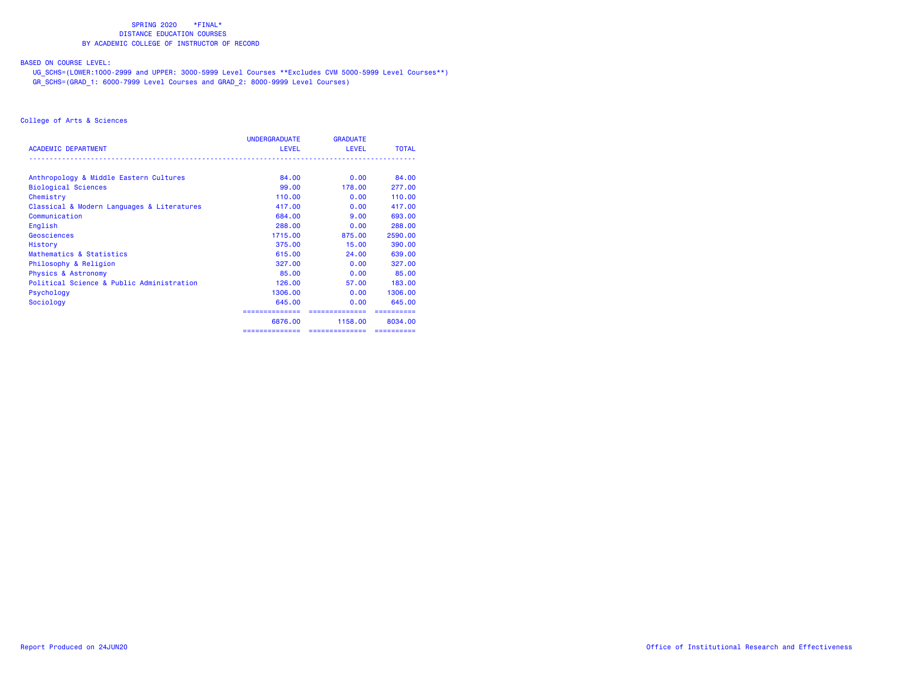SPRING 2020 *FINAL*
DISTANCE EDUCATION COURSES
BY ACADEMIC COLLEGE OF INSTRUCTOR OF RECORD

BASED ON COURSE LEVEL:
UG_SCHS=(LOWER:1000-2999 and UPPER: 3000-5999 Level Courses **Excludes CVM 5000-5999 Level Courses**)
GR_SCHS=(GRAD_1: 6000-7999 Level Courses and GRAD_2: 8000-9999 Level Courses)

College of Arts & Sciences

| ACADEMIC DEPARTMENT | UNDERGRADUATE LEVEL | GRADUATE LEVEL | TOTAL |
|---|---|---|---|
| Anthropology & Middle Eastern Cultures | 84.00 | 0.00 | 84.00 |
| Biological Sciences | 99.00 | 178.00 | 277.00 |
| Chemistry | 110.00 | 0.00 | 110.00 |
| Classical & Modern Languages & Literatures | 417.00 | 0.00 | 417.00 |
| Communication | 684.00 | 9.00 | 693.00 |
| English | 288.00 | 0.00 | 288.00 |
| Geosciences | 1715.00 | 875.00 | 2590.00 |
| History | 375.00 | 15.00 | 390.00 |
| Mathematics & Statistics | 615.00 | 24.00 | 639.00 |
| Philosophy & Religion | 327.00 | 0.00 | 327.00 |
| Physics & Astronomy | 85.00 | 0.00 | 85.00 |
| Political Science & Public Administration | 126.00 | 57.00 | 183.00 |
| Psychology | 1306.00 | 0.00 | 1306.00 |
| Sociology | 645.00 | 0.00 | 645.00 |
| | 6876.00 | 1158.00 | 8034.00 |

Report Produced on 24JUN20

Office of Institutional Research and Effectiveness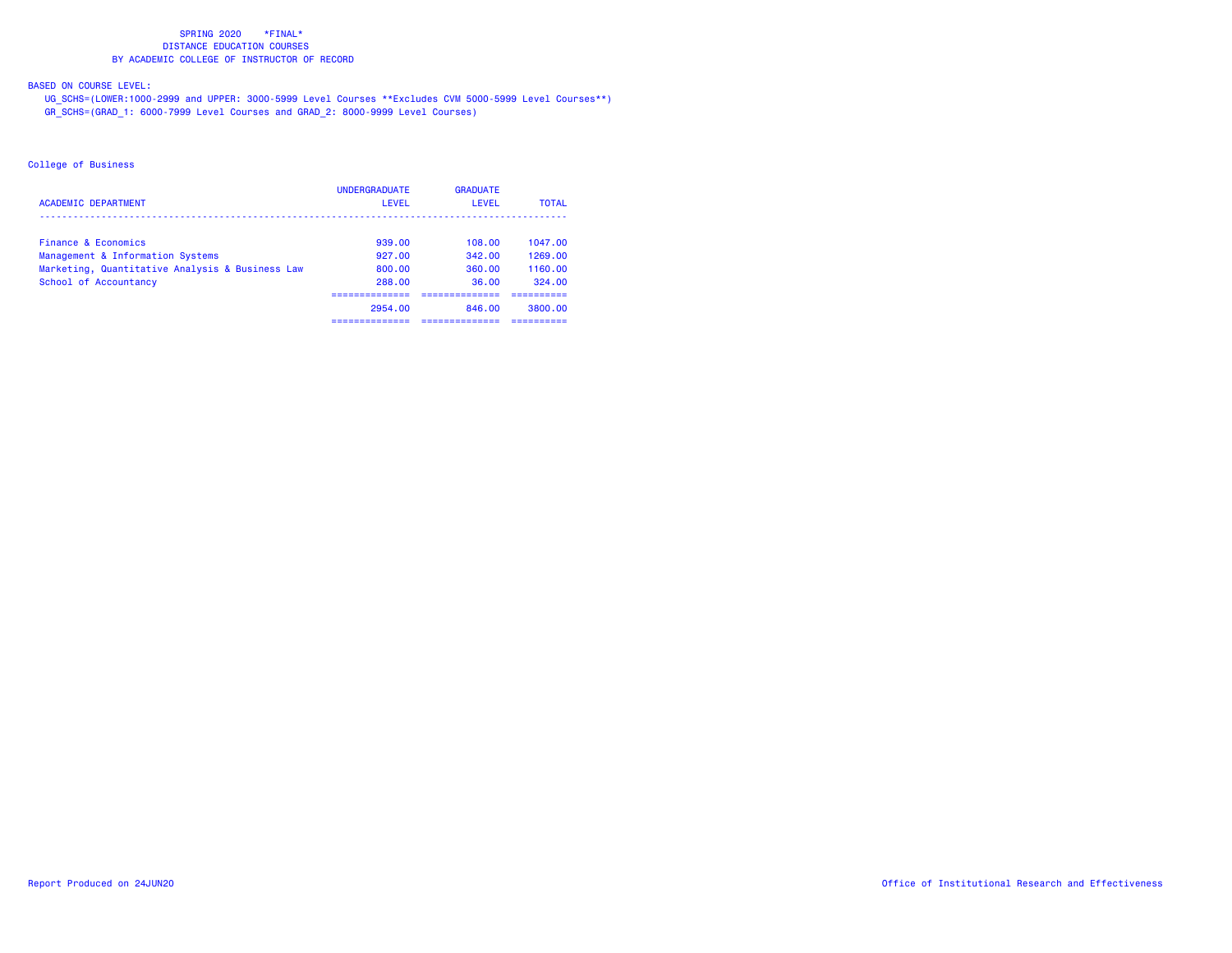SPRING 2020 *FINAL*
DISTANCE EDUCATION COURSES
BY ACADEMIC COLLEGE OF INSTRUCTOR OF RECORD

BASED ON COURSE LEVEL:
UG_SCHS=(LOWER:1000-2999 and UPPER: 3000-5999 Level Courses **Excludes CVM 5000-5999 Level Courses**)
GR_SCHS=(GRAD_1: 6000-7999 Level Courses and GRAD_2: 8000-9999 Level Courses)

College of Business

| ACADEMIC DEPARTMENT | UNDERGRADUATE LEVEL | GRADUATE LEVEL | TOTAL |
|---|---|---|---|
| Finance & Economics | 939.00 | 108.00 | 1047.00 |
| Management & Information Systems | 927.00 | 342.00 | 1269.00 |
| Marketing, Quantitative Analysis & Business Law | 800.00 | 360.00 | 1160.00 |
| School of Accountancy | 288.00 | 36.00 | 324.00 |
| | 2954.00 | 846.00 | 3800.00 |

Report Produced on 24JUN20

Office of Institutional Research and Effectiveness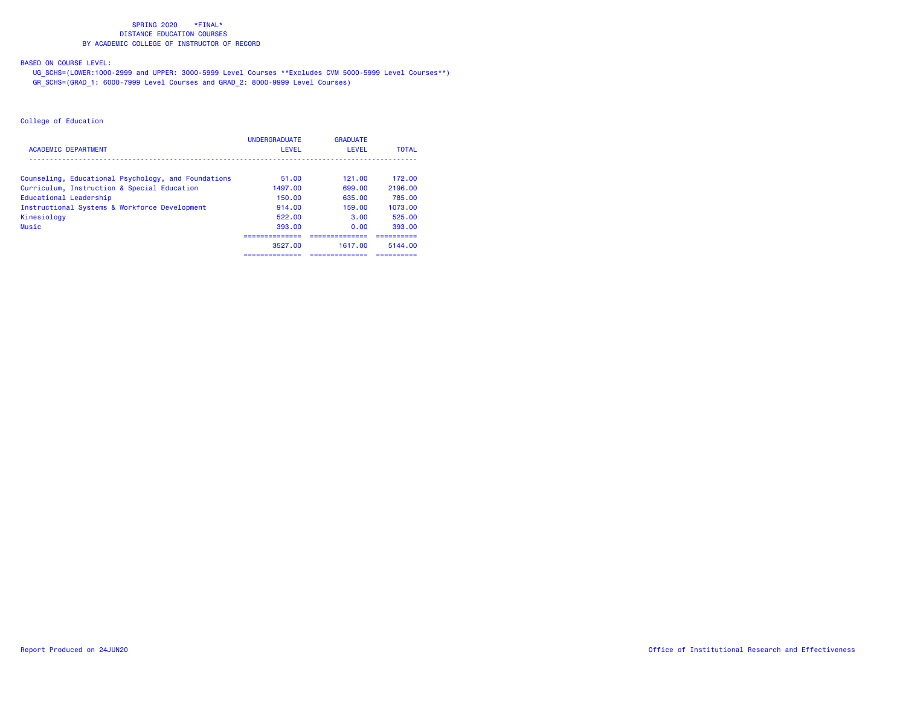SPRING 2020 *FINAL*
DISTANCE EDUCATION COURSES
BY ACADEMIC COLLEGE OF INSTRUCTOR OF RECORD

BASED ON COURSE LEVEL:
UG_SCHS=(LOWER:1000-2999 and UPPER: 3000-5999 Level Courses **Excludes CVM 5000-5999 Level Courses**)
GR_SCHS=(GRAD_1: 6000-7999 Level Courses and GRAD_2: 8000-9999 Level Courses)

College of Education

| ACADEMIC DEPARTMENT | UNDERGRADUATE LEVEL | GRADUATE LEVEL | TOTAL |
|---|---|---|---|
| Counseling, Educational Psychology, and Foundations | 51.00 | 121.00 | 172.00 |
| Curriculum, Instruction & Special Education | 1497.00 | 699.00 | 2196.00 |
| Educational Leadership | 150.00 | 635.00 | 785.00 |
| Instructional Systems & Workforce Development | 914.00 | 159.00 | 1073.00 |
| Kinesiology | 522.00 | 3.00 | 525.00 |
| Music | 393.00 | 0.00 | 393.00 |
| | 3527.00 | 1617.00 | 5144.00 |

Report Produced on 24JUN20

Office of Institutional Research and Effectiveness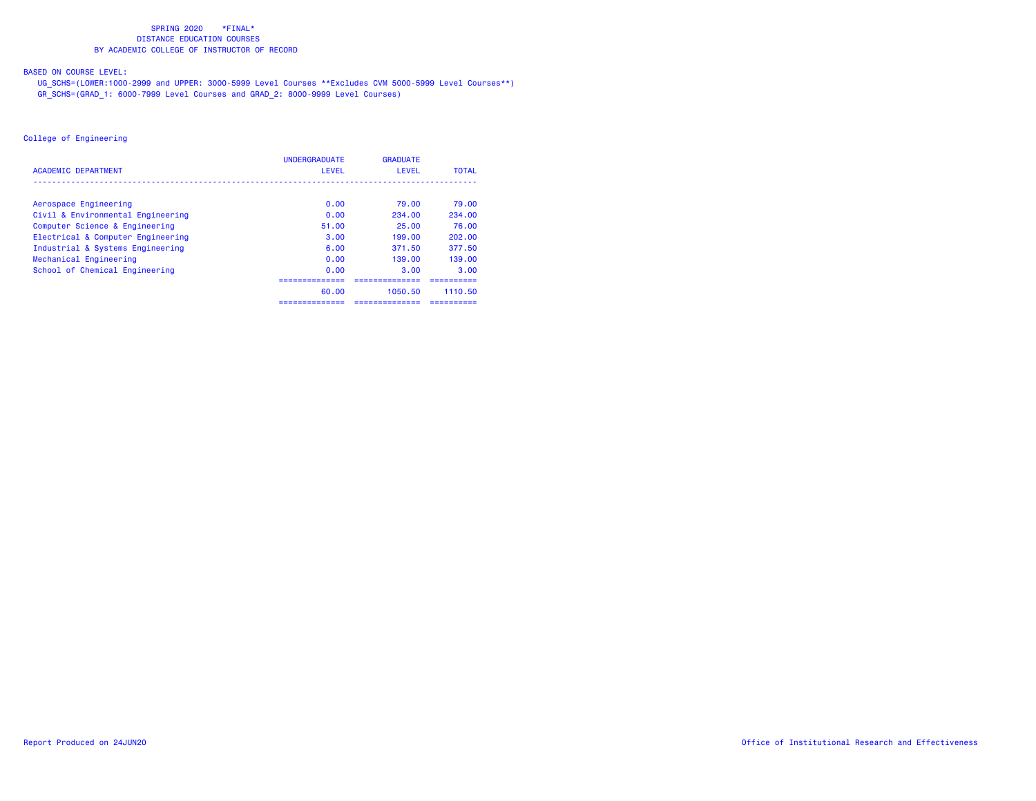SPRING 2020 *FINAL*
DISTANCE EDUCATION COURSES
BY ACADEMIC COLLEGE OF INSTRUCTOR OF RECORD

BASED ON COURSE LEVEL:
UG_SCHS=(LOWER:1000-2999 and UPPER: 3000-5999 Level Courses **Excludes CVM 5000-5999 Level Courses**)
GR_SCHS=(GRAD_1: 6000-7999 Level Courses and GRAD_2: 8000-9999 Level Courses)

College of Engineering

| ACADEMIC DEPARTMENT | UNDERGRADUATE LEVEL | GRADUATE LEVEL | TOTAL |
|---|---|---|---|
| Aerospace Engineering | 0.00 | 79.00 | 79.00 |
| Civil & Environmental Engineering | 0.00 | 234.00 | 234.00 |
| Computer Science & Engineering | 51.00 | 25.00 | 76.00 |
| Electrical & Computer Engineering | 3.00 | 199.00 | 202.00 |
| Industrial & Systems Engineering | 6.00 | 371.50 | 377.50 |
| Mechanical Engineering | 0.00 | 139.00 | 139.00 |
| School of Chemical Engineering | 0.00 | 3.00 | 3.00 |
| | 60.00 | 1050.50 | 1110.50 |

Report Produced on 24JUN20

Office of Institutional Research and Effectiveness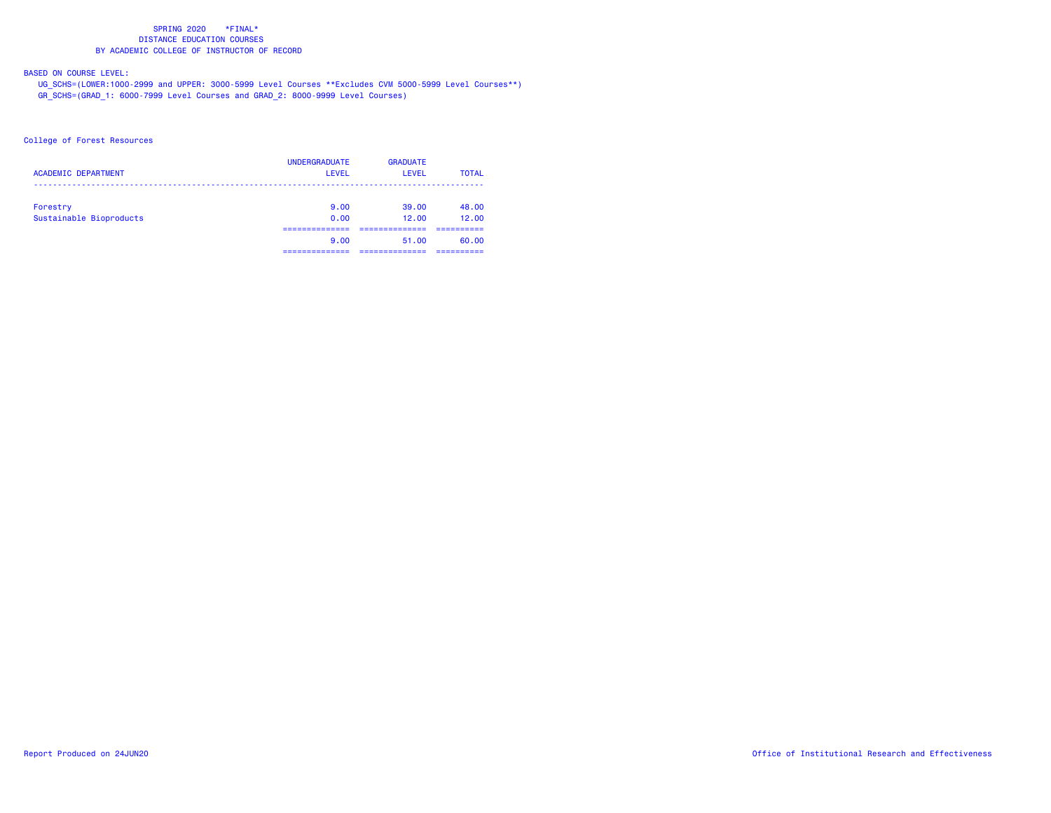SPRING 2020 *FINAL*
DISTANCE EDUCATION COURSES
BY ACADEMIC COLLEGE OF INSTRUCTOR OF RECORD

BASED ON COURSE LEVEL:
UG_SCHS=(LOWER:1000-2999 and UPPER: 3000-5999 Level Courses **Excludes CVM 5000-5999 Level Courses**)
GR_SCHS=(GRAD_1: 6000-7999 Level Courses and GRAD_2: 8000-9999 Level Courses)

College of Forest Resources

| ACADEMIC DEPARTMENT | UNDERGRADUATE LEVEL | GRADUATE LEVEL | TOTAL |
|---|---|---|---|
| Forestry | 9.00 | 39.00 | 48.00 |
| Sustainable Bioproducts | 0.00 | 12.00 | 12.00 |
| | 9.00 | 51.00 | 60.00 |

Report Produced on 24JUN20 Office of Institutional Research and Effectiveness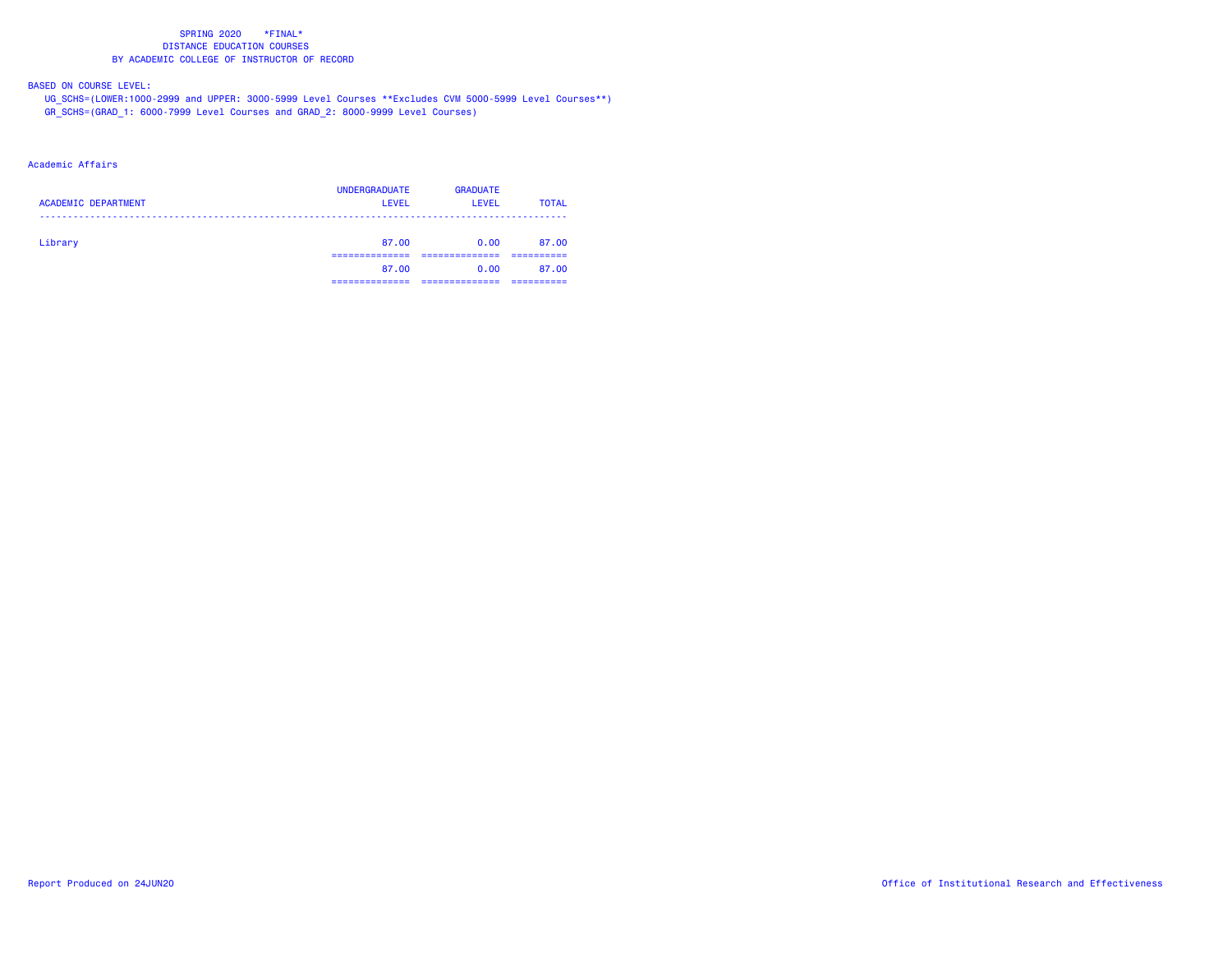SPRING 2020 \*FINAL\*
DISTANCE EDUCATION COURSES
BY ACADEMIC COLLEGE OF INSTRUCTOR OF RECORD

BASED ON COURSE LEVEL:

UG_SCHS=(LOWER:1000-2999 and UPPER: 3000-5999 Level Courses **Excludes CVM 5000-5999 Level Courses**)

GR_SCHS=(GRAD_1: 6000-7999 Level Courses and GRAD_2: 8000-9999 Level Courses)

Academic Affairs

| ACADEMIC DEPARTMENT | UNDERGRADUATE LEVEL | GRADUATE LEVEL | TOTAL |
|---|---|---|---|
| Library | 87.00 | 0.00 | 87.00 |
| | 87.00 | 0.00 | 87.00 |

Report Produced on 24JUN20

Office of Institutional Research and Effectiveness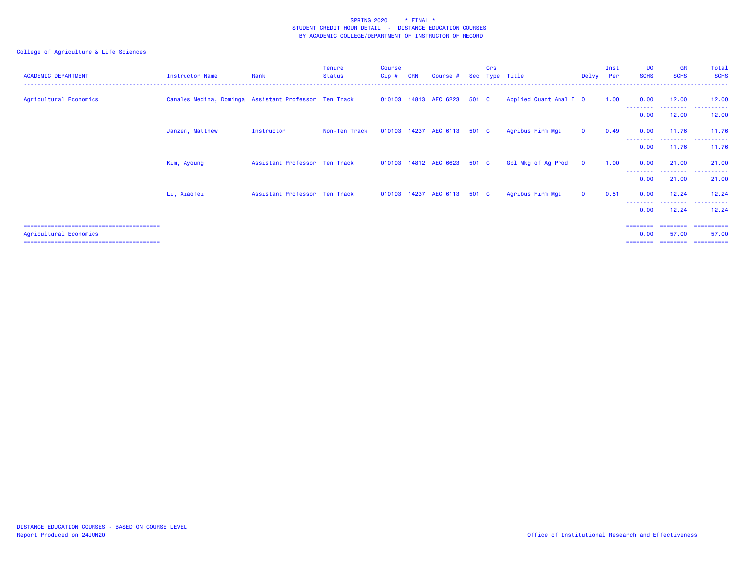SPRING 2020 * FINAL *
STUDENT CREDIT HOUR DETAIL - DISTANCE EDUCATION COURSES
BY ACADEMIC COLLEGE/DEPARTMENT OF INSTRUCTOR OF RECORD

College of Agriculture & Life Sciences

| ACADEMIC DEPARTMENT | Instructor Name | Rank | Tenure Status | Course Cip # | CRN | Course # | Sec | Crs Type | Title | Delvy | Inst Per | UG SCHS | GR SCHS | Total SCHS |
|---|---|---|---|---|---|---|---|---|---|---|---|---|---|---|
| Agricultural Economics | Canales Medina, Dominga | Assistant Professor | Ten Track | 010103 | 14813 | AEC 6223 | 501 | C | Applied Quant Anal I | O | 1.00 | 0.00 | 12.00 | 12.00 |
| | | | | | | | | | | | | 0.00 | 12.00 | 12.00 |
| | Janzen, Matthew | Instructor | Non-Ten Track | 010103 | 14237 | AEC 6113 | 501 | C | Agribus Firm Mgt | O | 0.49 | 0.00 | 11.76 | 11.76 |
| | | | | | | | | | | | | 0.00 | 11.76 | 11.76 |
| | Kim, Ayoung | Assistant Professor | Ten Track | 010103 | 14812 | AEC 6623 | 501 | C | Gbl Mkg of Ag Prod | O | 1.00 | 0.00 | 21.00 | 21.00 |
| | | | | | | | | | | | | 0.00 | 21.00 | 21.00 |
| | Li, Xiaofei | Assistant Professor | Ten Track | 010103 | 14237 | AEC 6113 | 501 | C | Agribus Firm Mgt | O | 0.51 | 0.00 | 12.24 | 12.24 |
| | | | | | | | | | | | | 0.00 | 12.24 | 12.24 |
| Agricultural Economics | | | | | | | | | | | | 0.00 | 57.00 | 57.00 |

DISTANCE EDUCATION COURSES - BASED ON COURSE LEVEL
Report Produced on 24JUN20

Office of Institutional Research and Effectiveness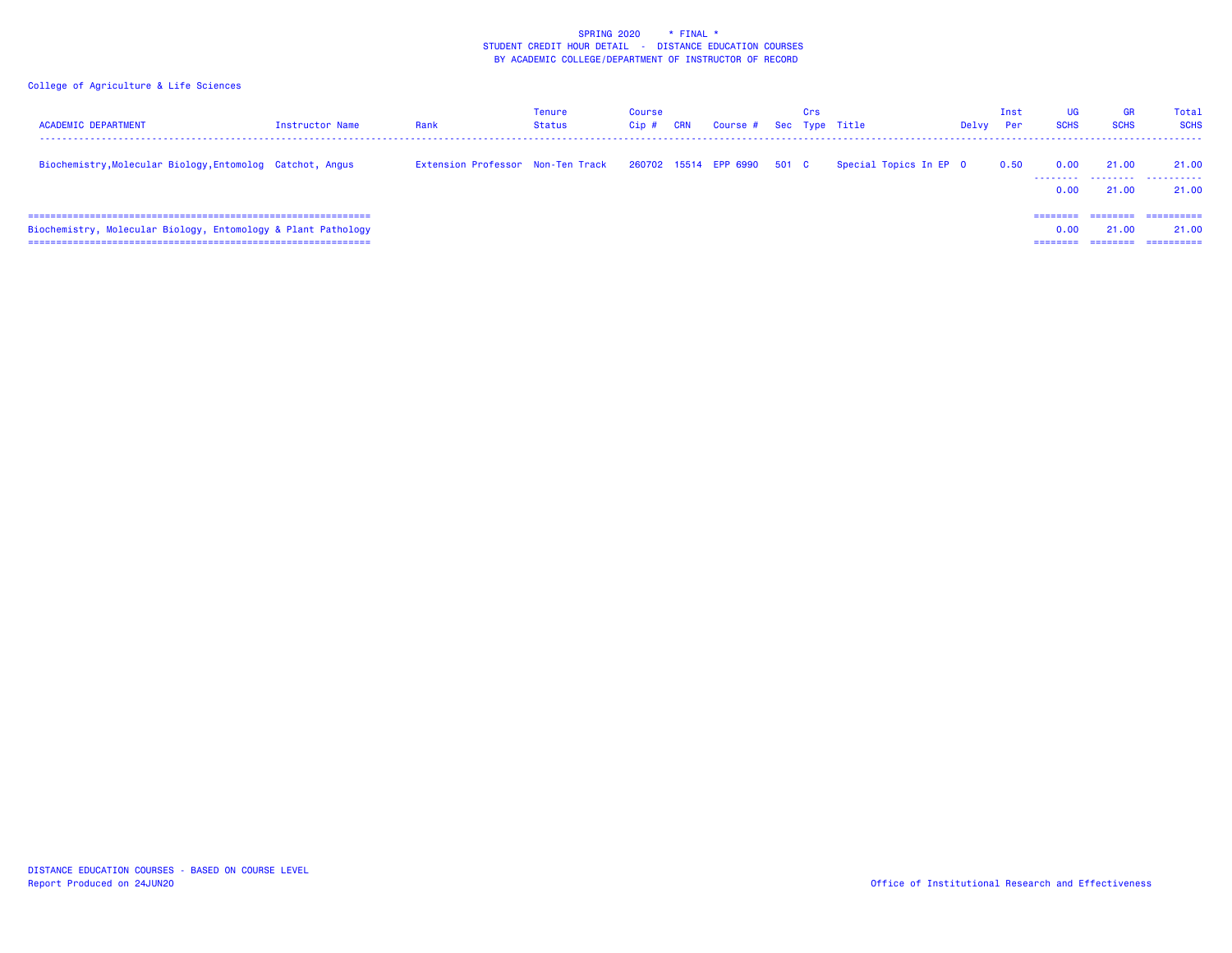SPRING 2020 * FINAL *
STUDENT CREDIT HOUR DETAIL - DISTANCE EDUCATION COURSES
BY ACADEMIC COLLEGE/DEPARTMENT OF INSTRUCTOR OF RECORD

College of Agriculture & Life Sciences

| ACADEMIC DEPARTMENT | Instructor Name | Rank | Tenure Status | Course Cip # | CRN | Course # | Sec | Crs Type | Title | Delvy | Inst Per | UG SCHS | GR SCHS | Total SCHS |
|---|---|---|---|---|---|---|---|---|---|---|---|---|---|---|
| Biochemistry,Molecular Biology,Entomolog | Catchot, Angus | Extension Professor | Non-Ten Track | 260702 | 15514 | EPP 6990 | 501 | C | Special Topics In EP | O | 0.50 | 0.00 | 21.00 | 21.00 |
| | | | | | | | | | | | | 0.00 | 21.00 | 21.00 |
| Biochemistry, Molecular Biology, Entomology & Plant Pathology | | | | | | | | | | | | 0.00 | 21.00 | 21.00 |

DISTANCE EDUCATION COURSES - BASED ON COURSE LEVEL
Report Produced on 24JUN20

Office of Institutional Research and Effectiveness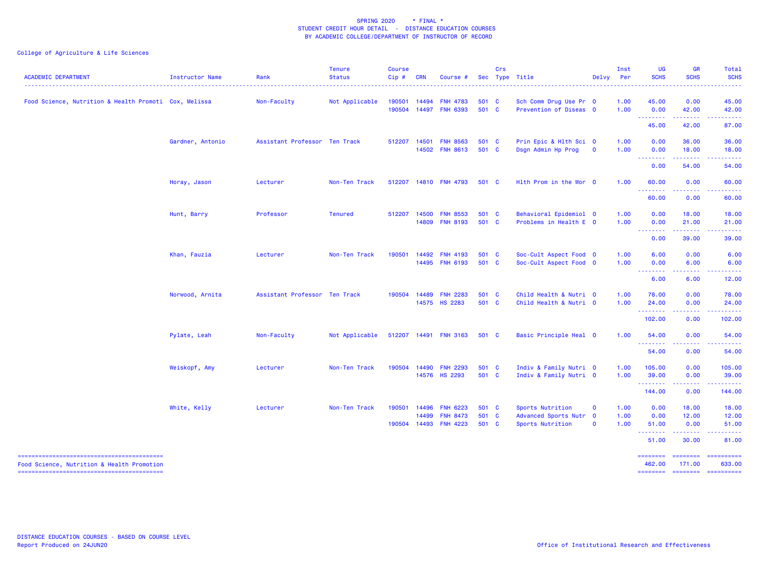SPRING 2020 * FINAL *
STUDENT CREDIT HOUR DETAIL - DISTANCE EDUCATION COURSES
BY ACADEMIC COLLEGE/DEPARTMENT OF INSTRUCTOR OF RECORD

College of Agriculture & Life Sciences

| ACADEMIC DEPARTMENT | Instructor Name | Rank | Tenure Status | Course Cip # | CRN | Course # | Sec | Crs Type | Title | Delvy | Inst Per | UG SCHS | GR SCHS | Total SCHS |
|---|---|---|---|---|---|---|---|---|---|---|---|---|---|---|
| Food Science, Nutrition & Health Promoti | Cox, Melissa | Non-Faculty | Not Applicable | 190501 | 14494 | FNH 4783 | 501 | C | Sch Comm Drug Use Pr | O | 1.00 | 45.00 | 0.00 | 45.00 |
| | | | | 190504 | 14497 | FNH 6393 | 501 | C | Prevention of Diseas | O | 1.00 | 0.00 | 42.00 | 42.00 |
| | | | | | | | | | | | | 45.00 | 42.00 | 87.00 |
| | Gardner, Antonio | Assistant Professor | Ten Track | 512207 | 14501 | FNH 8563 | 501 | C | Prin Epic & Hlth Sci | O | 1.00 | 0.00 | 36.00 | 36.00 |
| | | | | | 14502 | FNH 8613 | 501 | C | Dsgn Admin Hp Prog | O | 1.00 | 0.00 | 18.00 | 18.00 |
| | | | | | | | | | | | | 0.00 | 54.00 | 54.00 |
| | Horay, Jason | Lecturer | Non-Ten Track | 512207 | 14810 | FNH 4793 | 501 | C | Hlth Prom in the Wor | O | 1.00 | 60.00 | 0.00 | 60.00 |
| | | | | | | | | | | | | 60.00 | 0.00 | 60.00 |
| | Hunt, Barry | Professor | Tenured | 512207 | 14500 | FNH 8553 | 501 | C | Behavioral Epidemiol | O | 1.00 | 0.00 | 18.00 | 18.00 |
| | | | | | 14809 | FNH 8193 | 501 | C | Problems in Health E | O | 1.00 | 0.00 | 21.00 | 21.00 |
| | | | | | | | | | | | | 0.00 | 39.00 | 39.00 |
| | Khan, Fauzia | Lecturer | Non-Ten Track | 190501 | 14492 | FNH 4193 | 501 | C | Soc-Cult Aspect Food | O | 1.00 | 6.00 | 0.00 | 6.00 |
| | | | | | 14495 | FNH 6193 | 501 | C | Soc-Cult Aspect Food | O | 1.00 | 0.00 | 6.00 | 6.00 |
| | | | | | | | | | | | | 6.00 | 6.00 | 12.00 |
| | Norwood, Arnita | Assistant Professor | Ten Track | 190504 | 14489 | FNH 2283 | 501 | C | Child Health & Nutri | O | 1.00 | 78.00 | 0.00 | 78.00 |
| | | | | | 14575 | HS 2283 | 501 | C | Child Health & Nutri | O | 1.00 | 24.00 | 0.00 | 24.00 |
| | | | | | | | | | | | | 102.00 | 0.00 | 102.00 |
| | Pylate, Leah | Non-Faculty | Not Applicable | 512207 | 14491 | FNH 3163 | 501 | C | Basic Principle Heal | O | 1.00 | 54.00 | 0.00 | 54.00 |
| | | | | | | | | | | | | 54.00 | 0.00 | 54.00 |
| | Weiskopf, Amy | Lecturer | Non-Ten Track | 190504 | 14490 | FNH 2293 | 501 | C | Indiv & Family Nutri | O | 1.00 | 105.00 | 0.00 | 105.00 |
| | | | | | 14576 | HS 2293 | 501 | C | Indiv & Family Nutri | O | 1.00 | 39.00 | 0.00 | 39.00 |
| | | | | | | | | | | | | 144.00 | 0.00 | 144.00 |
| | White, Kelly | Lecturer | Non-Ten Track | 190501 | 14496 | FNH 6223 | 501 | C | Sports Nutrition | O | 1.00 | 0.00 | 18.00 | 18.00 |
| | | | | | 14499 | FNH 8473 | 501 | C | Advanced Sports Nutr | O | 1.00 | 0.00 | 12.00 | 12.00 |
| | | | | 190504 | 14493 | FNH 4223 | 501 | C | Sports Nutrition | O | 1.00 | 51.00 | 0.00 | 51.00 |
| | | | | | | | | | | | | 51.00 | 30.00 | 81.00 |
| Food Science, Nutrition & Health Promotion | | | | | | | | | | | | 462.00 | 171.00 | 633.00 |

DISTANCE EDUCATION COURSES - BASED ON COURSE LEVEL
Report Produced on 24JUN20

Office of Institutional Research and Effectiveness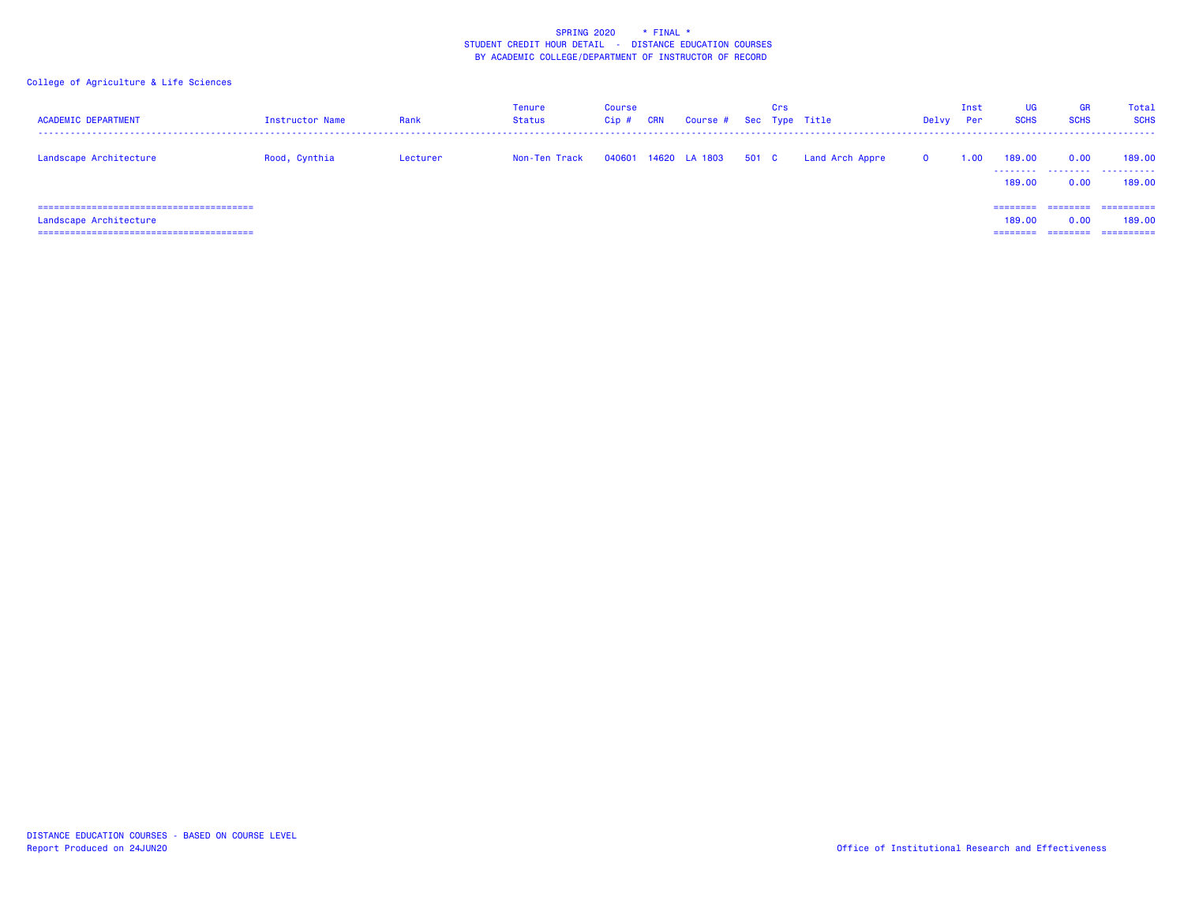SPRING 2020 * FINAL *
STUDENT CREDIT HOUR DETAIL - DISTANCE EDUCATION COURSES
BY ACADEMIC COLLEGE/DEPARTMENT OF INSTRUCTOR OF RECORD

College of Agriculture & Life Sciences

| ACADEMIC DEPARTMENT | Instructor Name | Rank | Tenure Status | Course Cip # | CRN | Course # | Sec | Crs Type | Title | Delvy | Inst Per | UG SCHS | GR SCHS | Total SCHS |
|---|---|---|---|---|---|---|---|---|---|---|---|---|---|---|
| Landscape Architecture | Rood, Cynthia | Lecturer | Non-Ten Track | 040601 | 14620 | LA 1803 | 501 | C | Land Arch Appre | O | 1.00 | 189.00 | 0.00 | 189.00 |
| | | | | | | | | | | | | 189.00 | 0.00 | 189.00 |
| Landscape Architecture | | | | | | | | | | | | 189.00 | 0.00 | 189.00 |

DISTANCE EDUCATION COURSES - BASED ON COURSE LEVEL
Report Produced on 24JUN20

Office of Institutional Research and Effectiveness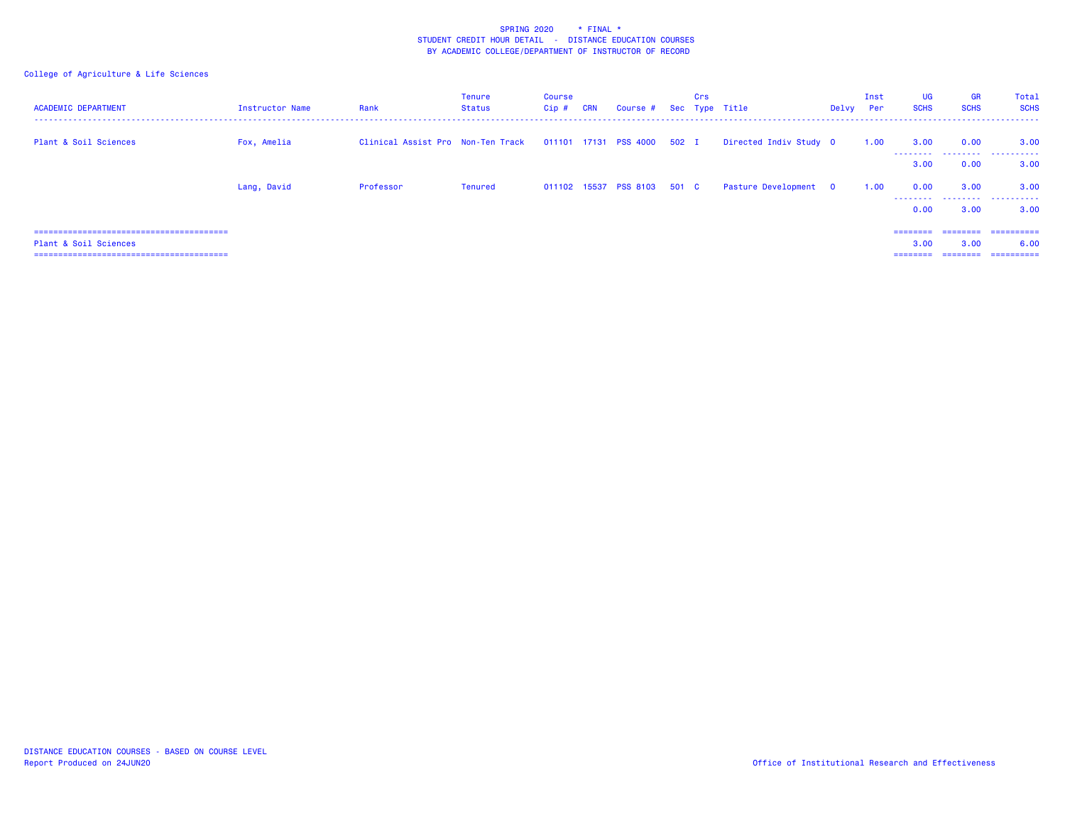SPRING 2020 * FINAL *
STUDENT CREDIT HOUR DETAIL - DISTANCE EDUCATION COURSES
BY ACADEMIC COLLEGE/DEPARTMENT OF INSTRUCTOR OF RECORD

College of Agriculture & Life Sciences

| ACADEMIC DEPARTMENT | Instructor Name | Rank | Tenure Status | Course Cip # | CRN | Course # | Sec | Crs Type | Title | Delvy | Inst Per | UG SCHS | GR SCHS | Total SCHS |
|---|---|---|---|---|---|---|---|---|---|---|---|---|---|---|
| Plant & Soil Sciences | Fox, Amelia | Clinical Assist Pro | Non-Ten Track | 011101 | 17131 | PSS 4000 | 502 | I | Directed Indiv Study | O | 1.00 | 3.00 | 0.00 | 3.00 |
| | | | | | | | | | | | | 3.00 | 0.00 | 3.00 |
| | Lang, David | Professor | Tenured | 011102 | 15537 | PSS 8103 | 501 | C | Pasture Development | O | 1.00 | 0.00 | 3.00 | 3.00 |
| | | | | | | | | | | | | 0.00 | 3.00 | 3.00 |
| Plant & Soil Sciences | | | | | | | | | | | | 3.00 | 3.00 | 6.00 |

DISTANCE EDUCATION COURSES - BASED ON COURSE LEVEL
Report Produced on 24JUN20

Office of Institutional Research and Effectiveness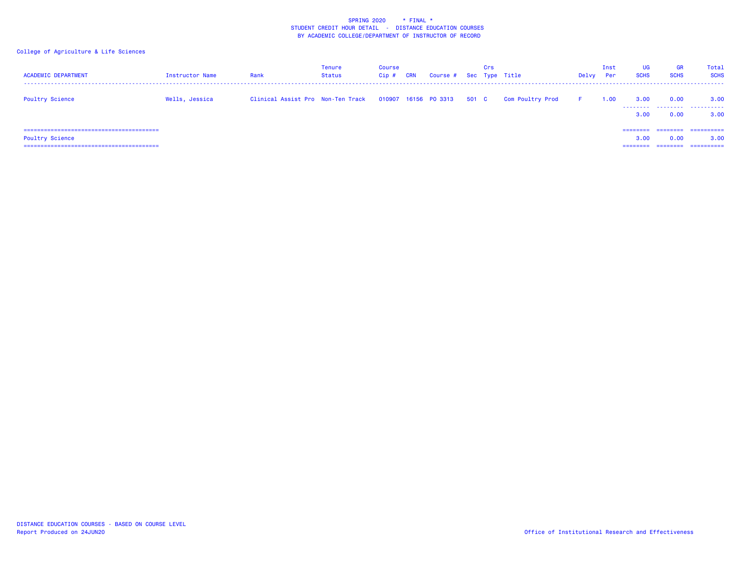SPRING 2020 * FINAL *
STUDENT CREDIT HOUR DETAIL - DISTANCE EDUCATION COURSES
BY ACADEMIC COLLEGE/DEPARTMENT OF INSTRUCTOR OF RECORD

College of Agriculture & Life Sciences

| ACADEMIC DEPARTMENT | Instructor Name | Rank | Tenure Status | Course Cip # | CRN | Course # | Sec | Crs Type | Title | Delvy | Inst Per | UG SCHS | GR SCHS | Total SCHS |
|---|---|---|---|---|---|---|---|---|---|---|---|---|---|---|
| Poultry Science | Wells, Jessica | Clinical Assist Pro | Non-Ten Track | 010907 | 16156 | PO 3313 | 501 | C | Com Poultry Prod | F | 1.00 | 3.00 | 0.00 | 3.00 |
| | | | | | | | | | | | | 3.00 | 0.00 | 3.00 |
| Poultry Science | | | | | | | | | | | | 3.00 | 0.00 | 3.00 |

DISTANCE EDUCATION COURSES - BASED ON COURSE LEVEL
Report Produced on 24JUN20

Office of Institutional Research and Effectiveness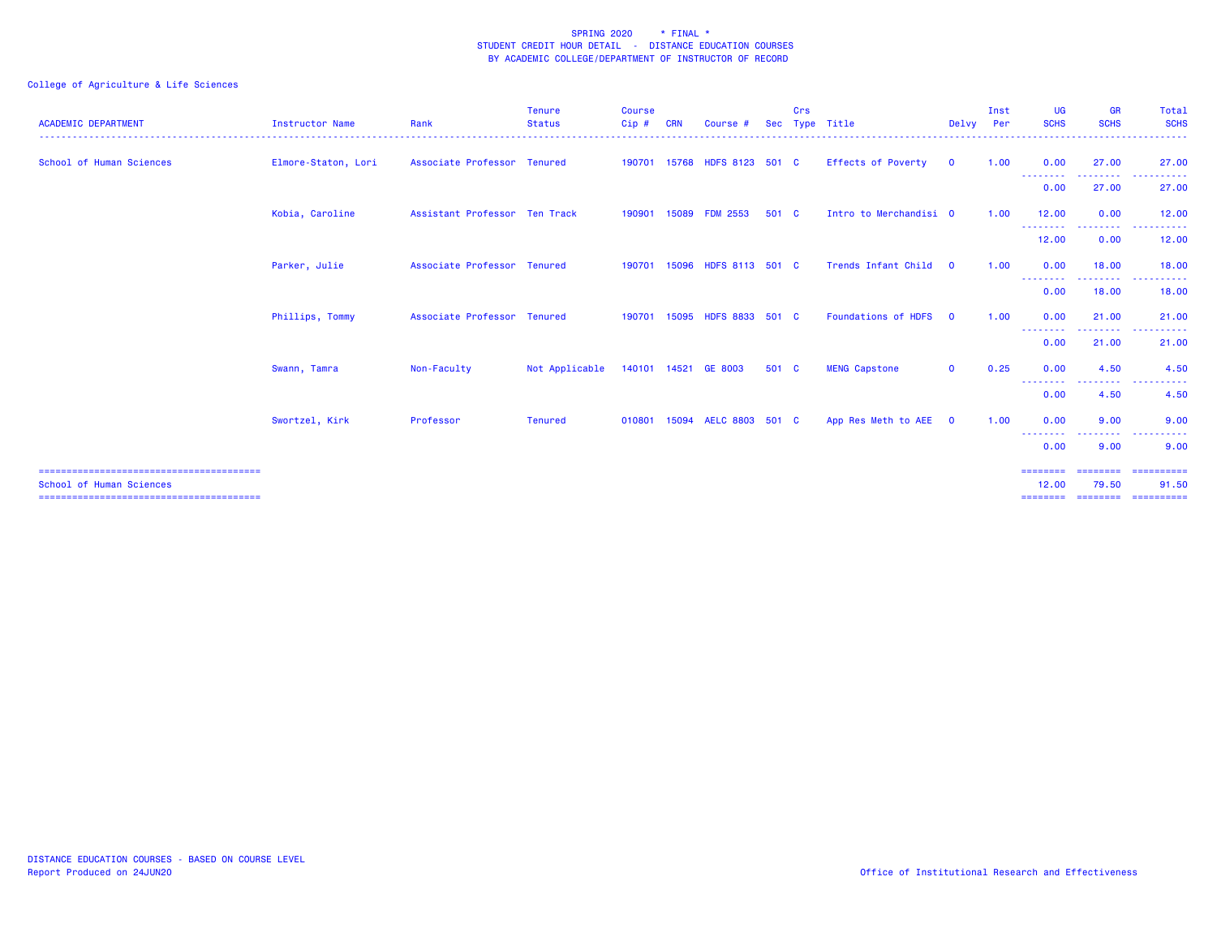SPRING 2020 * FINAL *
STUDENT CREDIT HOUR DETAIL - DISTANCE EDUCATION COURSES
BY ACADEMIC COLLEGE/DEPARTMENT OF INSTRUCTOR OF RECORD

College of Agriculture & Life Sciences

| ACADEMIC DEPARTMENT | Instructor Name | Rank | Tenure Status | Course Cip # | CRN | Course # | Sec | Crs Type | Title | Delvy | Inst Per | UG SCHS | GR SCHS | Total SCHS |
|---|---|---|---|---|---|---|---|---|---|---|---|---|---|---|
| School of Human Sciences | Elmore-Staton, Lori | Associate Professor | Tenured | 190701 | 15768 | HDFS 8123 | 501 | C | Effects of Poverty | O | 1.00 | 0.00 | 27.00 | 27.00 |
| | | | | | | | | | | | | 0.00 | 27.00 | 27.00 |
| | Kobia, Caroline | Assistant Professor | Ten Track | 190901 | 15089 | FDM 2553 | 501 | C | Intro to Merchandisi | O | 1.00 | 12.00 | 0.00 | 12.00 |
| | | | | | | | | | | | | 12.00 | 0.00 | 12.00 |
| | Parker, Julie | Associate Professor | Tenured | 190701 | 15096 | HDFS 8113 | 501 | C | Trends Infant Child | O | 1.00 | 0.00 | 18.00 | 18.00 |
| | | | | | | | | | | | | 0.00 | 18.00 | 18.00 |
| | Phillips, Tommy | Associate Professor | Tenured | 190701 | 15095 | HDFS 8833 | 501 | C | Foundations of HDFS | O | 1.00 | 0.00 | 21.00 | 21.00 |
| | | | | | | | | | | | | 0.00 | 21.00 | 21.00 |
| | Swann, Tamra | Non-Faculty | Not Applicable | 140101 | 14521 | GE 8003 | 501 | C | MENG Capstone | O | 0.25 | 0.00 | 4.50 | 4.50 |
| | | | | | | | | | | | | 0.00 | 4.50 | 4.50 |
| | Swortzel, Kirk | Professor | Tenured | 010801 | 15094 | AELC 8803 | 501 | C | App Res Meth to AEE | O | 1.00 | 0.00 | 9.00 | 9.00 |
| | | | | | | | | | | | | 0.00 | 9.00 | 9.00 |
| School of Human Sciences | | | | | | | | | | | | 12.00 | 79.50 | 91.50 |

DISTANCE EDUCATION COURSES - BASED ON COURSE LEVEL
Report Produced on 24JUN20

Office of Institutional Research and Effectiveness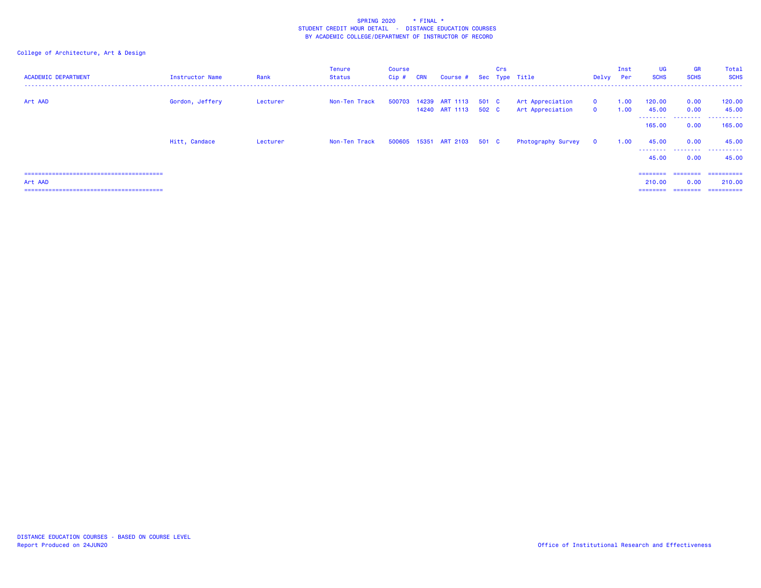SPRING 2020 * FINAL *
STUDENT CREDIT HOUR DETAIL - DISTANCE EDUCATION COURSES
BY ACADEMIC COLLEGE/DEPARTMENT OF INSTRUCTOR OF RECORD

College of Architecture, Art & Design

| ACADEMIC DEPARTMENT | Instructor Name | Rank | Tenure Status | Course Cip # | CRN | Course # | Sec | Crs Type | Title | Delvy | Inst Per | UG SCHS | GR SCHS | Total SCHS |
|---|---|---|---|---|---|---|---|---|---|---|---|---|---|---|
| Art AAD | Gordon, Jeffery | Lecturer | Non-Ten Track | 500703 | 14239 | ART 1113 | 501 | C | Art Appreciation | O | 1.00 | 120.00 | 0.00 | 120.00 |
| | | | | | 14240 | ART 1113 | 502 | C | Art Appreciation | O | 1.00 | 45.00 | 0.00 | 45.00 |
| | | | | | | | | | | | | 165.00 | 0.00 | 165.00 |
| | Hitt, Candace | Lecturer | Non-Ten Track | 500605 | 15351 | ART 2103 | 501 | C | Photography Survey | O | 1.00 | 45.00 | 0.00 | 45.00 |
| | | | | | | | | | | | | 45.00 | 0.00 | 45.00 |
| Art AAD | | | | | | | | | | | | 210.00 | 0.00 | 210.00 |

DISTANCE EDUCATION COURSES - BASED ON COURSE LEVEL
Report Produced on 24JUN20

Office of Institutional Research and Effectiveness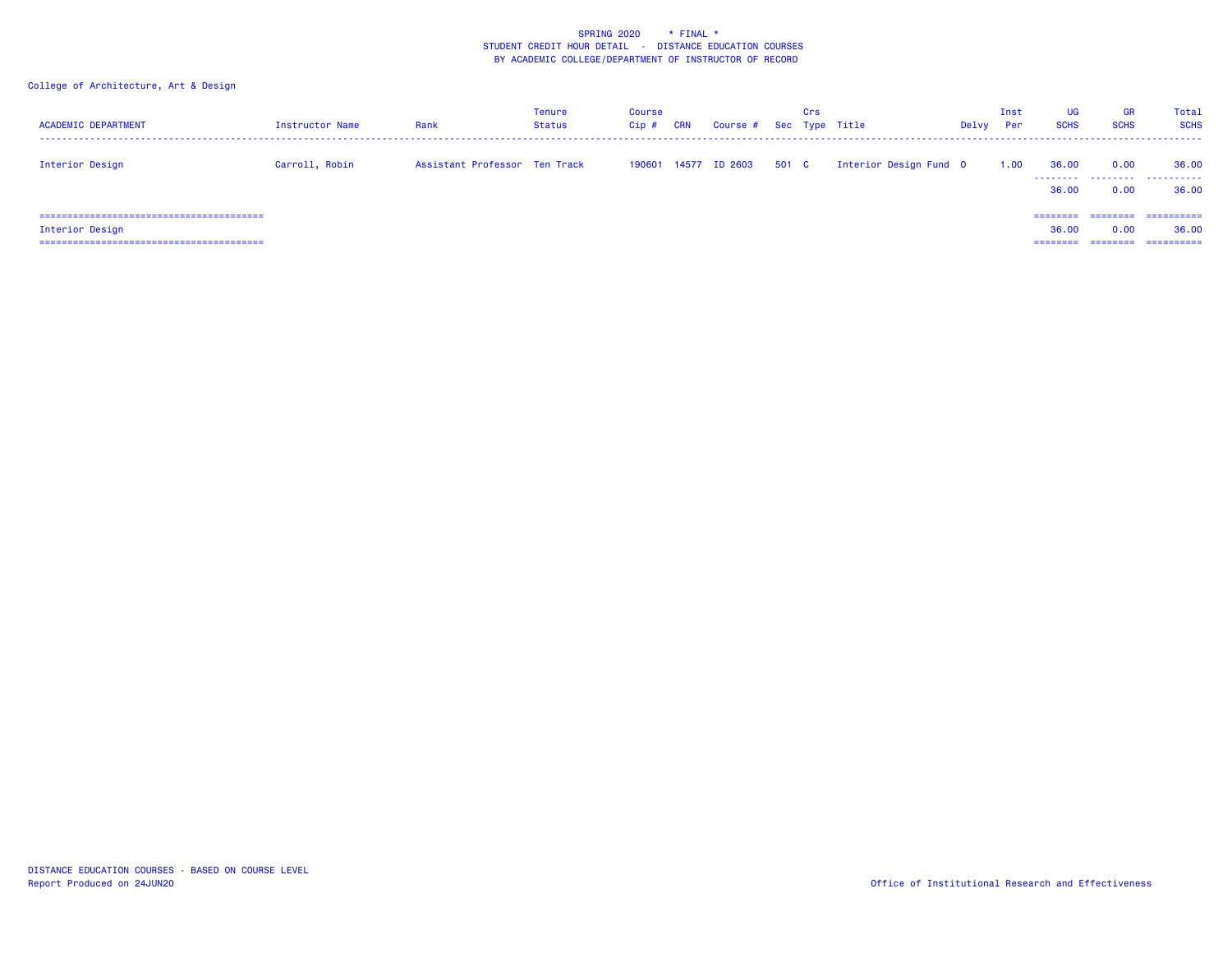SPRING 2020 * FINAL *
STUDENT CREDIT HOUR DETAIL - DISTANCE EDUCATION COURSES
BY ACADEMIC COLLEGE/DEPARTMENT OF INSTRUCTOR OF RECORD

College of Architecture, Art & Design

| ACADEMIC DEPARTMENT | Instructor Name | Rank | Tenure Status | Course Cip # | CRN | Course # | Sec | Crs Type | Title | Delvy | Inst Per | UG SCHS | GR SCHS | Total SCHS |
|---|---|---|---|---|---|---|---|---|---|---|---|---|---|---|
| Interior Design | Carroll, Robin | Assistant Professor | Ten Track | 190601 | 14577 | ID 2603 | 501 | C | Interior Design Fund | O | 1.00 | 36.00 | 0.00 | 36.00 |
| | | | | | | | | | | | | 36.00 | 0.00 | 36.00 |
| Interior Design | | | | | | | | | | | | 36.00 | 0.00 | 36.00 |

DISTANCE EDUCATION COURSES - BASED ON COURSE LEVEL
Report Produced on 24JUN20

Office of Institutional Research and Effectiveness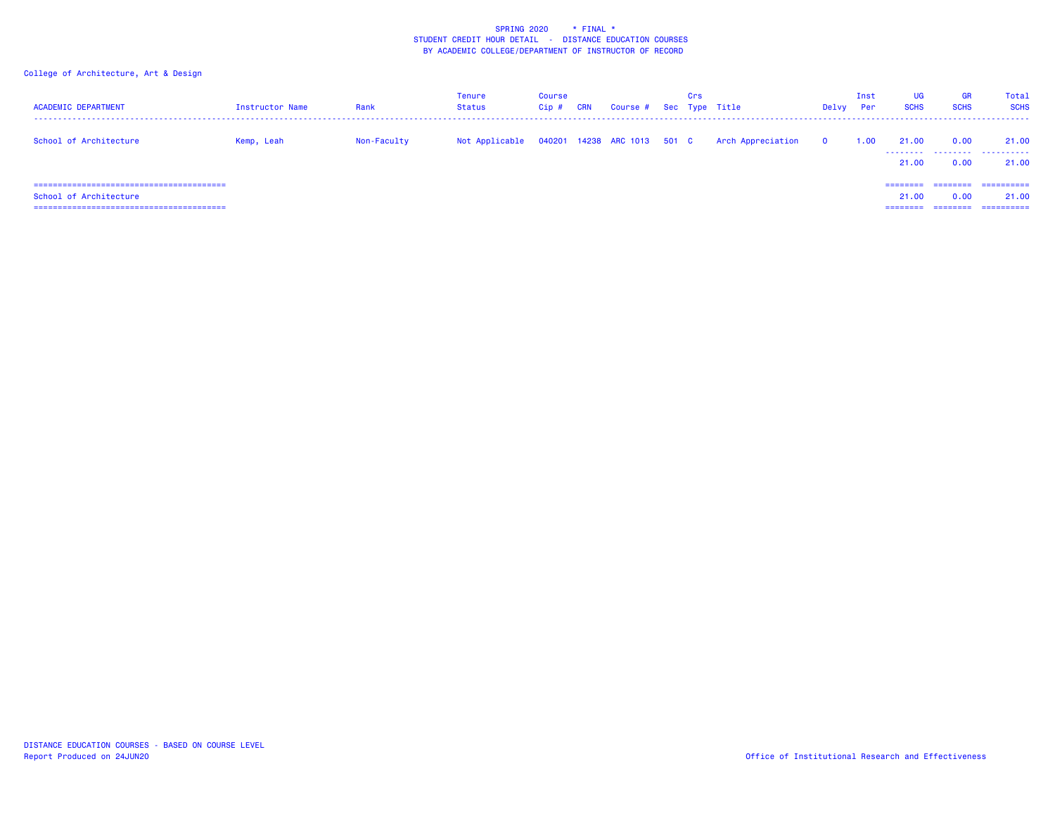SPRING 2020 * FINAL *
STUDENT CREDIT HOUR DETAIL - DISTANCE EDUCATION COURSES
BY ACADEMIC COLLEGE/DEPARTMENT OF INSTRUCTOR OF RECORD

College of Architecture, Art & Design

| ACADEMIC DEPARTMENT | Instructor Name | Rank | Tenure Status | Course Cip # | CRN | Course # | Sec | Crs Type | Title | Delvy | Inst Per | UG SCHS | GR SCHS | Total SCHS |
|---|---|---|---|---|---|---|---|---|---|---|---|---|---|---|
| School of Architecture | Kemp, Leah | Non-Faculty | Not Applicable | 040201 | 14238 | ARC 1013 | 501 | C | Arch Appreciation | O | 1.00 | 21.00 | 0.00 | 21.00 |
| | | | | | | | | | | | | 21.00 | 0.00 | 21.00 |
| School of Architecture | | | | | | | | | | | | 21.00 | 0.00 | 21.00 |

DISTANCE EDUCATION COURSES - BASED ON COURSE LEVEL
Report Produced on 24JUN20

Office of Institutional Research and Effectiveness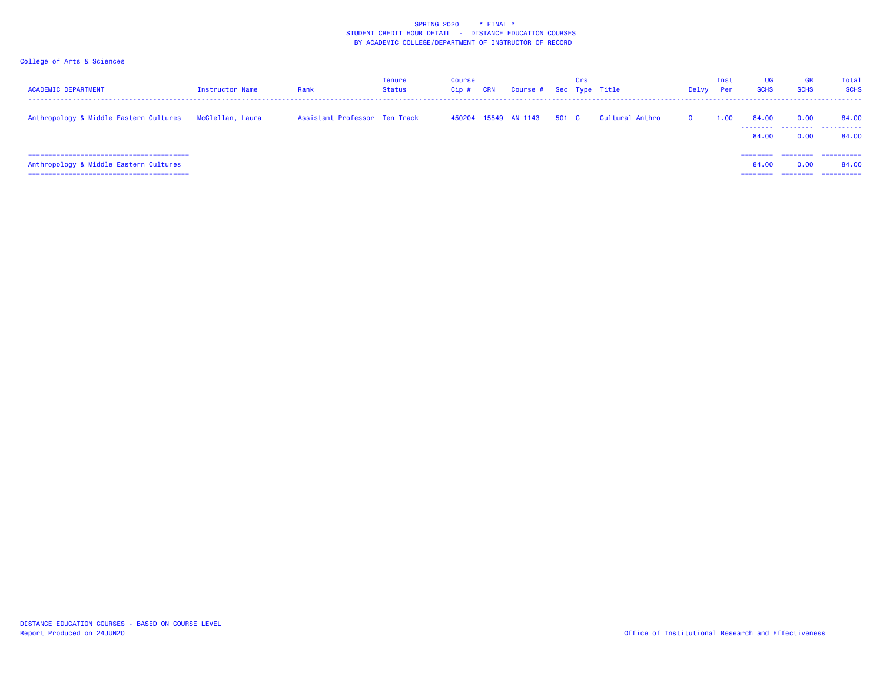SPRING 2020 * FINAL *
STUDENT CREDIT HOUR DETAIL - DISTANCE EDUCATION COURSES
BY ACADEMIC COLLEGE/DEPARTMENT OF INSTRUCTOR OF RECORD

College of Arts & Sciences

| ACADEMIC DEPARTMENT | Instructor Name | Rank | Tenure Status | Course Cip # | CRN | Course # | Sec | Crs Type | Title | Delvy | Inst Per | UG SCHS | GR SCHS | Total SCHS |
|---|---|---|---|---|---|---|---|---|---|---|---|---|---|---|
| Anthropology & Middle Eastern Cultures | McClellan, Laura | Assistant Professor | Ten Track | 450204 | 15549 | AN 1143 | 501 | C | Cultural Anthro | O | 1.00 | 84.00 | 0.00 | 84.00 |
| | | | | | | | | | | | | 84.00 | 0.00 | 84.00 |
| Anthropology & Middle Eastern Cultures | | | | | | | | | | | | 84.00 | 0.00 | 84.00 |

DISTANCE EDUCATION COURSES - BASED ON COURSE LEVEL
Report Produced on 24JUN20

Office of Institutional Research and Effectiveness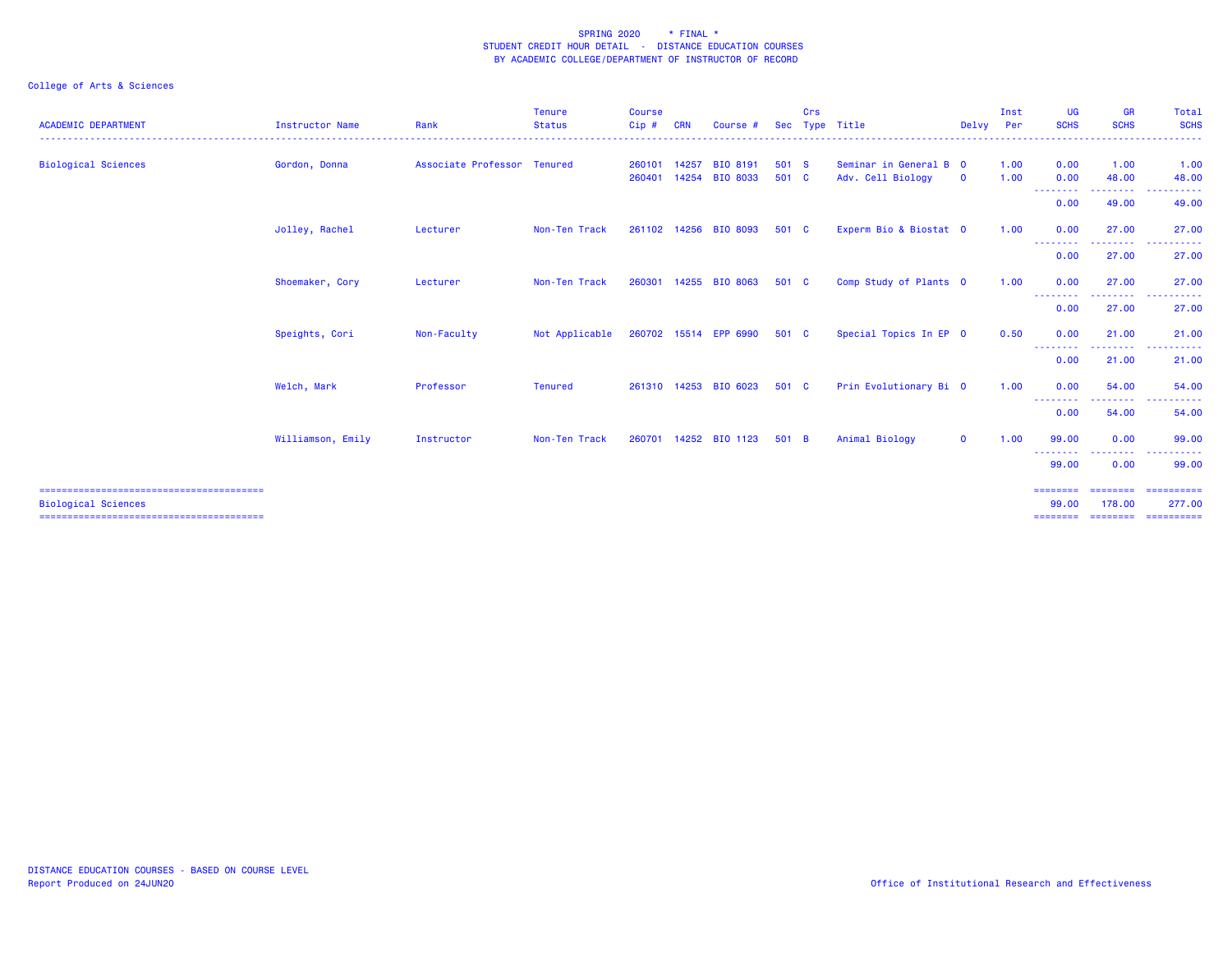SPRING 2020 * FINAL *
STUDENT CREDIT HOUR DETAIL - DISTANCE EDUCATION COURSES
BY ACADEMIC COLLEGE/DEPARTMENT OF INSTRUCTOR OF RECORD

College of Arts & Sciences

| ACADEMIC DEPARTMENT | Instructor Name | Rank | Tenure Status | Course Cip # | CRN | Course # | Sec | Crs Type | Title | Delvy | Inst Per | UG SCHS | GR SCHS | Total SCHS |
|---|---|---|---|---|---|---|---|---|---|---|---|---|---|---|
| Biological Sciences | Gordon, Donna | Associate Professor | Tenured | 260101 | 14257 | BIO 8191 | 501 | S | Seminar in General B | O | 1.00 | 0.00 | 1.00 | 1.00 |
| | | | | 260401 | 14254 | BIO 8033 | 501 | C | Adv. Cell Biology | O | 1.00 | 0.00 | 48.00 | 48.00 |
| | | | | | | | | | | | | 0.00 | 49.00 | 49.00 |
| | Jolley, Rachel | Lecturer | Non-Ten Track | 261102 | 14256 | BIO 8093 | 501 | C | Experm Bio & Biostat | O | 1.00 | 0.00 | 27.00 | 27.00 |
| | | | | | | | | | | | | 0.00 | 27.00 | 27.00 |
| | Shoemaker, Cory | Lecturer | Non-Ten Track | 260301 | 14255 | BIO 8063 | 501 | C | Comp Study of Plants | O | 1.00 | 0.00 | 27.00 | 27.00 |
| | | | | | | | | | | | | 0.00 | 27.00 | 27.00 |
| | Speights, Cori | Non-Faculty | Not Applicable | 260702 | 15514 | EPP 6990 | 501 | C | Special Topics In EP | O | 0.50 | 0.00 | 21.00 | 21.00 |
| | | | | | | | | | | | | 0.00 | 21.00 | 21.00 |
| | Welch, Mark | Professor | Tenured | 261310 | 14253 | BIO 6023 | 501 | C | Prin Evolutionary Bi | O | 1.00 | 0.00 | 54.00 | 54.00 |
| | | | | | | | | | | | | 0.00 | 54.00 | 54.00 |
| | Williamson, Emily | Instructor | Non-Ten Track | 260701 | 14252 | BIO 1123 | 501 | B | Animal Biology | O | 1.00 | 99.00 | 0.00 | 99.00 |
| | | | | | | | | | | | | 99.00 | 0.00 | 99.00 |
| Biological Sciences | | | | | | | | | | | | 99.00 | 178.00 | 277.00 |

DISTANCE EDUCATION COURSES - BASED ON COURSE LEVEL
Report Produced on 24JUN20

Office of Institutional Research and Effectiveness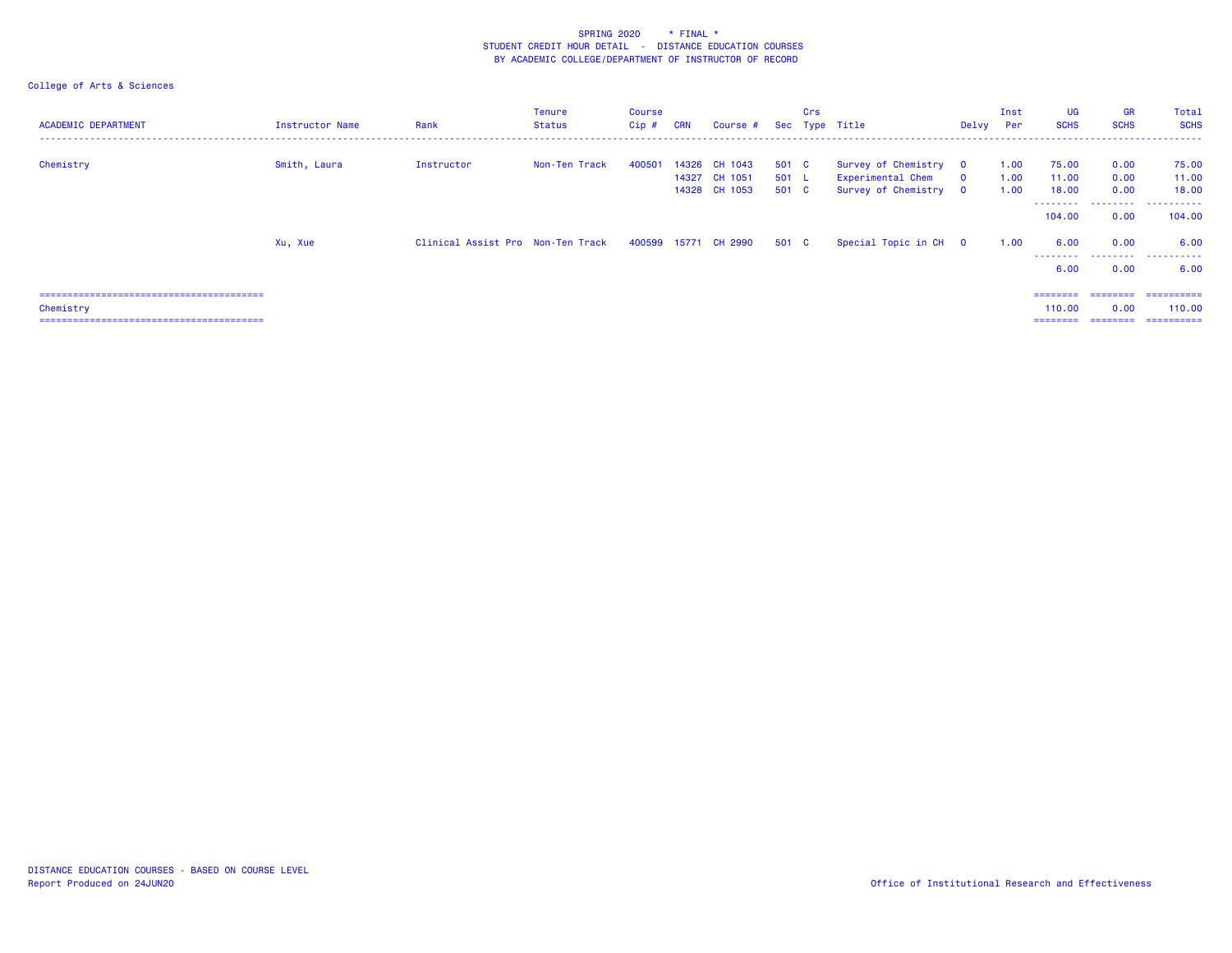SPRING 2020 * FINAL *
STUDENT CREDIT HOUR DETAIL - DISTANCE EDUCATION COURSES
BY ACADEMIC COLLEGE/DEPARTMENT OF INSTRUCTOR OF RECORD

College of Arts & Sciences

| ACADEMIC DEPARTMENT | Instructor Name | Rank | Tenure Status | Course Cip # | CRN | Course # | Sec | Crs Type | Title | Delvy | Inst Per | UG SCHS | GR SCHS | Total SCHS |
|---|---|---|---|---|---|---|---|---|---|---|---|---|---|---|
| Chemistry | Smith, Laura | Instructor | Non-Ten Track | 400501 | 14326 | CH 1043 | 501 | C | Survey of Chemistry | O | 1.00 | 75.00 | 0.00 | 75.00 |
| | | | | | 14327 | CH 1051 | 501 | L | Experimental Chem | O | 1.00 | 11.00 | 0.00 | 11.00 |
| | | | | | 14328 | CH 1053 | 501 | C | Survey of Chemistry | O | 1.00 | 18.00 | 0.00 | 18.00 |
| | | | | | | | | | | | | 104.00 | 0.00 | 104.00 |
| | Xu, Xue | Clinical Assist Pro | Non-Ten Track | 400599 | 15771 | CH 2990 | 501 | C | Special Topic in CH | O | 1.00 | 6.00 | 0.00 | 6.00 |
| | | | | | | | | | | | | 6.00 | 0.00 | 6.00 |
| Chemistry | | | | | | | | | | | | 110.00 | 0.00 | 110.00 |

DISTANCE EDUCATION COURSES - BASED ON COURSE LEVEL
Report Produced on 24JUN20

Office of Institutional Research and Effectiveness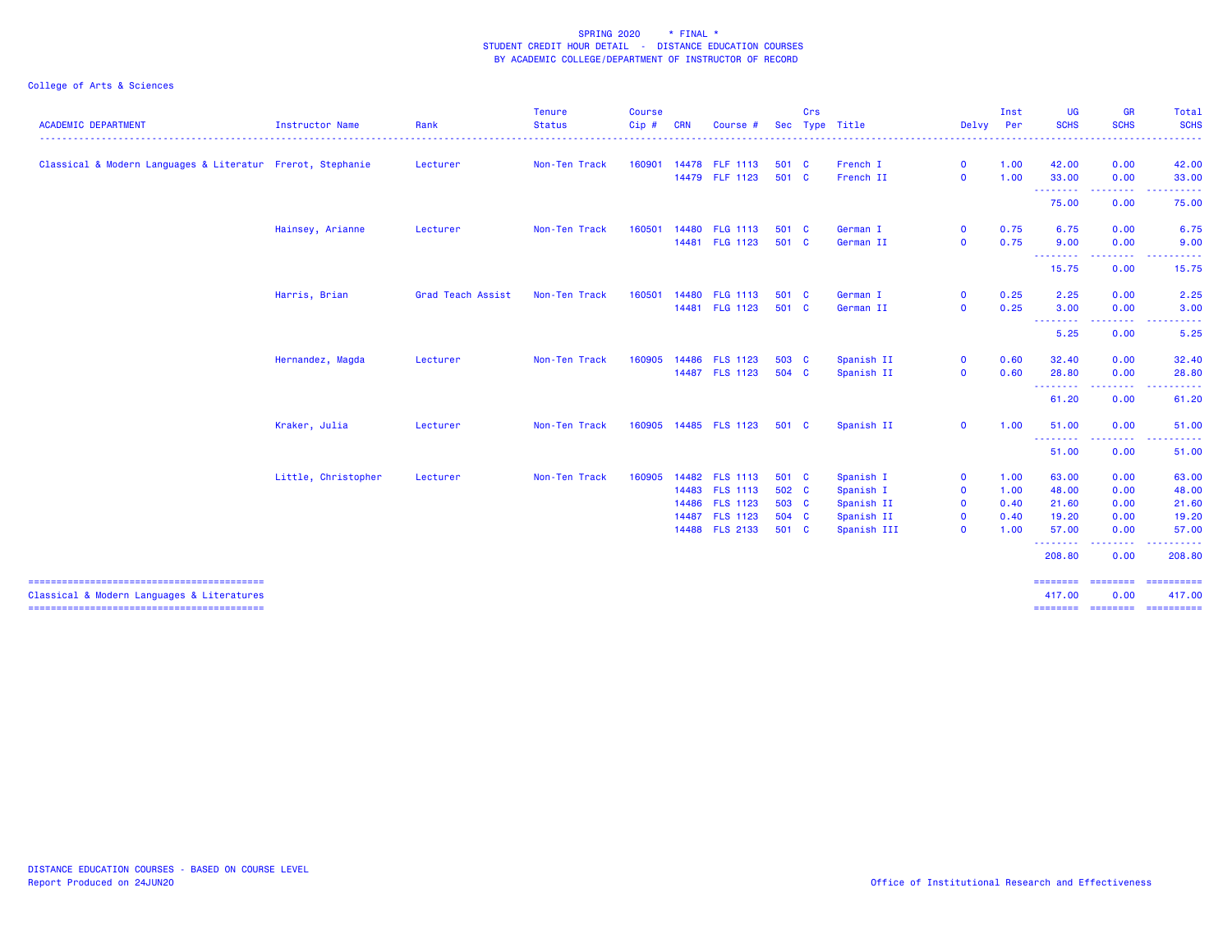SPRING 2020 * FINAL *
STUDENT CREDIT HOUR DETAIL - DISTANCE EDUCATION COURSES
BY ACADEMIC COLLEGE/DEPARTMENT OF INSTRUCTOR OF RECORD

College of Arts & Sciences

| ACADEMIC DEPARTMENT | Instructor Name | Rank | Tenure Status | Course Cip # | CRN | Course # | Sec | Crs Type | Title | Delvy | Inst Per | UG SCHS | GR SCHS | Total SCHS |
|---|---|---|---|---|---|---|---|---|---|---|---|---|---|---|
| Classical & Modern Languages & Literatur | Frerot, Stephanie | Lecturer | Non-Ten Track | 160901 | 14478 | FLF 1113 | 501 | C | French I | O | 1.00 | 42.00 | 0.00 | 42.00 |
| | | | | | 14479 | FLF 1123 | 501 | C | French II | O | 1.00 | 33.00 | 0.00 | 33.00 |
| | | | | | | | | | | | | 75.00 | 0.00 | 75.00 |
| | Hainsey, Arianne | Lecturer | Non-Ten Track | 160501 | 14480 | FLG 1113 | 501 | C | German I | O | 0.75 | 6.75 | 0.00 | 6.75 |
| | | | | | 14481 | FLG 1123 | 501 | C | German II | O | 0.75 | 9.00 | 0.00 | 9.00 |
| | | | | | | | | | | | | 15.75 | 0.00 | 15.75 |
| | Harris, Brian | Grad Teach Assist | Non-Ten Track | 160501 | 14480 | FLG 1113 | 501 | C | German I | O | 0.25 | 2.25 | 0.00 | 2.25 |
| | | | | | 14481 | FLG 1123 | 501 | C | German II | O | 0.25 | 3.00 | 0.00 | 3.00 |
| | | | | | | | | | | | | 5.25 | 0.00 | 5.25 |
| | Hernandez, Magda | Lecturer | Non-Ten Track | 160905 | 14486 | FLS 1123 | 503 | C | Spanish II | O | 0.60 | 32.40 | 0.00 | 32.40 |
| | | | | | 14487 | FLS 1123 | 504 | C | Spanish II | O | 0.60 | 28.80 | 0.00 | 28.80 |
| | | | | | | | | | | | | 61.20 | 0.00 | 61.20 |
| | Kraker, Julia | Lecturer | Non-Ten Track | 160905 | 14485 | FLS 1123 | 501 | C | Spanish II | O | 1.00 | 51.00 | 0.00 | 51.00 |
| | | | | | | | | | | | | 51.00 | 0.00 | 51.00 |
| | Little, Christopher | Lecturer | Non-Ten Track | 160905 | 14482 | FLS 1113 | 501 | C | Spanish I | O | 1.00 | 63.00 | 0.00 | 63.00 |
| | | | | | 14483 | FLS 1113 | 502 | C | Spanish I | O | 1.00 | 48.00 | 0.00 | 48.00 |
| | | | | | 14486 | FLS 1123 | 503 | C | Spanish II | O | 0.40 | 21.60 | 0.00 | 21.60 |
| | | | | | 14487 | FLS 1123 | 504 | C | Spanish II | O | 0.40 | 19.20 | 0.00 | 19.20 |
| | | | | | 14488 | FLS 2133 | 501 | C | Spanish III | O | 1.00 | 57.00 | 0.00 | 57.00 |
| | | | | | | | | | | | | 208.80 | 0.00 | 208.80 |
| Classical & Modern Languages & Literatures | | | | | | | | | | | | 417.00 | 0.00 | 417.00 |

DISTANCE EDUCATION COURSES - BASED ON COURSE LEVEL
Report Produced on 24JUN20

Office of Institutional Research and Effectiveness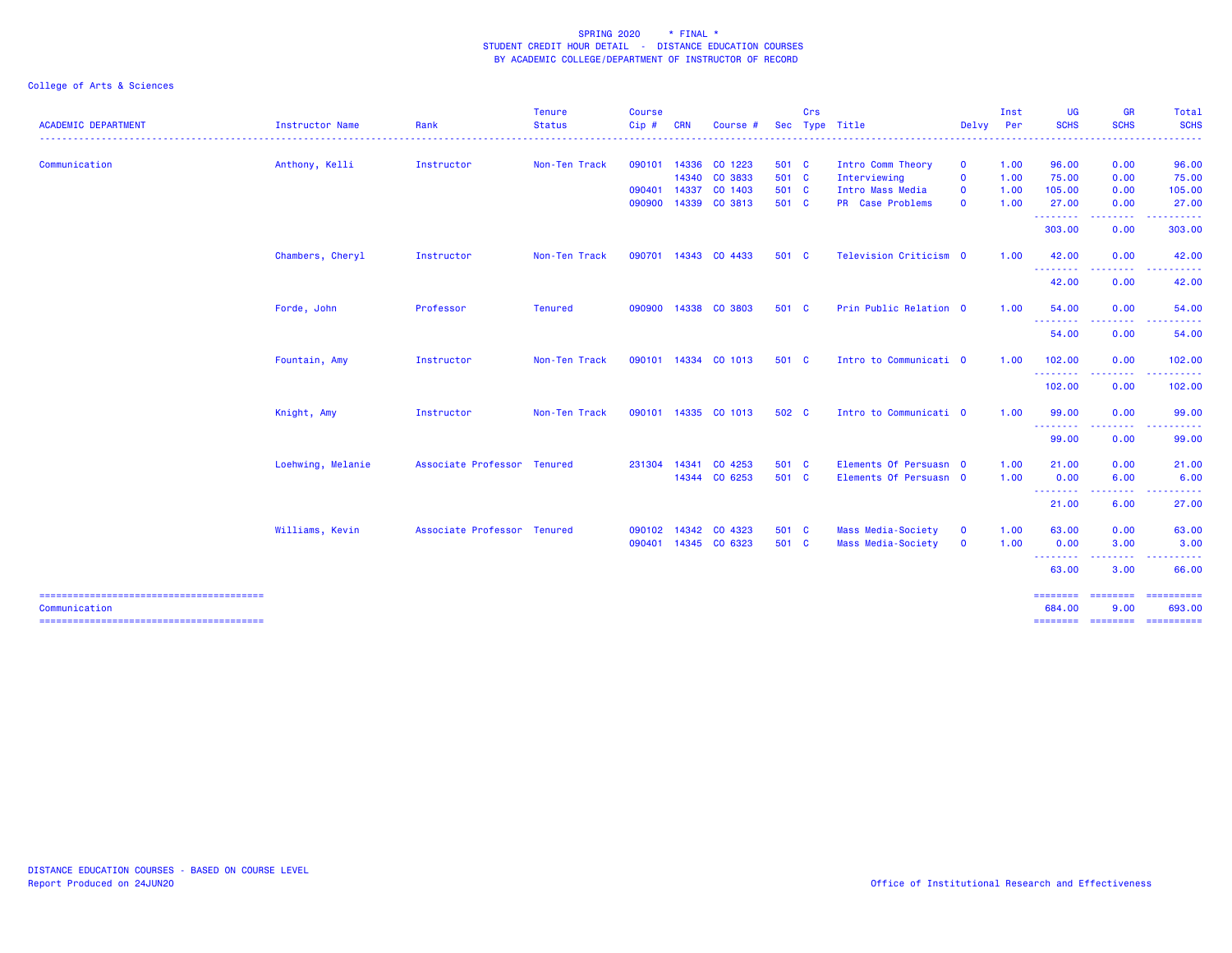SPRING 2020 * FINAL *
STUDENT CREDIT HOUR DETAIL - DISTANCE EDUCATION COURSES
BY ACADEMIC COLLEGE/DEPARTMENT OF INSTRUCTOR OF RECORD

College of Arts & Sciences

| ACADEMIC DEPARTMENT | Instructor Name | Rank | Tenure Status | Course Cip # | CRN | Course # | Sec | Crs Type | Title | Delvy | Inst Per | UG SCHS | GR SCHS | Total SCHS |
|---|---|---|---|---|---|---|---|---|---|---|---|---|---|---|
| Communication | Anthony, Kelli | Instructor | Non-Ten Track | 090101 | 14336 | CO 1223 | 501 | C | Intro Comm Theory | O | 1.00 | 96.00 | 0.00 | 96.00 |
| | | | | | 14340 | CO 3833 | 501 | C | Interviewing | O | 1.00 | 75.00 | 0.00 | 75.00 |
| | | | | 090401 | 14337 | CO 1403 | 501 | C | Intro Mass Media | O | 1.00 | 105.00 | 0.00 | 105.00 |
| | | | | 090900 | 14339 | CO 3813 | 501 | C | PR Case Problems | O | 1.00 | 27.00 | 0.00 | 27.00 |
| | | | | | | | | | | | | 303.00 | 0.00 | 303.00 |
| | Chambers, Cheryl | Instructor | Non-Ten Track | 090701 | 14343 | CO 4433 | 501 | C | Television Criticism | O | 1.00 | 42.00 | 0.00 | 42.00 |
| | | | | | | | | | | | | 42.00 | 0.00 | 42.00 |
| | Forde, John | Professor | Tenured | 090900 | 14338 | CO 3803 | 501 | C | Prin Public Relation | O | 1.00 | 54.00 | 0.00 | 54.00 |
| | | | | | | | | | | | | 54.00 | 0.00 | 54.00 |
| | Fountain, Amy | Instructor | Non-Ten Track | 090101 | 14334 | CO 1013 | 501 | C | Intro to Communicati | O | 1.00 | 102.00 | 0.00 | 102.00 |
| | | | | | | | | | | | | 102.00 | 0.00 | 102.00 |
| | Knight, Amy | Instructor | Non-Ten Track | 090101 | 14335 | CO 1013 | 502 | C | Intro to Communicati | O | 1.00 | 99.00 | 0.00 | 99.00 |
| | | | | | | | | | | | | 99.00 | 0.00 | 99.00 |
| | Loehwing, Melanie | Associate Professor | Tenured | 231304 | 14341 | CO 4253 | 501 | C | Elements Of Persuasn | O | 1.00 | 21.00 | 0.00 | 21.00 |
| | | | | | 14344 | CO 6253 | 501 | C | Elements Of Persuasn | O | 1.00 | 0.00 | 6.00 | 6.00 |
| | | | | | | | | | | | | 21.00 | 6.00 | 27.00 |
| | Williams, Kevin | Associate Professor | Tenured | 090102 | 14342 | CO 4323 | 501 | C | Mass Media-Society | O | 1.00 | 63.00 | 0.00 | 63.00 |
| | | | | 090401 | 14345 | CO 6323 | 501 | C | Mass Media-Society | O | 1.00 | 0.00 | 3.00 | 3.00 |
| | | | | | | | | | | | | 63.00 | 3.00 | 66.00 |
| Communication | | | | | | | | | | | | 684.00 | 9.00 | 693.00 |

DISTANCE EDUCATION COURSES - BASED ON COURSE LEVEL
Report Produced on 24JUN20

Office of Institutional Research and Effectiveness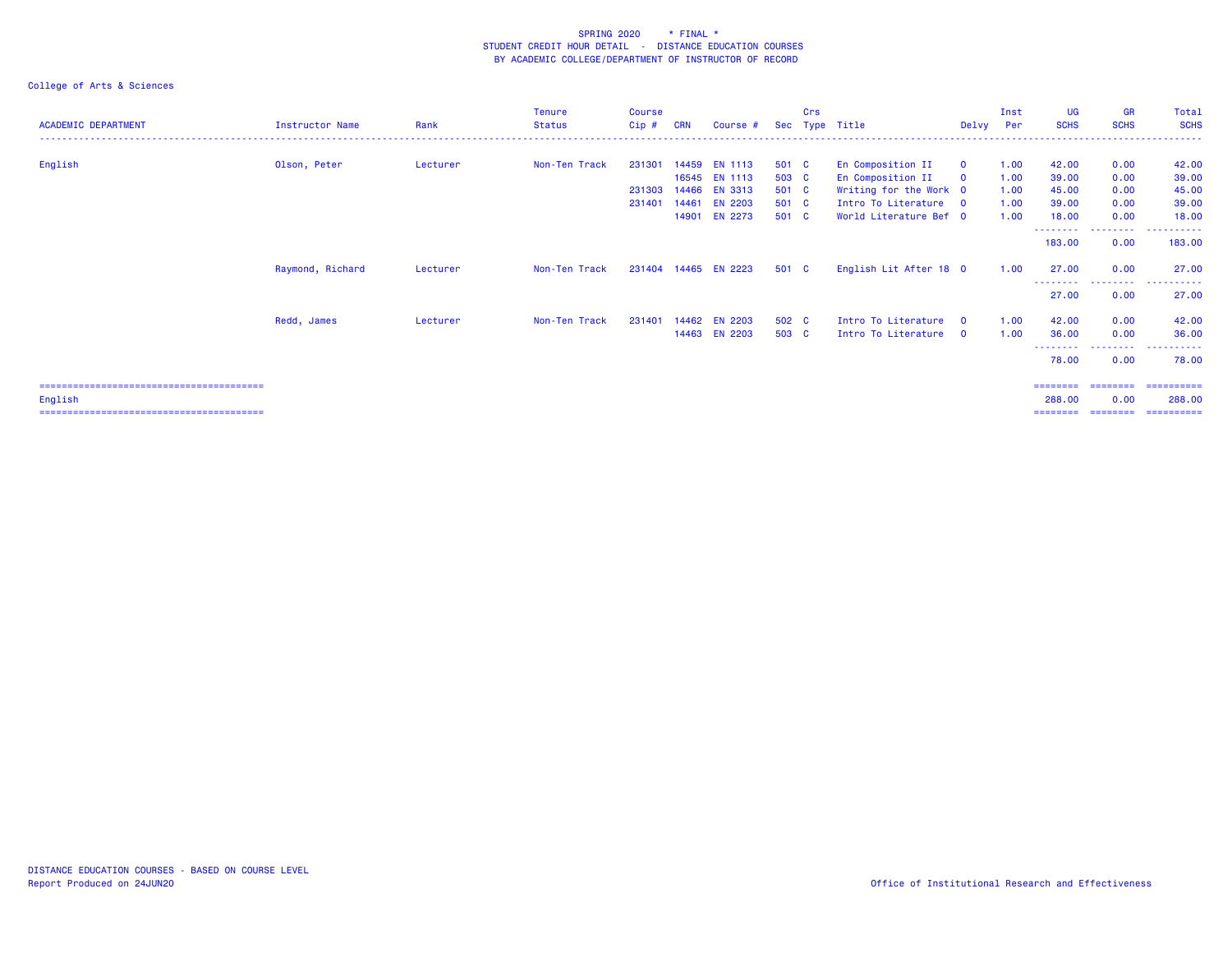SPRING 2020 * FINAL *
STUDENT CREDIT HOUR DETAIL - DISTANCE EDUCATION COURSES
BY ACADEMIC COLLEGE/DEPARTMENT OF INSTRUCTOR OF RECORD

College of Arts & Sciences

| ACADEMIC DEPARTMENT | Instructor Name | Rank | Tenure Status | Course Cip # | CRN | Course # | Sec | Crs Type | Title | Delvy | Inst Per | UG SCHS | GR SCHS | Total SCHS |
|---|---|---|---|---|---|---|---|---|---|---|---|---|---|---|
| English | Olson, Peter | Lecturer | Non-Ten Track | 231301 | 14459 | EN 1113 | 501 | C | En Composition II | O | 1.00 | 42.00 | 0.00 | 42.00 |
| | | | | | 16545 | EN 1113 | 503 | C | En Composition II | O | 1.00 | 39.00 | 0.00 | 39.00 |
| | | | | 231303 | 14466 | EN 3313 | 501 | C | Writing for the Work | O | 1.00 | 45.00 | 0.00 | 45.00 |
| | | | | 231401 | 14461 | EN 2203 | 501 | C | Intro To Literature | O | 1.00 | 39.00 | 0.00 | 39.00 |
| | | | | | 14901 | EN 2273 | 501 | C | World Literature Bef | O | 1.00 | 18.00 | 0.00 | 18.00 |
| | | | | | | | | | | | | 183.00 | 0.00 | 183.00 |
| | Raymond, Richard | Lecturer | Non-Ten Track | 231404 | 14465 | EN 2223 | 501 | C | English Lit After 18 | O | 1.00 | 27.00 | 0.00 | 27.00 |
| | | | | | | | | | | | | 27.00 | 0.00 | 27.00 |
| | Redd, James | Lecturer | Non-Ten Track | 231401 | 14462 | EN 2203 | 502 | C | Intro To Literature | O | 1.00 | 42.00 | 0.00 | 42.00 |
| | | | | | 14463 | EN 2203 | 503 | C | Intro To Literature | O | 1.00 | 36.00 | 0.00 | 36.00 |
| | | | | | | | | | | | | 78.00 | 0.00 | 78.00 |
| English | | | | | | | | | | | | 288.00 | 0.00 | 288.00 |

DISTANCE EDUCATION COURSES - BASED ON COURSE LEVEL
Report Produced on 24JUN20

Office of Institutional Research and Effectiveness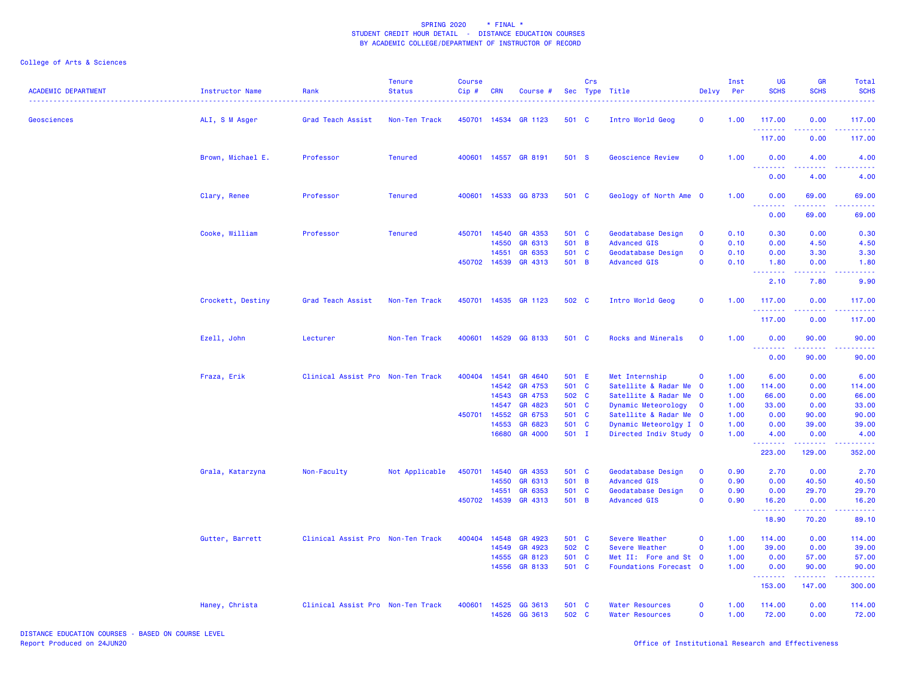SPRING 2020 * FINAL *
STUDENT CREDIT HOUR DETAIL - DISTANCE EDUCATION COURSES
BY ACADEMIC COLLEGE/DEPARTMENT OF INSTRUCTOR OF RECORD

College of Arts & Sciences

| ACADEMIC DEPARTMENT | Instructor Name | Rank | Tenure Status | Course Cip # | CRN | Course # | Sec | Crs Type | Title | Delvy | Inst Per | UG SCHS | GR SCHS | Total SCHS |
|---|---|---|---|---|---|---|---|---|---|---|---|---|---|---|
| Geosciences | ALI, S M Asger | Grad Teach Assist | Non-Ten Track | 450701 | 14534 | GR 1123 | 501 | C | Intro World Geog | O | 1.00 | 117.00 | 0.00 | 117.00 |
| | | | | | | | | | | | | 117.00 | 0.00 | 117.00 |
| | Brown, Michael E. | Professor | Tenured | 400601 | 14557 | GR 8191 | 501 | S | Geoscience Review | O | 1.00 | 0.00 | 4.00 | 4.00 |
| | | | | | | | | | | | | 0.00 | 4.00 | 4.00 |
| | Clary, Renee | Professor | Tenured | 400601 | 14533 | GG 8733 | 501 | C | Geology of North Ame | O | 1.00 | 0.00 | 69.00 | 69.00 |
| | | | | | | | | | | | | 0.00 | 69.00 | 69.00 |
| | Cooke, William | Professor | Tenured | 450701 | 14540 | GR 4353 | 501 | C | Geodatabase Design | O | 0.10 | 0.30 | 0.00 | 0.30 |
| | | | | | 14550 | GR 6313 | 501 | B | Advanced GIS | O | 0.10 | 0.00 | 4.50 | 4.50 |
| | | | | | 14551 | GR 6353 | 501 | C | Geodatabase Design | O | 0.10 | 0.00 | 3.30 | 3.30 |
| | | | | 450702 | 14539 | GR 4313 | 501 | B | Advanced GIS | O | 0.10 | 1.80 | 0.00 | 1.80 |
| | | | | | | | | | | | | 2.10 | 7.80 | 9.90 |
| | Crockett, Destiny | Grad Teach Assist | Non-Ten Track | 450701 | 14535 | GR 1123 | 502 | C | Intro World Geog | O | 1.00 | 117.00 | 0.00 | 117.00 |
| | | | | | | | | | | | | 117.00 | 0.00 | 117.00 |
| | Ezell, John | Lecturer | Non-Ten Track | 400601 | 14529 | GG 8133 | 501 | C | Rocks and Minerals | O | 1.00 | 0.00 | 90.00 | 90.00 |
| | | | | | | | | | | | | 0.00 | 90.00 | 90.00 |
| | Fraza, Erik | Clinical Assist Pro | Non-Ten Track | 400404 | 14541 | GR 4640 | 501 | E | Met Internship | O | 1.00 | 6.00 | 0.00 | 6.00 |
| | | | | | 14542 | GR 4753 | 501 | C | Satellite & Radar Me | O | 1.00 | 114.00 | 0.00 | 114.00 |
| | | | | | 14543 | GR 4753 | 502 | C | Satellite & Radar Me | O | 1.00 | 66.00 | 0.00 | 66.00 |
| | | | | | 14547 | GR 4823 | 501 | C | Dynamic Meteorology | O | 1.00 | 33.00 | 0.00 | 33.00 |
| | | | | 450701 | 14552 | GR 6753 | 501 | C | Satellite & Radar Me | O | 1.00 | 0.00 | 90.00 | 90.00 |
| | | | | | 14553 | GR 6823 | 501 | C | Dynamic Meteorolgy I | O | 1.00 | 0.00 | 39.00 | 39.00 |
| | | | | | 16680 | GR 4000 | 501 | I | Directed Indiv Study | O | 1.00 | 4.00 | 0.00 | 4.00 |
| | | | | | | | | | | | | 223.00 | 129.00 | 352.00 |
| | Grala, Katarzyna | Non-Faculty | Not Applicable | 450701 | 14540 | GR 4353 | 501 | C | Geodatabase Design | O | 0.90 | 2.70 | 0.00 | 2.70 |
| | | | | | 14550 | GR 6313 | 501 | B | Advanced GIS | O | 0.90 | 0.00 | 40.50 | 40.50 |
| | | | | | 14551 | GR 6353 | 501 | C | Geodatabase Design | O | 0.90 | 0.00 | 29.70 | 29.70 |
| | | | | 450702 | 14539 | GR 4313 | 501 | B | Advanced GIS | O | 0.90 | 16.20 | 0.00 | 16.20 |
| | | | | | | | | | | | | 18.90 | 70.20 | 89.10 |
| | Gutter, Barrett | Clinical Assist Pro | Non-Ten Track | 400404 | 14548 | GR 4923 | 501 | C | Severe Weather | O | 1.00 | 114.00 | 0.00 | 114.00 |
| | | | | | 14549 | GR 4923 | 502 | C | Severe Weather | O | 1.00 | 39.00 | 0.00 | 39.00 |
| | | | | | 14555 | GR 8123 | 501 | C | Met II: Fore and St | O | 1.00 | 0.00 | 57.00 | 57.00 |
| | | | | | 14556 | GR 8133 | 501 | C | Foundations Forecast | O | 1.00 | 0.00 | 90.00 | 90.00 |
| | | | | | | | | | | | | 153.00 | 147.00 | 300.00 |
| | Haney, Christa | Clinical Assist Pro | Non-Ten Track | 400601 | 14525 | GG 3613 | 501 | C | Water Resources | O | 1.00 | 114.00 | 0.00 | 114.00 |
| | | | | | 14526 | GG 3613 | 502 | C | Water Resources | O | 1.00 | 72.00 | 0.00 | 72.00 |

DISTANCE EDUCATION COURSES - BASED ON COURSE LEVEL
Report Produced on 24JUN20

Office of Institutional Research and Effectiveness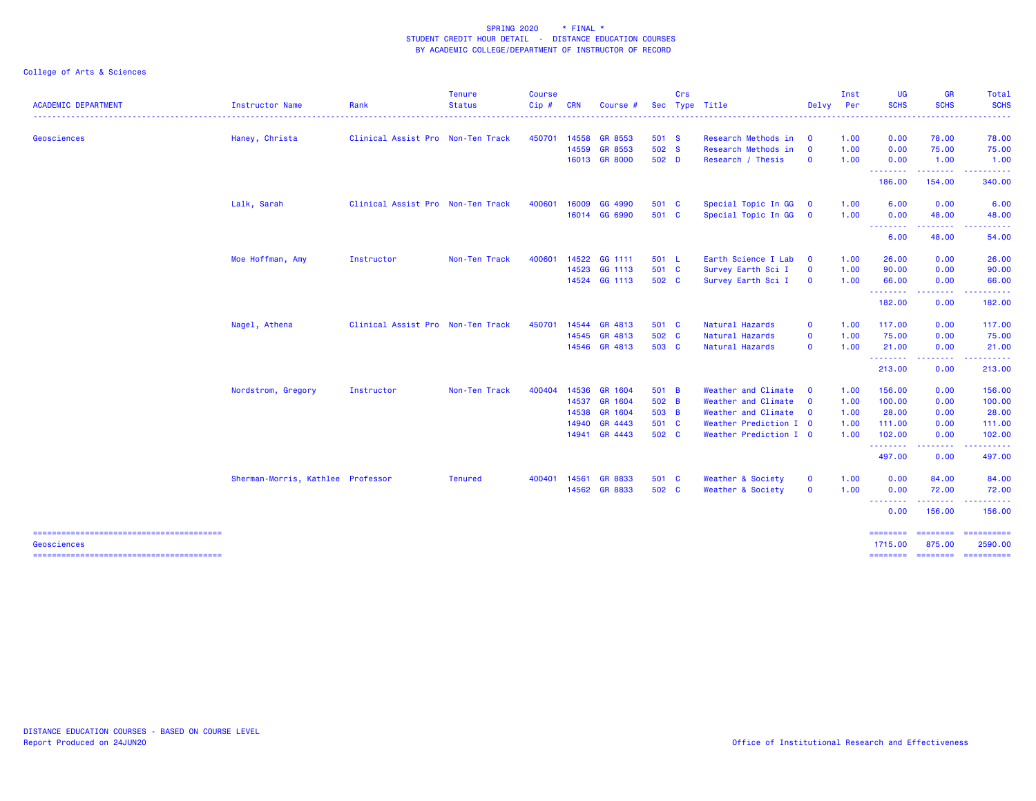SPRING 2020 * FINAL *
STUDENT CREDIT HOUR DETAIL - DISTANCE EDUCATION COURSES
BY ACADEMIC COLLEGE/DEPARTMENT OF INSTRUCTOR OF RECORD

College of Arts & Sciences

| ACADEMIC DEPARTMENT | Instructor Name | Rank | Tenure Status | Course Cip # | CRN | Course # | Sec | Crs Type | Title | Delvy | Inst Per | UG SCHS | GR SCHS | Total SCHS |
|---|---|---|---|---|---|---|---|---|---|---|---|---|---|---|
| Geosciences | Haney, Christa | Clinical Assist Pro | Non-Ten Track | 450701 | 14558 | GR 8553 | 501 | S | Research Methods in | O | 1.00 | 0.00 | 78.00 | 78.00 |
| | | | | | 14559 | GR 8553 | 502 | S | Research Methods in | O | 1.00 | 0.00 | 75.00 | 75.00 |
| | | | | | 16013 | GR 8000 | 502 | D | Research / Thesis | O | 1.00 | 0.00 | 1.00 | 1.00 |
| | | | | | | | | | | | | 186.00 | 154.00 | 340.00 |
| | Lalk, Sarah | Clinical Assist Pro | Non-Ten Track | 400601 | 16009 | GG 4990 | 501 | C | Special Topic In GG | O | 1.00 | 6.00 | 0.00 | 6.00 |
| | | | | | 16014 | GG 6990 | 501 | C | Special Topic In GG | O | 1.00 | 0.00 | 48.00 | 48.00 |
| | | | | | | | | | | | | 6.00 | 48.00 | 54.00 |
| | Moe Hoffman, Amy | Instructor | Non-Ten Track | 400601 | 14522 | GG 1111 | 501 | L | Earth Science I Lab | O | 1.00 | 26.00 | 0.00 | 26.00 |
| | | | | | 14523 | GG 1113 | 501 | C | Survey Earth Sci I | O | 1.00 | 90.00 | 0.00 | 90.00 |
| | | | | | 14524 | GG 1113 | 502 | C | Survey Earth Sci I | O | 1.00 | 66.00 | 0.00 | 66.00 |
| | | | | | | | | | | | | 182.00 | 0.00 | 182.00 |
| | Nagel, Athena | Clinical Assist Pro | Non-Ten Track | 450701 | 14544 | GR 4813 | 501 | C | Natural Hazards | O | 1.00 | 117.00 | 0.00 | 117.00 |
| | | | | | 14545 | GR 4813 | 502 | C | Natural Hazards | O | 1.00 | 75.00 | 0.00 | 75.00 |
| | | | | | 14546 | GR 4813 | 503 | C | Natural Hazards | O | 1.00 | 21.00 | 0.00 | 21.00 |
| | | | | | | | | | | | | 213.00 | 0.00 | 213.00 |
| | Nordstrom, Gregory | Instructor | Non-Ten Track | 400404 | 14536 | GR 1604 | 501 | B | Weather and Climate | O | 1.00 | 156.00 | 0.00 | 156.00 |
| | | | | | 14537 | GR 1604 | 502 | B | Weather and Climate | O | 1.00 | 100.00 | 0.00 | 100.00 |
| | | | | | 14538 | GR 1604 | 503 | B | Weather and Climate | O | 1.00 | 28.00 | 0.00 | 28.00 |
| | | | | | 14940 | GR 4443 | 501 | C | Weather Prediction I | O | 1.00 | 111.00 | 0.00 | 111.00 |
| | | | | | 14941 | GR 4443 | 502 | C | Weather Prediction I | O | 1.00 | 102.00 | 0.00 | 102.00 |
| | | | | | | | | | | | | 497.00 | 0.00 | 497.00 |
| | Sherman-Morris, Kathlee | Professor | Tenured | 400401 | 14561 | GR 8833 | 501 | C | Weather & Society | O | 1.00 | 0.00 | 84.00 | 84.00 |
| | | | | | 14562 | GR 8833 | 502 | C | Weather & Society | O | 1.00 | 0.00 | 72.00 | 72.00 |
| | | | | | | | | | | | | 0.00 | 156.00 | 156.00 |
| Geosciences | | | | | | | | | | | | 1715.00 | 875.00 | 2590.00 |

DISTANCE EDUCATION COURSES - BASED ON COURSE LEVEL
Report Produced on 24JUN20

Office of Institutional Research and Effectiveness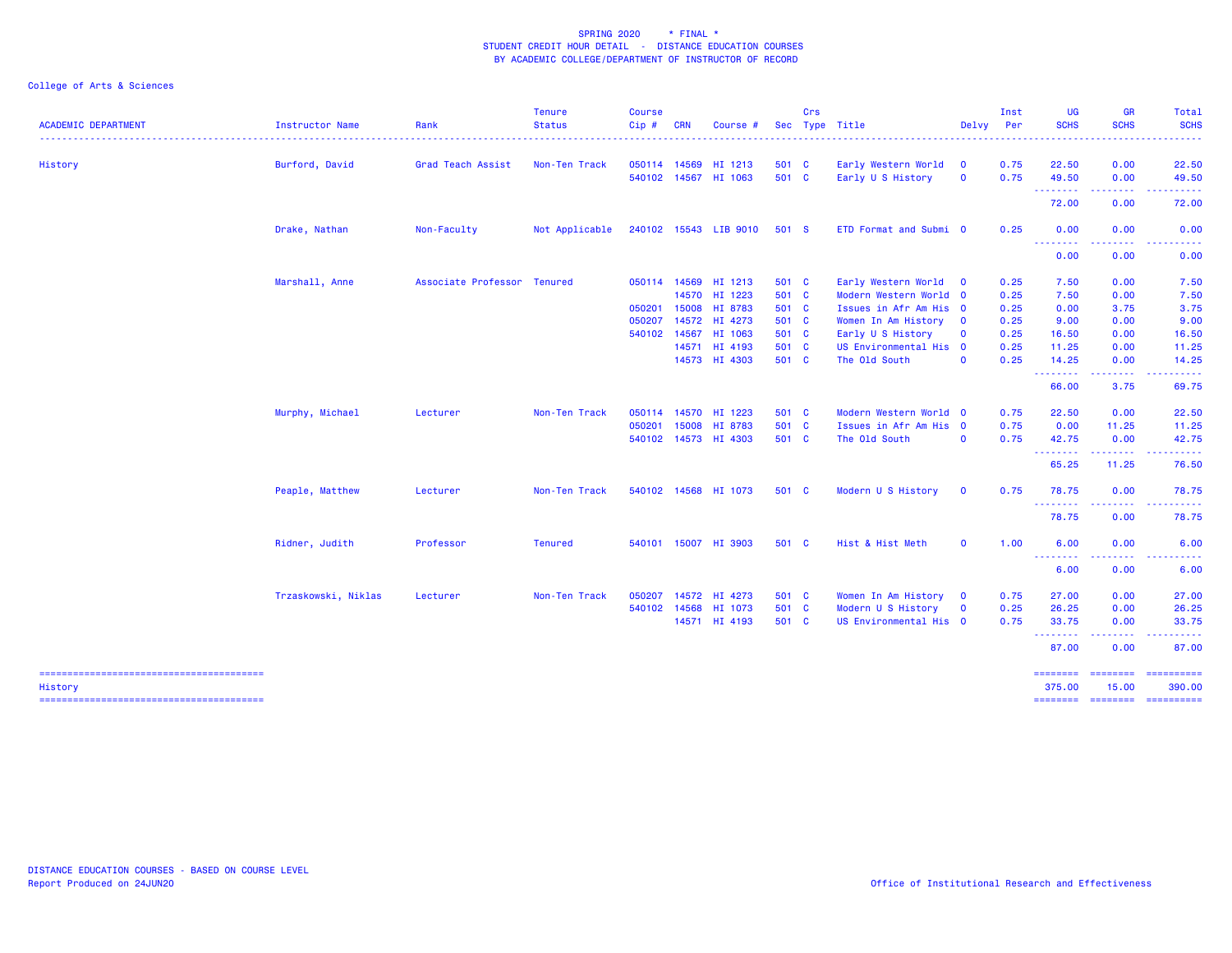# SPRING 2020 * FINAL *
## STUDENT CREDIT HOUR DETAIL - DISTANCE EDUCATION COURSES
### BY ACADEMIC COLLEGE/DEPARTMENT OF INSTRUCTOR OF RECORD

College of Arts & Sciences

| ACADEMIC DEPARTMENT | Instructor Name | Rank | Tenure Status | Course Cip # | CRN | Course # | Sec | Crs Type | Title | Delvy | Inst Per | UG SCHS | GR SCHS | Total SCHS |
|---|---|---|---|---|---|---|---|---|---|---|---|---|---|---|
| History | Burford, David | Grad Teach Assist | Non-Ten Track | 050114 | 14569 | HI 1213 | 501 | C | Early Western World | O | 0.75 | 22.50 | 0.00 | 22.50 |
| | | | | 540102 | 14567 | HI 1063 | 501 | C | Early U S History | O | 0.75 | 49.50 | 0.00 | 49.50 |
| | | | | | | | | | | | | 72.00 | 0.00 | 72.00 |
| | Drake, Nathan | Non-Faculty | Not Applicable | 240102 | 15543 | LIB 9010 | 501 | S | ETD Format and Submi | O | 0.25 | 0.00 | 0.00 | 0.00 |
| | | | | | | | | | | | | 0.00 | 0.00 | 0.00 |
| | Marshall, Anne | Associate Professor | Tenured | 050114 | 14569 | HI 1213 | 501 | C | Early Western World | O | 0.25 | 7.50 | 0.00 | 7.50 |
| | | | | | 14570 | HI 1223 | 501 | C | Modern Western World | O | 0.25 | 7.50 | 0.00 | 7.50 |
| | | | | 050201 | 15008 | HI 8783 | 501 | C | Issues in Afr Am His | O | 0.25 | 0.00 | 3.75 | 3.75 |
| | | | | 050207 | 14572 | HI 4273 | 501 | C | Women In Am History | O | 0.25 | 9.00 | 0.00 | 9.00 |
| | | | | 540102 | 14567 | HI 1063 | 501 | C | Early U S History | O | 0.25 | 16.50 | 0.00 | 16.50 |
| | | | | | 14571 | HI 4193 | 501 | C | US Environmental His | O | 0.25 | 11.25 | 0.00 | 11.25 |
| | | | | | 14573 | HI 4303 | 501 | C | The Old South | O | 0.25 | 14.25 | 0.00 | 14.25 |
| | | | | | | | | | | | | 66.00 | 3.75 | 69.75 |
| | Murphy, Michael | Lecturer | Non-Ten Track | 050114 | 14570 | HI 1223 | 501 | C | Modern Western World | O | 0.75 | 22.50 | 0.00 | 22.50 |
| | | | | 050201 | 15008 | HI 8783 | 501 | C | Issues in Afr Am His | O | 0.75 | 0.00 | 11.25 | 11.25 |
| | | | | 540102 | 14573 | HI 4303 | 501 | C | The Old South | O | 0.75 | 42.75 | 0.00 | 42.75 |
| | | | | | | | | | | | | 65.25 | 11.25 | 76.50 |
| | Peaple, Matthew | Lecturer | Non-Ten Track | 540102 | 14568 | HI 1073 | 501 | C | Modern U S History | O | 0.75 | 78.75 | 0.00 | 78.75 |
| | | | | | | | | | | | | 78.75 | 0.00 | 78.75 |
| | Ridner, Judith | Professor | Tenured | 540101 | 15007 | HI 3903 | 501 | C | Hist & Hist Meth | O | 1.00 | 6.00 | 0.00 | 6.00 |
| | | | | | | | | | | | | 6.00 | 0.00 | 6.00 |
| | Trzaskowski, Niklas | Lecturer | Non-Ten Track | 050207 | 14572 | HI 4273 | 501 | C | Women In Am History | O | 0.75 | 27.00 | 0.00 | 27.00 |
| | | | | 540102 | 14568 | HI 1073 | 501 | C | Modern U S History | O | 0.25 | 26.25 | 0.00 | 26.25 |
| | | | | | 14571 | HI 4193 | 501 | C | US Environmental His | O | 0.75 | 33.75 | 0.00 | 33.75 |
| | | | | | | | | | | | | 87.00 | 0.00 | 87.00 |
| History | | | | | | | | | | | | 375.00 | 15.00 | 390.00 |

DISTANCE EDUCATION COURSES - BASED ON COURSE LEVEL
Report Produced on 24JUN20

Office of Institutional Research and Effectiveness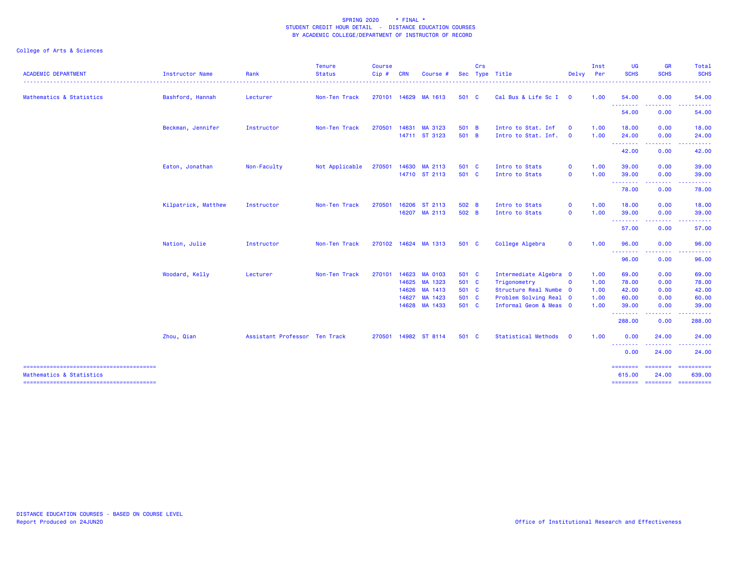SPRING 2020 * FINAL *
STUDENT CREDIT HOUR DETAIL - DISTANCE EDUCATION COURSES
BY ACADEMIC COLLEGE/DEPARTMENT OF INSTRUCTOR OF RECORD

College of Arts & Sciences

| ACADEMIC DEPARTMENT | Instructor Name | Rank | Tenure Status | Course Cip # | CRN | Course # | Sec | Crs Type | Title | Delvy | Inst Per | UG SCHS | GR SCHS | Total SCHS |
|---|---|---|---|---|---|---|---|---|---|---|---|---|---|---|
| Mathematics & Statistics | Bashford, Hannah | Lecturer | Non-Ten Track | 270101 | 14629 | MA 1613 | 501 | C | Cal Bus & Life Sc I | O | 1.00 | 54.00 | 0.00 | 54.00 |
| | | | | | | | | | | | | 54.00 | 0.00 | 54.00 |
| | Beckman, Jennifer | Instructor | Non-Ten Track | 270501 | 14631 | MA 3123 | 501 | B | Intro to Stat. Inf | O | 1.00 | 18.00 | 0.00 | 18.00 |
| | | | | | 14711 | ST 3123 | 501 | B | Intro to Stat. Inf. | O | 1.00 | 24.00 | 0.00 | 24.00 |
| | | | | | | | | | | | | 42.00 | 0.00 | 42.00 |
| | Eaton, Jonathan | Non-Faculty | Not Applicable | 270501 | 14630 | MA 2113 | 501 | C | Intro to Stats | O | 1.00 | 39.00 | 0.00 | 39.00 |
| | | | | | 14710 | ST 2113 | 501 | C | Intro to Stats | O | 1.00 | 39.00 | 0.00 | 39.00 |
| | | | | | | | | | | | | 78.00 | 0.00 | 78.00 |
| | Kilpatrick, Matthew | Instructor | Non-Ten Track | 270501 | 16206 | ST 2113 | 502 | B | Intro to Stats | O | 1.00 | 18.00 | 0.00 | 18.00 |
| | | | | | 16207 | MA 2113 | 502 | B | Intro to Stats | O | 1.00 | 39.00 | 0.00 | 39.00 |
| | | | | | | | | | | | | 57.00 | 0.00 | 57.00 |
| | Nation, Julie | Instructor | Non-Ten Track | 270102 | 14624 | MA 1313 | 501 | C | College Algebra | O | 1.00 | 96.00 | 0.00 | 96.00 |
| | | | | | | | | | | | | 96.00 | 0.00 | 96.00 |
| | Woodard, Kelly | Lecturer | Non-Ten Track | 270101 | 14623 | MA 0103 | 501 | C | Intermediate Algebra | O | 1.00 | 69.00 | 0.00 | 69.00 |
| | | | | | 14625 | MA 1323 | 501 | C | Trigonometry | O | 1.00 | 78.00 | 0.00 | 78.00 |
| | | | | | 14626 | MA 1413 | 501 | C | Structure Real Numbe | O | 1.00 | 42.00 | 0.00 | 42.00 |
| | | | | | 14627 | MA 1423 | 501 | C | Problem Solving Real | O | 1.00 | 60.00 | 0.00 | 60.00 |
| | | | | | 14628 | MA 1433 | 501 | C | Informal Geom & Meas | O | 1.00 | 39.00 | 0.00 | 39.00 |
| | | | | | | | | | | | | 288.00 | 0.00 | 288.00 |
| | Zhou, Qian | Assistant Professor | Ten Track | 270501 | 14982 | ST 8114 | 501 | C | Statistical Methods | O | 1.00 | 0.00 | 24.00 | 24.00 |
| | | | | | | | | | | | | 0.00 | 24.00 | 24.00 |
| Mathematics & Statistics | | | | | | | | | | | | 615.00 | 24.00 | 639.00 |

DISTANCE EDUCATION COURSES - BASED ON COURSE LEVEL
Report Produced on 24JUN20

Office of Institutional Research and Effectiveness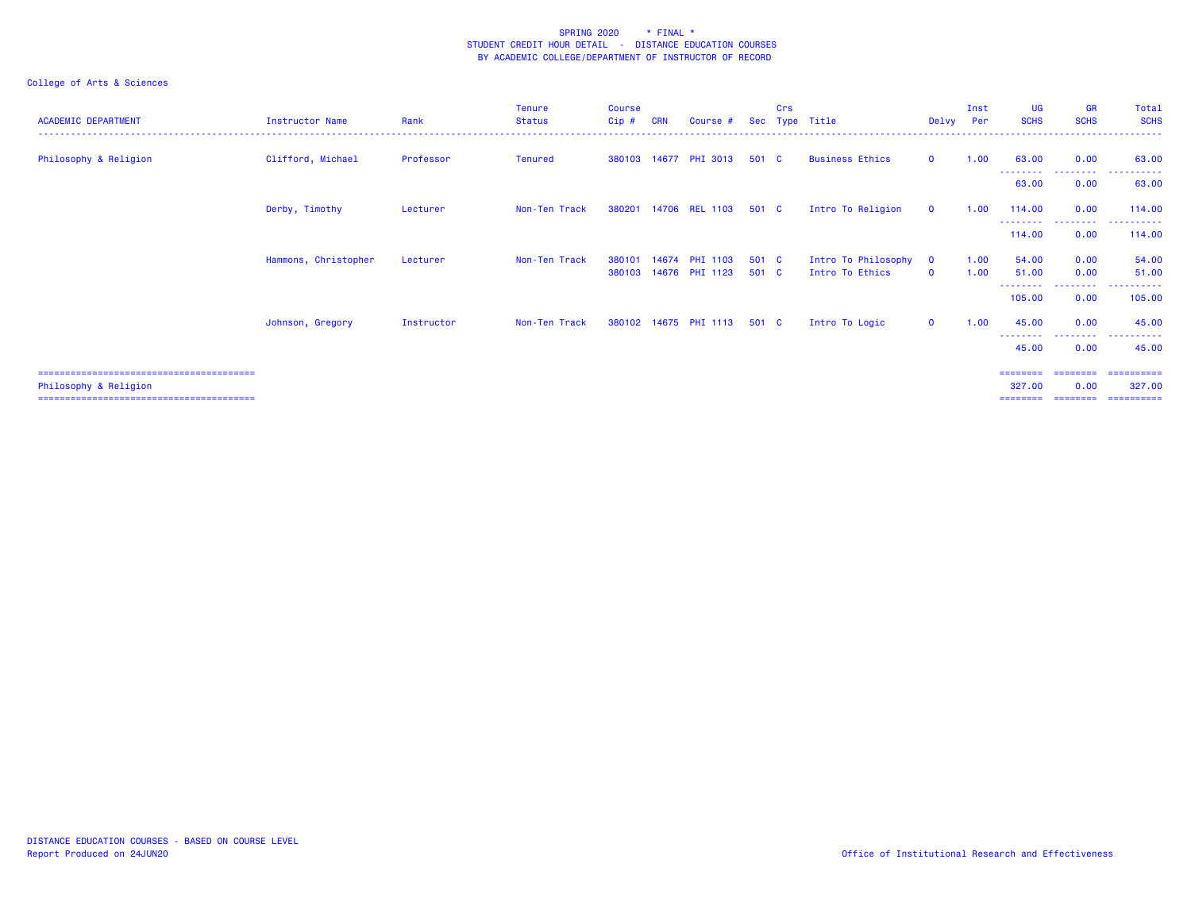SPRING 2020 * FINAL *
STUDENT CREDIT HOUR DETAIL - DISTANCE EDUCATION COURSES
BY ACADEMIC COLLEGE/DEPARTMENT OF INSTRUCTOR OF RECORD

College of Arts & Sciences

| ACADEMIC DEPARTMENT | Instructor Name | Rank | Tenure Status | Course Cip # | CRN | Course # | Sec | Crs Type | Title | Delvy | Inst Per | UG SCHS | GR SCHS | Total SCHS |
|---|---|---|---|---|---|---|---|---|---|---|---|---|---|---|
| Philosophy & Religion | Clifford, Michael | Professor | Tenured | 380103 | 14677 | PHI 3013 | 501 | C | Business Ethics | O | 1.00 | 63.00 | 0.00 | 63.00 |
| | | | | | | | | | | | | 63.00 | 0.00 | 63.00 |
| | Derby, Timothy | Lecturer | Non-Ten Track | 380201 | 14706 | REL 1103 | 501 | C | Intro To Religion | O | 1.00 | 114.00 | 0.00 | 114.00 |
| | | | | | | | | | | | | 114.00 | 0.00 | 114.00 |
| | Hammons, Christopher | Lecturer | Non-Ten Track | 380101 | 14674 | PHI 1103 | 501 | C | Intro To Philosophy | O | 1.00 | 54.00 | 0.00 | 54.00 |
| | | | | 380103 | 14676 | PHI 1123 | 501 | C | Intro To Ethics | O | 1.00 | 51.00 | 0.00 | 51.00 |
| | | | | | | | | | | | | 105.00 | 0.00 | 105.00 |
| | Johnson, Gregory | Instructor | Non-Ten Track | 380102 | 14675 | PHI 1113 | 501 | C | Intro To Logic | O | 1.00 | 45.00 | 0.00 | 45.00 |
| | | | | | | | | | | | | 45.00 | 0.00 | 45.00 |
| Philosophy & Religion | | | | | | | | | | | | 327.00 | 0.00 | 327.00 |

DISTANCE EDUCATION COURSES - BASED ON COURSE LEVEL
Report Produced on 24JUN20

Office of Institutional Research and Effectiveness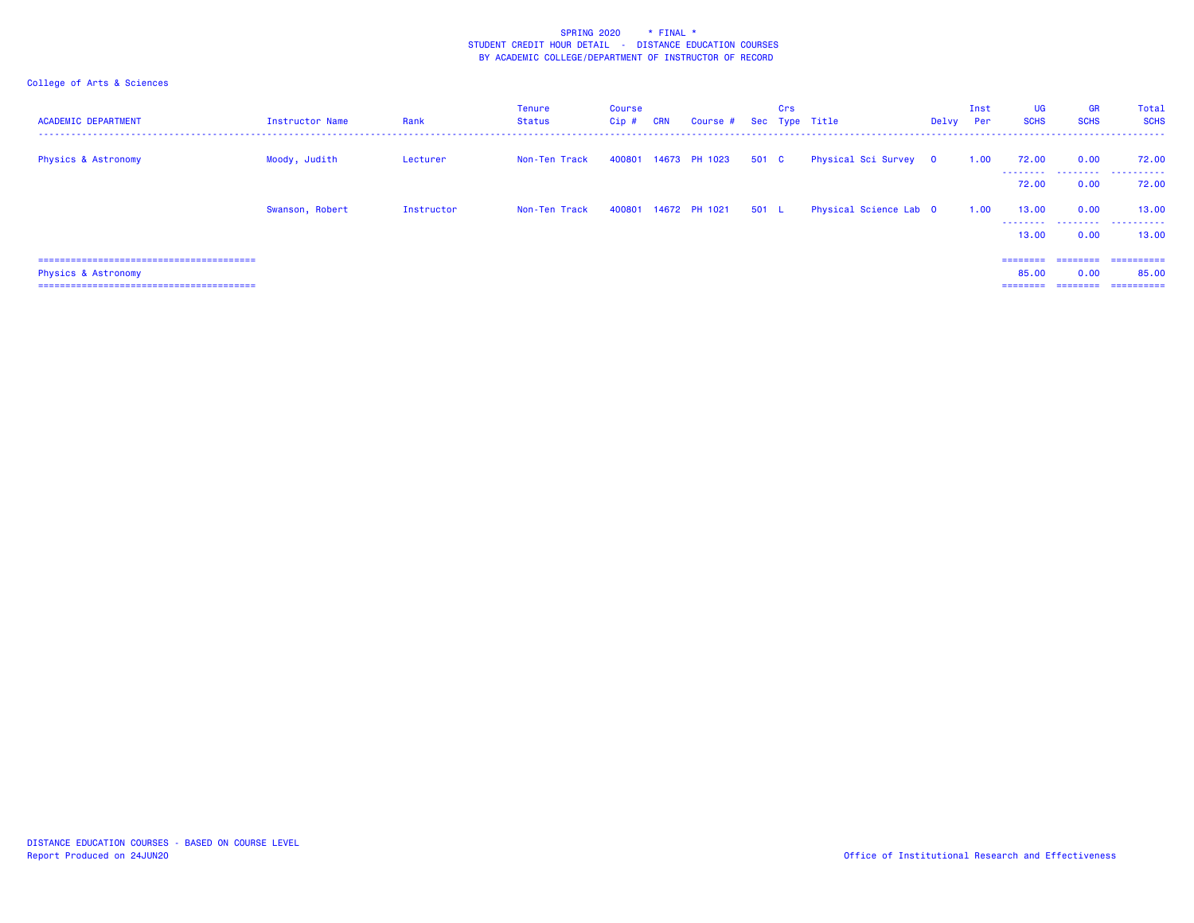SPRING 2020 * FINAL *
STUDENT CREDIT HOUR DETAIL - DISTANCE EDUCATION COURSES
BY ACADEMIC COLLEGE/DEPARTMENT OF INSTRUCTOR OF RECORD

College of Arts & Sciences

| ACADEMIC DEPARTMENT | Instructor Name | Rank | Tenure Status | Course Cip # | CRN | Course # | Sec | Crs Type | Title | Delvy | Inst Per | UG SCHS | GR SCHS | Total SCHS |
|---|---|---|---|---|---|---|---|---|---|---|---|---|---|---|
| Physics & Astronomy | Moody, Judith | Lecturer | Non-Ten Track | 400801 | 14673 | PH 1023 | 501 | C | Physical Sci Survey | O | 1.00 | 72.00 | 0.00 | 72.00 |
| | | | | | | | | | | | | 72.00 | 0.00 | 72.00 |
| | Swanson, Robert | Instructor | Non-Ten Track | 400801 | 14672 | PH 1021 | 501 | L | Physical Science Lab | O | 1.00 | 13.00 | 0.00 | 13.00 |
| | | | | | | | | | | | | 13.00 | 0.00 | 13.00 |
| Physics & Astronomy | | | | | | | | | | | | 85.00 | 0.00 | 85.00 |

DISTANCE EDUCATION COURSES - BASED ON COURSE LEVEL
Report Produced on 24JUN20

Office of Institutional Research and Effectiveness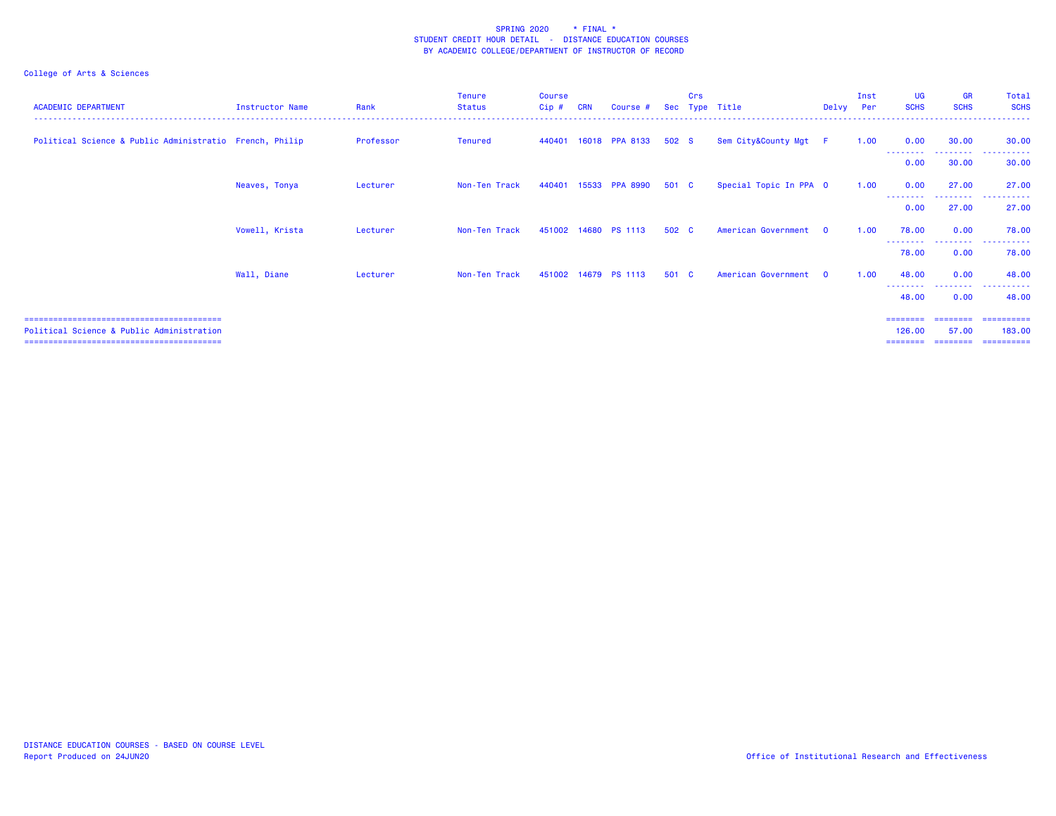SPRING 2020 * FINAL *
STUDENT CREDIT HOUR DETAIL - DISTANCE EDUCATION COURSES
BY ACADEMIC COLLEGE/DEPARTMENT OF INSTRUCTOR OF RECORD

College of Arts & Sciences

| ACADEMIC DEPARTMENT | Instructor Name | Rank | Tenure Status | Course Cip # | CRN | Course # | Sec | Crs Type | Title | Delvy | Inst Per | UG SCHS | GR SCHS | Total SCHS |
|---|---|---|---|---|---|---|---|---|---|---|---|---|---|---|
| Political Science & Public Administratio | French, Philip | Professor | Tenured | 440401 | 16018 | PPA 8133 | 502 | S | Sem City&County Mgt | F | 1.00 | 0.00 | 30.00 | 30.00 |
| | | | | | | | | | | | | 0.00 | 30.00 | 30.00 |
| | Neaves, Tonya | Lecturer | Non-Ten Track | 440401 | 15533 | PPA 8990 | 501 | C | Special Topic In PPA | O | 1.00 | 0.00 | 27.00 | 27.00 |
| | | | | | | | | | | | | 0.00 | 27.00 | 27.00 |
| | Vowell, Krista | Lecturer | Non-Ten Track | 451002 | 14680 | PS 1113 | 502 | C | American Government | O | 1.00 | 78.00 | 0.00 | 78.00 |
| | | | | | | | | | | | | 78.00 | 0.00 | 78.00 |
| | Wall, Diane | Lecturer | Non-Ten Track | 451002 | 14679 | PS 1113 | 501 | C | American Government | O | 1.00 | 48.00 | 0.00 | 48.00 |
| | | | | | | | | | | | | 48.00 | 0.00 | 48.00 |
| Political Science & Public Administration | | | | | | | | | | | | 126.00 | 57.00 | 183.00 |

DISTANCE EDUCATION COURSES - BASED ON COURSE LEVEL
Report Produced on 24JUN20

Office of Institutional Research and Effectiveness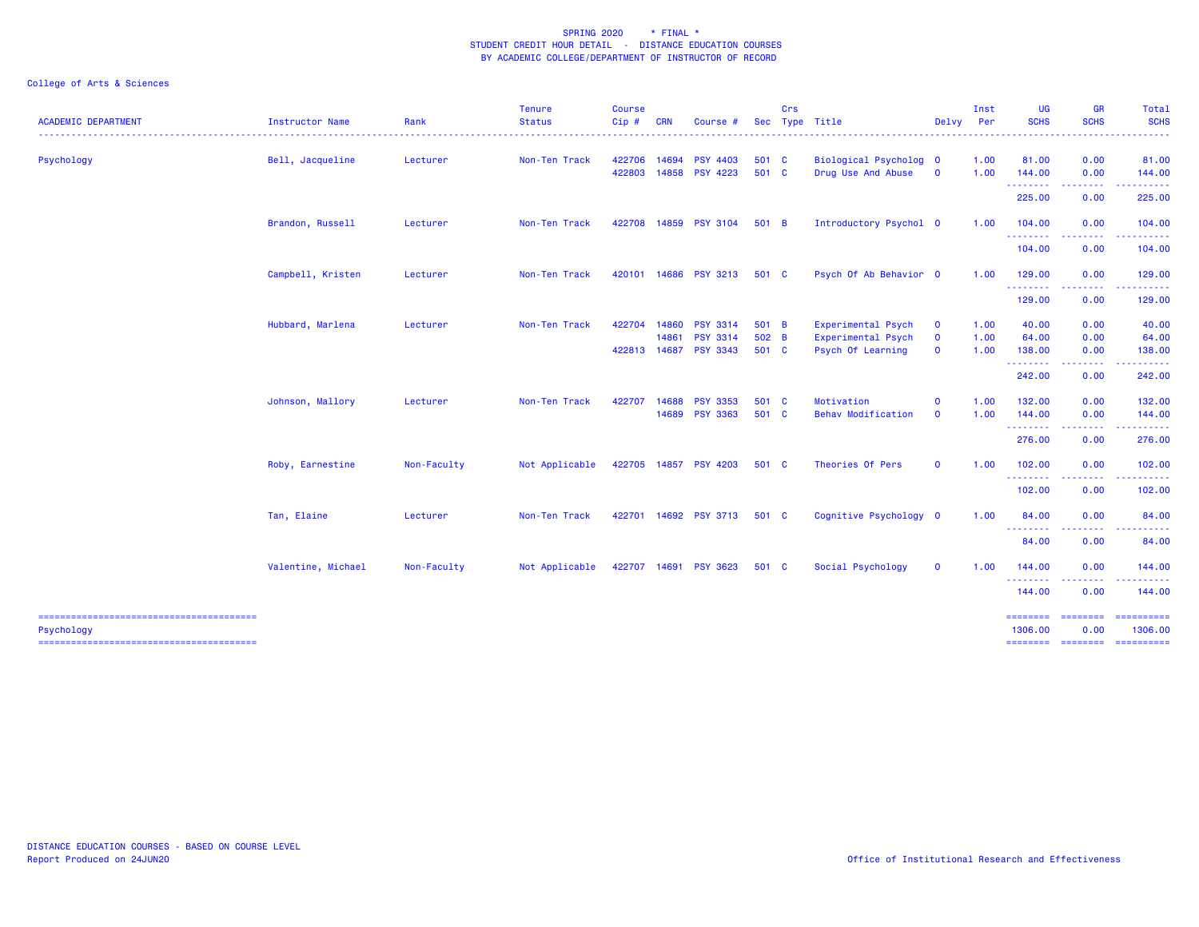SPRING 2020 * FINAL *
STUDENT CREDIT HOUR DETAIL - DISTANCE EDUCATION COURSES
BY ACADEMIC COLLEGE/DEPARTMENT OF INSTRUCTOR OF RECORD

College of Arts & Sciences

| ACADEMIC DEPARTMENT | Instructor Name | Rank | Tenure Status | Course Cip # | CRN | Course # | Sec | Crs Type | Title | Delvy | Inst Per | UG SCHS | GR SCHS | Total SCHS |
|---|---|---|---|---|---|---|---|---|---|---|---|---|---|---|
| Psychology | Bell, Jacqueline | Lecturer | Non-Ten Track | 422706 | 14694 | PSY 4403 | 501 | C | Biological Psycholog | O | 1.00 | 81.00 | 0.00 | 81.00 |
| | | | | 422803 | 14858 | PSY 4223 | 501 | C | Drug Use And Abuse | O | 1.00 | 144.00 | 0.00 | 144.00 |
| | | | | | | | | | | | | 225.00 | 0.00 | 225.00 |
| | Brandon, Russell | Lecturer | Non-Ten Track | 422708 | 14859 | PSY 3104 | 501 | B | Introductory Psychol | O | 1.00 | 104.00 | 0.00 | 104.00 |
| | | | | | | | | | | | | 104.00 | 0.00 | 104.00 |
| | Campbell, Kristen | Lecturer | Non-Ten Track | 420101 | 14686 | PSY 3213 | 501 | C | Psych Of Ab Behavior | O | 1.00 | 129.00 | 0.00 | 129.00 |
| | | | | | | | | | | | | 129.00 | 0.00 | 129.00 |
| | Hubbard, Marlena | Lecturer | Non-Ten Track | 422704 | 14860 | PSY 3314 | 501 | B | Experimental Psych | O | 1.00 | 40.00 | 0.00 | 40.00 |
| | | | | | 14861 | PSY 3314 | 502 | B | Experimental Psych | O | 1.00 | 64.00 | 0.00 | 64.00 |
| | | | | 422813 | 14687 | PSY 3343 | 501 | C | Psych Of Learning | O | 1.00 | 138.00 | 0.00 | 138.00 |
| | | | | | | | | | | | | 242.00 | 0.00 | 242.00 |
| | Johnson, Mallory | Lecturer | Non-Ten Track | 422707 | 14688 | PSY 3353 | 501 | C | Motivation | O | 1.00 | 132.00 | 0.00 | 132.00 |
| | | | | | 14689 | PSY 3363 | 501 | C | Behav Modification | O | 1.00 | 144.00 | 0.00 | 144.00 |
| | | | | | | | | | | | | 276.00 | 0.00 | 276.00 |
| | Roby, Earnestine | Non-Faculty | Not Applicable | 422705 | 14857 | PSY 4203 | 501 | C | Theories Of Pers | O | 1.00 | 102.00 | 0.00 | 102.00 |
| | | | | | | | | | | | | 102.00 | 0.00 | 102.00 |
| | Tan, Elaine | Lecturer | Non-Ten Track | 422701 | 14692 | PSY 3713 | 501 | C | Cognitive Psychology | O | 1.00 | 84.00 | 0.00 | 84.00 |
| | | | | | | | | | | | | 84.00 | 0.00 | 84.00 |
| | Valentine, Michael | Non-Faculty | Not Applicable | 422707 | 14691 | PSY 3623 | 501 | C | Social Psychology | O | 1.00 | 144.00 | 0.00 | 144.00 |
| | | | | | | | | | | | | 144.00 | 0.00 | 144.00 |
| Psychology | | | | | | | | | | | | 1306.00 | 0.00 | 1306.00 |

DISTANCE EDUCATION COURSES - BASED ON COURSE LEVEL
Report Produced on 24JUN20

Office of Institutional Research and Effectiveness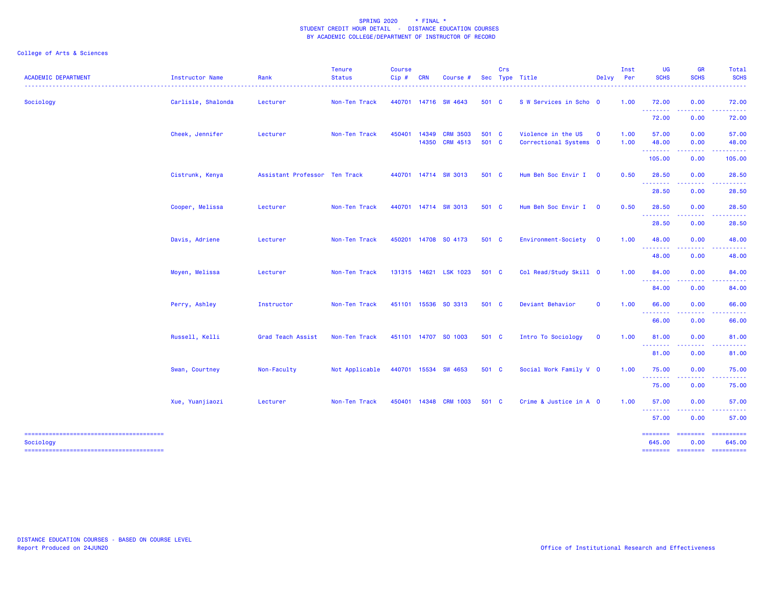SPRING 2020 * FINAL *
STUDENT CREDIT HOUR DETAIL - DISTANCE EDUCATION COURSES
BY ACADEMIC COLLEGE/DEPARTMENT OF INSTRUCTOR OF RECORD

College of Arts & Sciences

| ACADEMIC DEPARTMENT | Instructor Name | Rank | Tenure Status | Course Cip # | CRN | Course # | Sec | Crs Type | Title | Delvy | Inst Per | UG SCHS | GR SCHS | Total SCHS |
|---|---|---|---|---|---|---|---|---|---|---|---|---|---|---|
| Sociology | Carlisle, Shalonda | Lecturer | Non-Ten Track | 440701 | 14716 | SW 4643 | 501 | C | S W Services in Scho | O | 1.00 | 72.00 | 0.00 | 72.00 |
| | | | | | | | | | | | | 72.00 | 0.00 | 72.00 |
| | Cheek, Jennifer | Lecturer | Non-Ten Track | 450401 | 14349 | CRM 3503 | 501 | C | Violence in the US | O | 1.00 | 57.00 | 0.00 | 57.00 |
| | | | | | 14350 | CRM 4513 | 501 | C | Correctional Systems | O | 1.00 | 48.00 | 0.00 | 48.00 |
| | | | | | | | | | | | | 105.00 | 0.00 | 105.00 |
| | Cistrunk, Kenya | Assistant Professor | Ten Track | 440701 | 14714 | SW 3013 | 501 | C | Hum Beh Soc Envir I | O | 0.50 | 28.50 | 0.00 | 28.50 |
| | | | | | | | | | | | | 28.50 | 0.00 | 28.50 |
| | Cooper, Melissa | Lecturer | Non-Ten Track | 440701 | 14714 | SW 3013 | 501 | C | Hum Beh Soc Envir I | O | 0.50 | 28.50 | 0.00 | 28.50 |
| | | | | | | | | | | | | 28.50 | 0.00 | 28.50 |
| | Davis, Adriene | Lecturer | Non-Ten Track | 450201 | 14708 | SO 4173 | 501 | C | Environment-Society | O | 1.00 | 48.00 | 0.00 | 48.00 |
| | | | | | | | | | | | | 48.00 | 0.00 | 48.00 |
| | Moyen, Melissa | Lecturer | Non-Ten Track | 131315 | 14621 | LSK 1023 | 501 | C | Col Read/Study Skill | O | 1.00 | 84.00 | 0.00 | 84.00 |
| | | | | | | | | | | | | 84.00 | 0.00 | 84.00 |
| | Perry, Ashley | Instructor | Non-Ten Track | 451101 | 15536 | SO 3313 | 501 | C | Deviant Behavior | O | 1.00 | 66.00 | 0.00 | 66.00 |
| | | | | | | | | | | | | 66.00 | 0.00 | 66.00 |
| | Russell, Kelli | Grad Teach Assist | Non-Ten Track | 451101 | 14707 | SO 1003 | 501 | C | Intro To Sociology | O | 1.00 | 81.00 | 0.00 | 81.00 |
| | | | | | | | | | | | | 81.00 | 0.00 | 81.00 |
| | Swan, Courtney | Non-Faculty | Not Applicable | 440701 | 15534 | SW 4653 | 501 | C | Social Work Family V | O | 1.00 | 75.00 | 0.00 | 75.00 |
| | | | | | | | | | | | | 75.00 | 0.00 | 75.00 |
| | Xue, Yuanjiaozi | Lecturer | Non-Ten Track | 450401 | 14348 | CRM 1003 | 501 | C | Crime & Justice in A | O | 1.00 | 57.00 | 0.00 | 57.00 |
| | | | | | | | | | | | | 57.00 | 0.00 | 57.00 |
| Sociology | | | | | | | | | | | | 645.00 | 0.00 | 645.00 |

DISTANCE EDUCATION COURSES - BASED ON COURSE LEVEL
Report Produced on 24JUN20

Office of Institutional Research and Effectiveness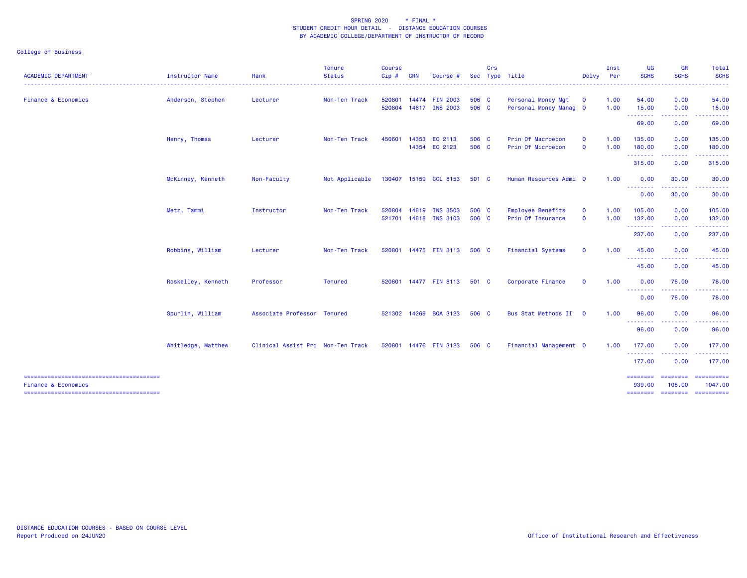SPRING 2020 * FINAL *
STUDENT CREDIT HOUR DETAIL - DISTANCE EDUCATION COURSES
BY ACADEMIC COLLEGE/DEPARTMENT OF INSTRUCTOR OF RECORD

College of Business

| ACADEMIC DEPARTMENT | Instructor Name | Rank | Tenure Status | Course Cip # | CRN | Course # | Sec | Crs Type | Title | Delvy | Inst Per | UG SCHS | GR SCHS | Total SCHS |
|---|---|---|---|---|---|---|---|---|---|---|---|---|---|---|
| Finance & Economics | Anderson, Stephen | Lecturer | Non-Ten Track | 520801 | 14474 | FIN 2003 | 506 | C | Personal Money Mgt | O | 1.00 | 54.00 | 0.00 | 54.00 |
| | | | | 520804 | 14617 | INS 2003 | 506 | C | Personal Money Manag | O | 1.00 | 15.00 | 0.00 | 15.00 |
| | | | | | | | | | | | | 69.00 | 0.00 | 69.00 |
| | Henry, Thomas | Lecturer | Non-Ten Track | 450601 | 14353 | EC 2113 | 506 | C | Prin Of Macroecon | O | 1.00 | 135.00 | 0.00 | 135.00 |
| | | | | | 14354 | EC 2123 | 506 | C | Prin Of Microecon | O | 1.00 | 180.00 | 0.00 | 180.00 |
| | | | | | | | | | | | | 315.00 | 0.00 | 315.00 |
| | McKinney, Kenneth | Non-Faculty | Not Applicable | 130407 | 15159 | CCL 8153 | 501 | C | Human Resources Admi | O | 1.00 | 0.00 | 30.00 | 30.00 |
| | | | | | | | | | | | | 0.00 | 30.00 | 30.00 |
| | Metz, Tammi | Instructor | Non-Ten Track | 520804 | 14619 | INS 3503 | 506 | C | Employee Benefits | O | 1.00 | 105.00 | 0.00 | 105.00 |
| | | | | 521701 | 14618 | INS 3103 | 506 | C | Prin Of Insurance | O | 1.00 | 132.00 | 0.00 | 132.00 |
| | | | | | | | | | | | | 237.00 | 0.00 | 237.00 |
| | Robbins, William | Lecturer | Non-Ten Track | 520801 | 14475 | FIN 3113 | 506 | C | Financial Systems | O | 1.00 | 45.00 | 0.00 | 45.00 |
| | | | | | | | | | | | | 45.00 | 0.00 | 45.00 |
| | Roskelley, Kenneth | Professor | Tenured | 520801 | 14477 | FIN 8113 | 501 | C | Corporate Finance | O | 1.00 | 0.00 | 78.00 | 78.00 |
| | | | | | | | | | | | | 0.00 | 78.00 | 78.00 |
| | Spurlin, William | Associate Professor | Tenured | 521302 | 14269 | BQA 3123 | 506 | C | Bus Stat Methods II | O | 1.00 | 96.00 | 0.00 | 96.00 |
| | | | | | | | | | | | | 96.00 | 0.00 | 96.00 |
| | Whitledge, Matthew | Clinical Assist Pro | Non-Ten Track | 520801 | 14476 | FIN 3123 | 506 | C | Financial Management | O | 1.00 | 177.00 | 0.00 | 177.00 |
| | | | | | | | | | | | | 177.00 | 0.00 | 177.00 |
| Finance & Economics | | | | | | | | | | | | 939.00 | 108.00 | 1047.00 |

DISTANCE EDUCATION COURSES - BASED ON COURSE LEVEL
Report Produced on 24JUN20

Office of Institutional Research and Effectiveness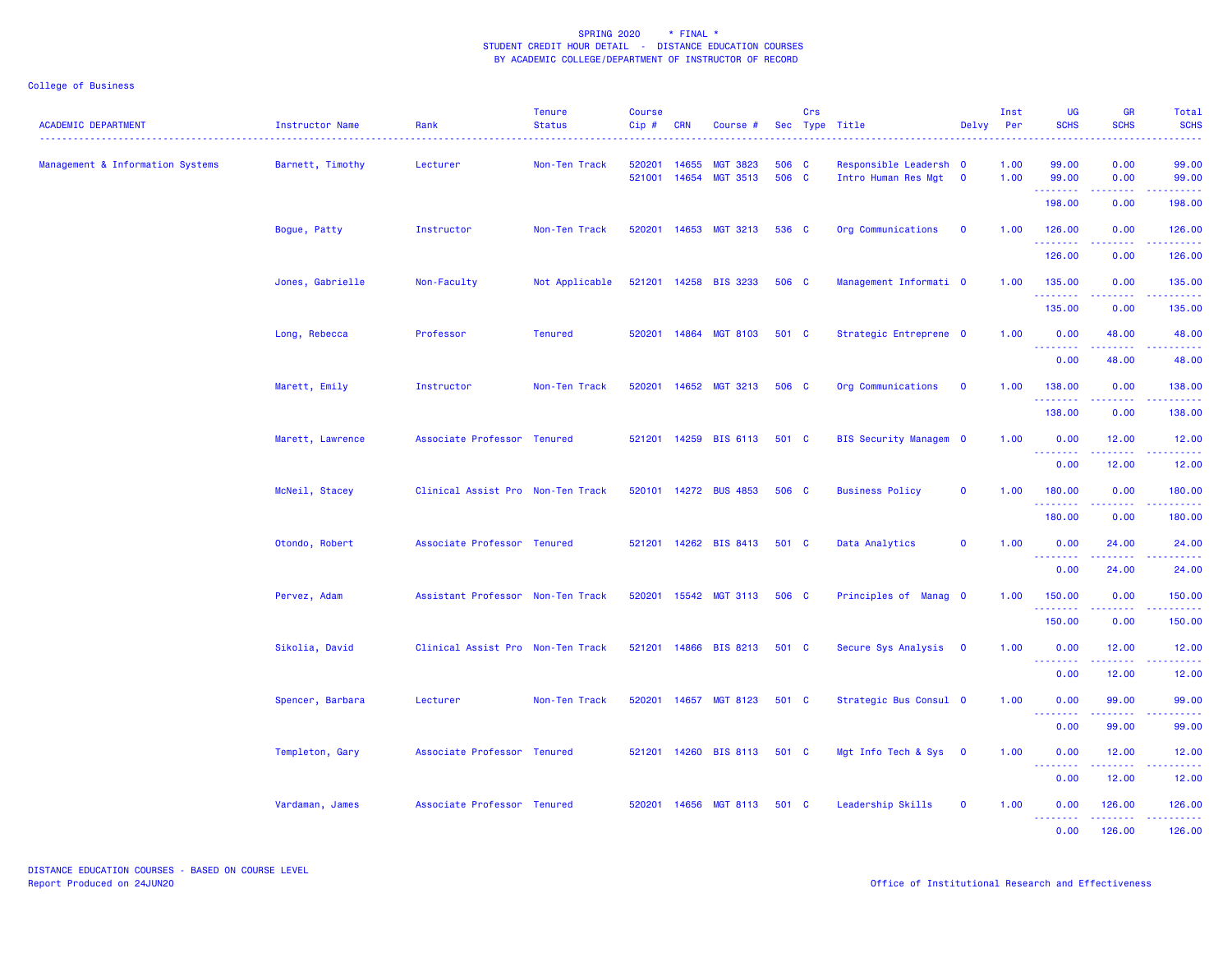SPRING 2020 * FINAL *
STUDENT CREDIT HOUR DETAIL - DISTANCE EDUCATION COURSES
BY ACADEMIC COLLEGE/DEPARTMENT OF INSTRUCTOR OF RECORD

College of Business

| ACADEMIC DEPARTMENT | Instructor Name | Rank | Tenure Status | Course Cip # | CRN | Course # | Sec | Crs Type | Title | Delvy | Inst Per | UG SCHS | GR SCHS | Total SCHS |
|---|---|---|---|---|---|---|---|---|---|---|---|---|---|---|
| Management & Information Systems | Barnett, Timothy | Lecturer | Non-Ten Track | 520201 | 14655 | MGT 3823 | 506 | C | Responsible Leadersh | O | 1.00 | 99.00 | 0.00 | 99.00 |
| | | | | 521001 | 14654 | MGT 3513 | 506 | C | Intro Human Res Mgt | O | 1.00 | 99.00 | 0.00 | 99.00 |
| | | | | | | | | | | | | 198.00 | 0.00 | 198.00 |
| | Bogue, Patty | Instructor | Non-Ten Track | 520201 | 14653 | MGT 3213 | 536 | C | Org Communications | O | 1.00 | 126.00 | 0.00 | 126.00 |
| | | | | | | | | | | | | 126.00 | 0.00 | 126.00 |
| | Jones, Gabrielle | Non-Faculty | Not Applicable | 521201 | 14258 | BIS 3233 | 506 | C | Management Informati | O | 1.00 | 135.00 | 0.00 | 135.00 |
| | | | | | | | | | | | | 135.00 | 0.00 | 135.00 |
| | Long, Rebecca | Professor | Tenured | 520201 | 14864 | MGT 8103 | 501 | C | Strategic Entreprene | O | 1.00 | 0.00 | 48.00 | 48.00 |
| | | | | | | | | | | | | 0.00 | 48.00 | 48.00 |
| | Marett, Emily | Instructor | Non-Ten Track | 520201 | 14652 | MGT 3213 | 506 | C | Org Communications | O | 1.00 | 138.00 | 0.00 | 138.00 |
| | | | | | | | | | | | | 138.00 | 0.00 | 138.00 |
| | Marett, Lawrence | Associate Professor | Tenured | 521201 | 14259 | BIS 6113 | 501 | C | BIS Security Managem | O | 1.00 | 0.00 | 12.00 | 12.00 |
| | | | | | | | | | | | | 0.00 | 12.00 | 12.00 |
| | McNeil, Stacey | Clinical Assist Pro | Non-Ten Track | 520101 | 14272 | BUS 4853 | 506 | C | Business Policy | O | 1.00 | 180.00 | 0.00 | 180.00 |
| | | | | | | | | | | | | 180.00 | 0.00 | 180.00 |
| | Otondo, Robert | Associate Professor | Tenured | 521201 | 14262 | BIS 8413 | 501 | C | Data Analytics | O | 1.00 | 0.00 | 24.00 | 24.00 |
| | | | | | | | | | | | | 0.00 | 24.00 | 24.00 |
| | Pervez, Adam | Assistant Professor | Non-Ten Track | 520201 | 15542 | MGT 3113 | 506 | C | Principles of Manag | O | 1.00 | 150.00 | 0.00 | 150.00 |
| | | | | | | | | | | | | 150.00 | 0.00 | 150.00 |
| | Sikolia, David | Clinical Assist Pro | Non-Ten Track | 521201 | 14866 | BIS 8213 | 501 | C | Secure Sys Analysis | O | 1.00 | 0.00 | 12.00 | 12.00 |
| | | | | | | | | | | | | 0.00 | 12.00 | 12.00 |
| | Spencer, Barbara | Lecturer | Non-Ten Track | 520201 | 14657 | MGT 8123 | 501 | C | Strategic Bus Consul | O | 1.00 | 0.00 | 99.00 | 99.00 |
| | | | | | | | | | | | | 0.00 | 99.00 | 99.00 |
| | Templeton, Gary | Associate Professor | Tenured | 521201 | 14260 | BIS 8113 | 501 | C | Mgt Info Tech & Sys | O | 1.00 | 0.00 | 12.00 | 12.00 |
| | | | | | | | | | | | | 0.00 | 12.00 | 12.00 |
| | Vardaman, James | Associate Professor | Tenured | 520201 | 14656 | MGT 8113 | 501 | C | Leadership Skills | O | 1.00 | 0.00 | 126.00 | 126.00 |
| | | | | | | | | | | | | 0.00 | 126.00 | 126.00 |

DISTANCE EDUCATION COURSES - BASED ON COURSE LEVEL
Report Produced on 24JUN20

Office of Institutional Research and Effectiveness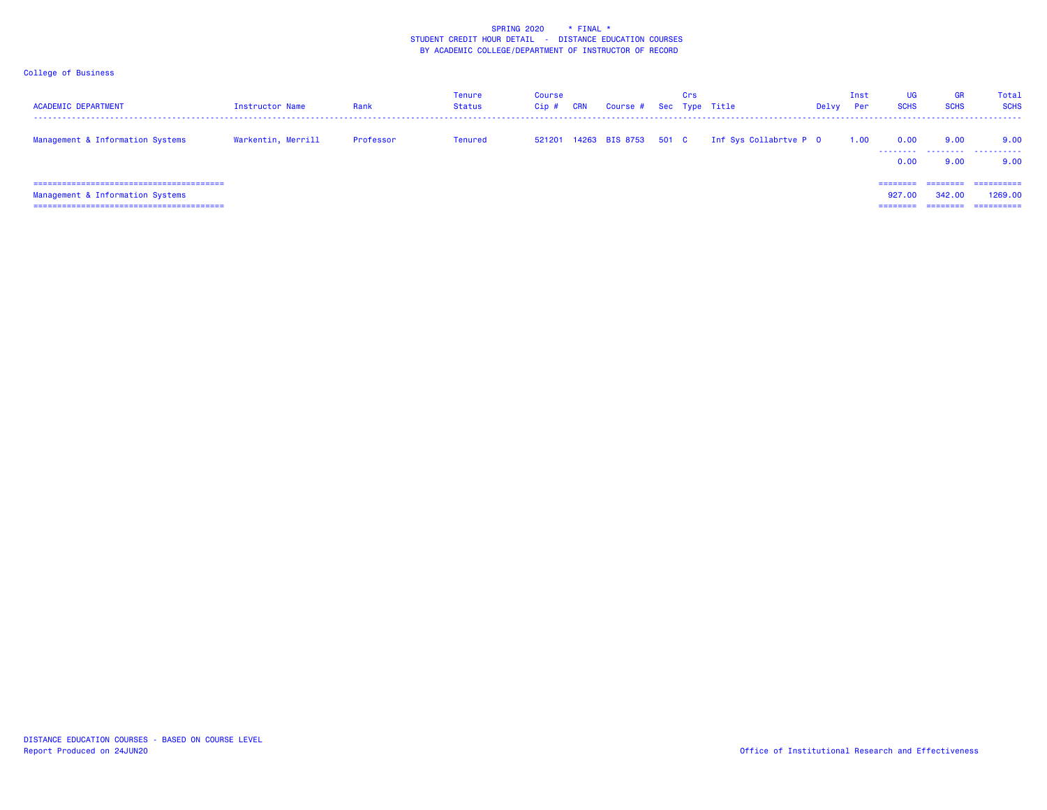SPRING 2020 * FINAL *
STUDENT CREDIT HOUR DETAIL - DISTANCE EDUCATION COURSES
BY ACADEMIC COLLEGE/DEPARTMENT OF INSTRUCTOR OF RECORD

College of Business

| ACADEMIC DEPARTMENT | Instructor Name | Rank | Tenure Status | Course Cip # | CRN | Course # | Sec | Crs Type | Title | Delvy | Inst Per | UG SCHS | GR SCHS | Total SCHS |
|---|---|---|---|---|---|---|---|---|---|---|---|---|---|---|
| Management & Information Systems | Warkentin, Merrill | Professor | Tenured | 521201 | 14263 | BIS 8753 | 501 | C | Inf Sys Collabrtve P | O | 1.00 | 0.00 | 9.00 | 9.00 |
| | | | | | | | | | | | | 0.00 | 9.00 | 9.00 |
| Management & Information Systems | | | | | | | | | | | | 927.00 | 342.00 | 1269.00 |

DISTANCE EDUCATION COURSES - BASED ON COURSE LEVEL
Report Produced on 24JUN20

Office of Institutional Research and Effectiveness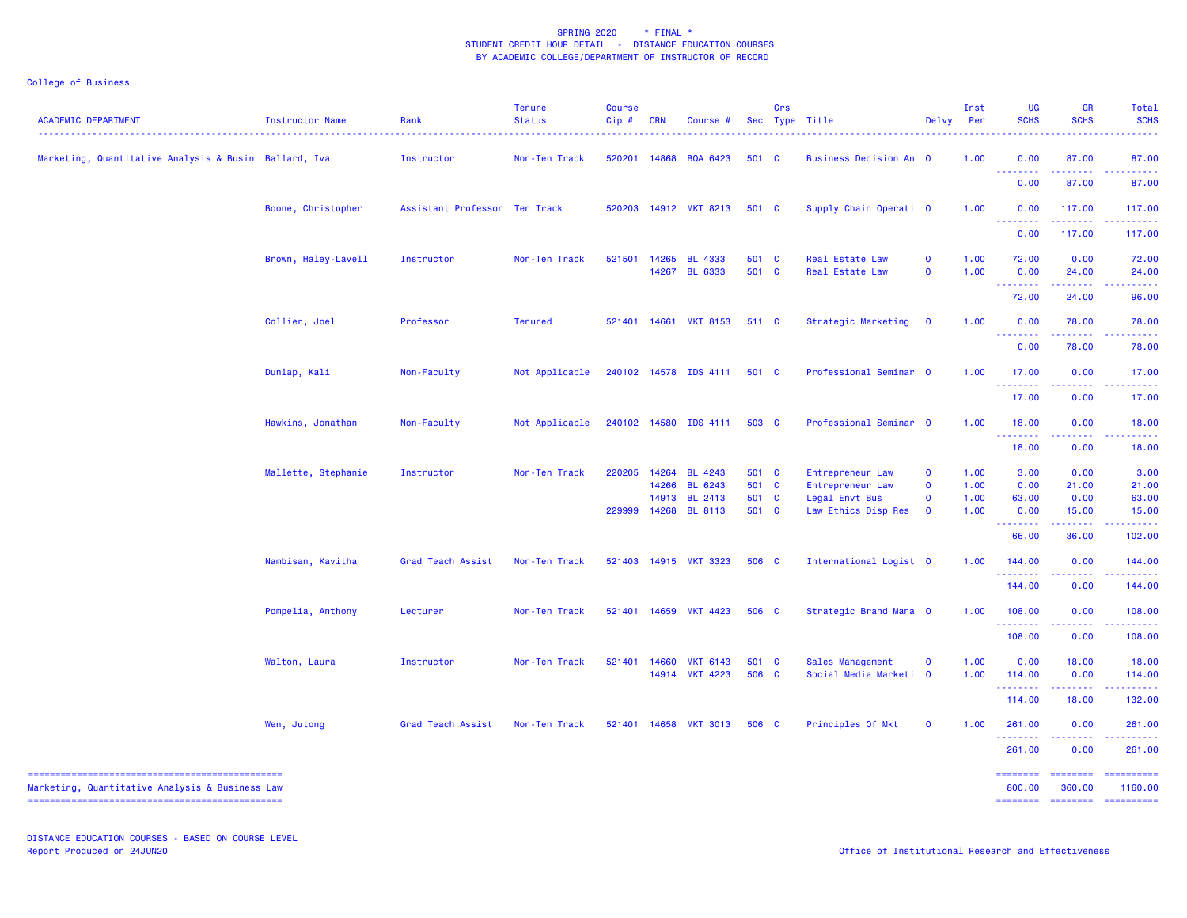SPRING 2020 * FINAL *
STUDENT CREDIT HOUR DETAIL - DISTANCE EDUCATION COURSES
BY ACADEMIC COLLEGE/DEPARTMENT OF INSTRUCTOR OF RECORD

College of Business

| ACADEMIC DEPARTMENT | Instructor Name | Rank | Tenure Status | Course Cip # | CRN | Course # | Sec | Crs Type | Title | Delvy | Inst Per | UG SCHS | GR SCHS | Total SCHS |
|---|---|---|---|---|---|---|---|---|---|---|---|---|---|---|
| Marketing, Quantitative Analysis & Busin | Ballard, Iva | Instructor | Non-Ten Track | 520201 | 14868 | BQA 6423 | 501 | C | Business Decision An | O | 1.00 | 0.00 | 87.00 | 87.00 |
| | | | | | | | | | | | | 0.00 | 87.00 | 87.00 |
| | Boone, Christopher | Assistant Professor | Ten Track | 520203 | 14912 | MKT 8213 | 501 | C | Supply Chain Operati | O | 1.00 | 0.00 | 117.00 | 117.00 |
| | | | | | | | | | | | | 0.00 | 117.00 | 117.00 |
| | Brown, Haley-Lavell | Instructor | Non-Ten Track | 521501 | 14265 | BL 4333 | 501 | C | Real Estate Law | O | 1.00 | 72.00 | 0.00 | 72.00 |
| | | | | | 14267 | BL 6333 | 501 | C | Real Estate Law | O | 1.00 | 0.00 | 24.00 | 24.00 |
| | | | | | | | | | | | | 72.00 | 24.00 | 96.00 |
| | Collier, Joel | Professor | Tenured | 521401 | 14661 | MKT 8153 | 511 | C | Strategic Marketing | O | 1.00 | 0.00 | 78.00 | 78.00 |
| | | | | | | | | | | | | 0.00 | 78.00 | 78.00 |
| | Dunlap, Kali | Non-Faculty | Not Applicable | 240102 | 14578 | IDS 4111 | 501 | C | Professional Seminar | O | 1.00 | 17.00 | 0.00 | 17.00 |
| | | | | | | | | | | | | 17.00 | 0.00 | 17.00 |
| | Hawkins, Jonathan | Non-Faculty | Not Applicable | 240102 | 14580 | IDS 4111 | 503 | C | Professional Seminar | O | 1.00 | 18.00 | 0.00 | 18.00 |
| | | | | | | | | | | | | 18.00 | 0.00 | 18.00 |
| | Mallette, Stephanie | Instructor | Non-Ten Track | 220205 | 14264 | BL 4243 | 501 | C | Entrepreneur Law | O | 1.00 | 3.00 | 0.00 | 3.00 |
| | | | | | 14266 | BL 6243 | 501 | C | Entrepreneur Law | O | 1.00 | 0.00 | 21.00 | 21.00 |
| | | | | | 14913 | BL 2413 | 501 | C | Legal Envt Bus | O | 1.00 | 63.00 | 0.00 | 63.00 |
| | | | | 229999 | 14268 | BL 8113 | 501 | C | Law Ethics Disp Res | O | 1.00 | 0.00 | 15.00 | 15.00 |
| | | | | | | | | | | | | 66.00 | 36.00 | 102.00 |
| | Nambisan, Kavitha | Grad Teach Assist | Non-Ten Track | 521403 | 14915 | MKT 3323 | 506 | C | International Logist | O | 1.00 | 144.00 | 0.00 | 144.00 |
| | | | | | | | | | | | | 144.00 | 0.00 | 144.00 |
| | Pompelia, Anthony | Lecturer | Non-Ten Track | 521401 | 14659 | MKT 4423 | 506 | C | Strategic Brand Mana | O | 1.00 | 108.00 | 0.00 | 108.00 |
| | | | | | | | | | | | | 108.00 | 0.00 | 108.00 |
| | Walton, Laura | Instructor | Non-Ten Track | 521401 | 14660 | MKT 6143 | 501 | C | Sales Management | O | 1.00 | 0.00 | 18.00 | 18.00 |
| | | | | | 14914 | MKT 4223 | 506 | C | Social Media Marketi | O | 1.00 | 114.00 | 0.00 | 114.00 |
| | | | | | | | | | | | | 114.00 | 18.00 | 132.00 |
| | Wen, Jutong | Grad Teach Assist | Non-Ten Track | 521401 | 14658 | MKT 3013 | 506 | C | Principles Of Mkt | O | 1.00 | 261.00 | 0.00 | 261.00 |
| | | | | | | | | | | | | 261.00 | 0.00 | 261.00 |
| Marketing, Quantitative Analysis & Business Law | | | | | | | | | | | | 800.00 | 360.00 | 1160.00 |

DISTANCE EDUCATION COURSES - BASED ON COURSE LEVEL
Report Produced on 24JUN20

Office of Institutional Research and Effectiveness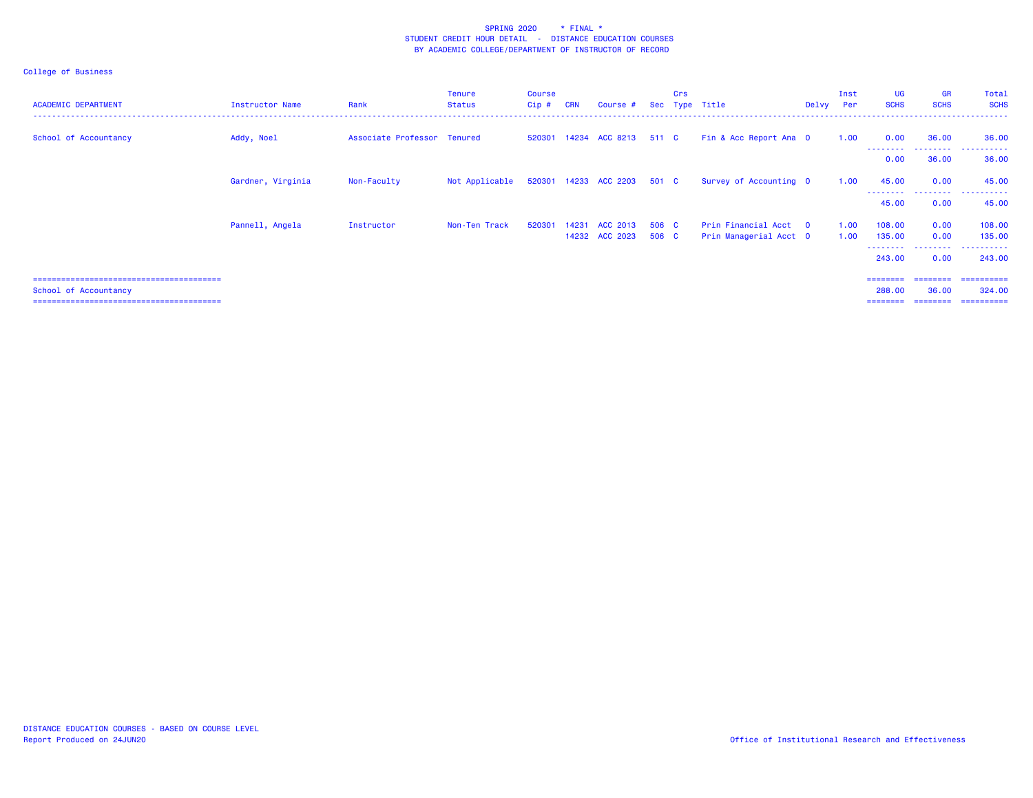SPRING 2020 * FINAL *
STUDENT CREDIT HOUR DETAIL - DISTANCE EDUCATION COURSES
BY ACADEMIC COLLEGE/DEPARTMENT OF INSTRUCTOR OF RECORD

College of Business

| ACADEMIC DEPARTMENT | Instructor Name | Rank | Tenure Status | Course Cip # | CRN | Course # | Sec | Crs Type | Title | Delvy | Inst Per | UG SCHS | GR SCHS | Total SCHS |
|---|---|---|---|---|---|---|---|---|---|---|---|---|---|---|
| School of Accountancy | Addy, Noel | Associate Professor | Tenured | 520301 | 14234 | ACC 8213 | 511 | C | Fin & Acc Report Ana | O | 1.00 | 0.00 | 36.00 | 36.00 |
| | | | | | | | | | | | | 0.00 | 36.00 | 36.00 |
| | Gardner, Virginia | Non-Faculty | Not Applicable | 520301 | 14233 | ACC 2203 | 501 | C | Survey of Accounting | O | 1.00 | 45.00 | 0.00 | 45.00 |
| | | | | | | | | | | | | 45.00 | 0.00 | 45.00 |
| | Pannell, Angela | Instructor | Non-Ten Track | 520301 | 14231 | ACC 2013 | 506 | C | Prin Financial Acct | O | 1.00 | 108.00 | 0.00 | 108.00 |
| | | | | | 14232 | ACC 2023 | 506 | C | Prin Managerial Acct | O | 1.00 | 135.00 | 0.00 | 135.00 |
| | | | | | | | | | | | | 243.00 | 0.00 | 243.00 |
| School of Accountancy | | | | | | | | | | | | 288.00 | 36.00 | 324.00 |

DISTANCE EDUCATION COURSES - BASED ON COURSE LEVEL
Report Produced on 24JUN20

Office of Institutional Research and Effectiveness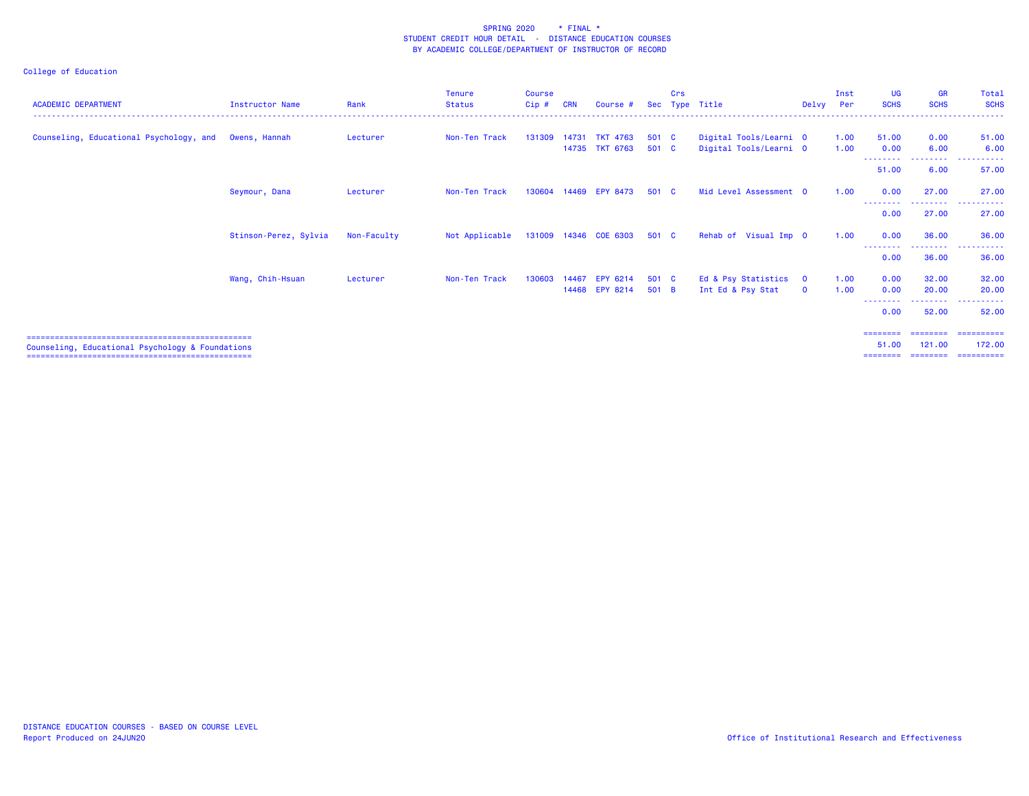SPRING 2020 * FINAL *
STUDENT CREDIT HOUR DETAIL - DISTANCE EDUCATION COURSES
BY ACADEMIC COLLEGE/DEPARTMENT OF INSTRUCTOR OF RECORD

College of Education

| ACADEMIC DEPARTMENT | Instructor Name | Rank | Tenure Status | Course Cip # | CRN | Course # | Sec | Crs Type | Title | Delvy | Inst Per | UG SCHS | GR SCHS | Total SCHS |
|---|---|---|---|---|---|---|---|---|---|---|---|---|---|---|
| Counseling, Educational Psychology, and | Owens, Hannah | Lecturer | Non-Ten Track | 131309 | 14731 | TKT 4763 | 501 | C | Digital Tools/Learni | O | 1.00 | 51.00 | 0.00 | 51.00 |
| | | | | | 14735 | TKT 6763 | 501 | C | Digital Tools/Learni | O | 1.00 | 0.00 | 6.00 | 6.00 |
| | | | | | | | | | | | | 51.00 | 6.00 | 57.00 |
| | Seymour, Dana | Lecturer | Non-Ten Track | 130604 | 14469 | EPY 8473 | 501 | C | Mid Level Assessment | O | 1.00 | 0.00 | 27.00 | 27.00 |
| | | | | | | | | | | | | 0.00 | 27.00 | 27.00 |
| | Stinson-Perez, Sylvia | Non-Faculty | Not Applicable | 131009 | 14346 | COE 6303 | 501 | C | Rehab of Visual Imp | O | 1.00 | 0.00 | 36.00 | 36.00 |
| | | | | | | | | | | | | 0.00 | 36.00 | 36.00 |
| | Wang, Chih-Hsuan | Lecturer | Non-Ten Track | 130603 | 14467 | EPY 6214 | 501 | C | Ed & Psy Statistics | O | 1.00 | 0.00 | 32.00 | 32.00 |
| | | | | | 14468 | EPY 8214 | 501 | B | Int Ed & Psy Stat | O | 1.00 | 0.00 | 20.00 | 20.00 |
| | | | | | | | | | | | | 0.00 | 52.00 | 52.00 |
| Counseling, Educational Psychology & Foundations | | | | | | | | | | | | 51.00 | 121.00 | 172.00 |

DISTANCE EDUCATION COURSES - BASED ON COURSE LEVEL
Report Produced on 24JUN20

Office of Institutional Research and Effectiveness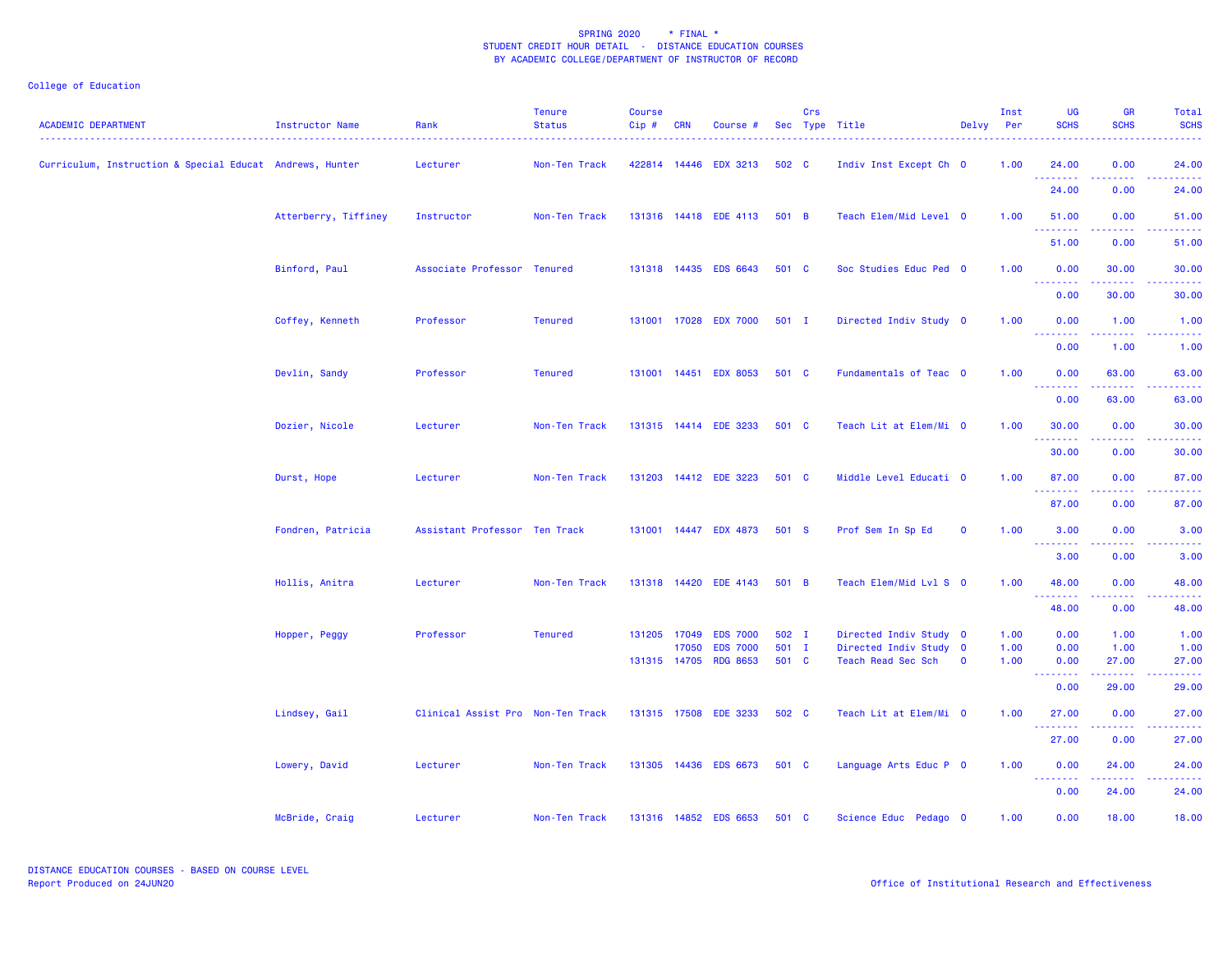SPRING 2020 * FINAL *
STUDENT CREDIT HOUR DETAIL - DISTANCE EDUCATION COURSES
BY ACADEMIC COLLEGE/DEPARTMENT OF INSTRUCTOR OF RECORD

College of Education

| ACADEMIC DEPARTMENT | Instructor Name | Rank | Tenure Status | Course Cip # | CRN | Course # | Sec | Crs Type | Title | Delvy | Inst Per | UG SCHS | GR SCHS | Total SCHS |
|---|---|---|---|---|---|---|---|---|---|---|---|---|---|---|
| Curriculum, Instruction & Special Educat | Andrews, Hunter | Lecturer | Non-Ten Track | 422814 | 14446 | EDX 3213 | 502 | C | Indiv Inst Except Ch | O | 1.00 | 24.00 | 0.00 | 24.00 |
| | | | | | | | | | | | | 24.00 | 0.00 | 24.00 |
| | Atterberry, Tiffiney | Instructor | Non-Ten Track | 131316 | 14418 | EDE 4113 | 501 | B | Teach Elem/Mid Level | O | 1.00 | 51.00 | 0.00 | 51.00 |
| | | | | | | | | | | | | 51.00 | 0.00 | 51.00 |
| | Binford, Paul | Associate Professor | Tenured | 131318 | 14435 | EDS 6643 | 501 | C | Soc Studies Educ Ped | O | 1.00 | 0.00 | 30.00 | 30.00 |
| | | | | | | | | | | | | 0.00 | 30.00 | 30.00 |
| | Coffey, Kenneth | Professor | Tenured | 131001 | 17028 | EDX 7000 | 501 | I | Directed Indiv Study | O | 1.00 | 0.00 | 1.00 | 1.00 |
| | | | | | | | | | | | | 0.00 | 1.00 | 1.00 |
| | Devlin, Sandy | Professor | Tenured | 131001 | 14451 | EDX 8053 | 501 | C | Fundamentals of Teac | O | 1.00 | 0.00 | 63.00 | 63.00 |
| | | | | | | | | | | | | 0.00 | 63.00 | 63.00 |
| | Dozier, Nicole | Lecturer | Non-Ten Track | 131315 | 14414 | EDE 3233 | 501 | C | Teach Lit at Elem/Mi | O | 1.00 | 30.00 | 0.00 | 30.00 |
| | | | | | | | | | | | | 30.00 | 0.00 | 30.00 |
| | Durst, Hope | Lecturer | Non-Ten Track | 131203 | 14412 | EDE 3223 | 501 | C | Middle Level Educati | O | 1.00 | 87.00 | 0.00 | 87.00 |
| | | | | | | | | | | | | 87.00 | 0.00 | 87.00 |
| | Fondren, Patricia | Assistant Professor | Ten Track | 131001 | 14447 | EDX 4873 | 501 | S | Prof Sem In Sp Ed | O | 1.00 | 3.00 | 0.00 | 3.00 |
| | | | | | | | | | | | | 3.00 | 0.00 | 3.00 |
| | Hollis, Anitra | Lecturer | Non-Ten Track | 131318 | 14420 | EDE 4143 | 501 | B | Teach Elem/Mid Lvl S | O | 1.00 | 48.00 | 0.00 | 48.00 |
| | | | | | | | | | | | | 48.00 | 0.00 | 48.00 |
| | Hopper, Peggy | Professor | Tenured | 131205 | 17049 | EDS 7000 | 502 | I | Directed Indiv Study | O | 1.00 | 0.00 | 1.00 | 1.00 |
| | | | | | 17050 | EDS 7000 | 501 | I | Directed Indiv Study | O | 1.00 | 0.00 | 1.00 | 1.00 |
| | | | | 131315 | 14705 | RDG 8653 | 501 | C | Teach Read Sec Sch | O | 1.00 | 0.00 | 27.00 | 27.00 |
| | | | | | | | | | | | | 0.00 | 29.00 | 29.00 |
| | Lindsey, Gail | Clinical Assist Pro | Non-Ten Track | 131315 | 17508 | EDE 3233 | 502 | C | Teach Lit at Elem/Mi | O | 1.00 | 27.00 | 0.00 | 27.00 |
| | | | | | | | | | | | | 27.00 | 0.00 | 27.00 |
| | Lowery, David | Lecturer | Non-Ten Track | 131305 | 14436 | EDS 6673 | 501 | C | Language Arts Educ P | O | 1.00 | 0.00 | 24.00 | 24.00 |
| | | | | | | | | | | | | 0.00 | 24.00 | 24.00 |
| | McBride, Craig | Lecturer | Non-Ten Track | 131316 | 14852 | EDS 6653 | 501 | C | Science Educ Pedago | O | 1.00 | 0.00 | 18.00 | 18.00 |

DISTANCE EDUCATION COURSES - BASED ON COURSE LEVEL
Report Produced on 24JUN20

Office of Institutional Research and Effectiveness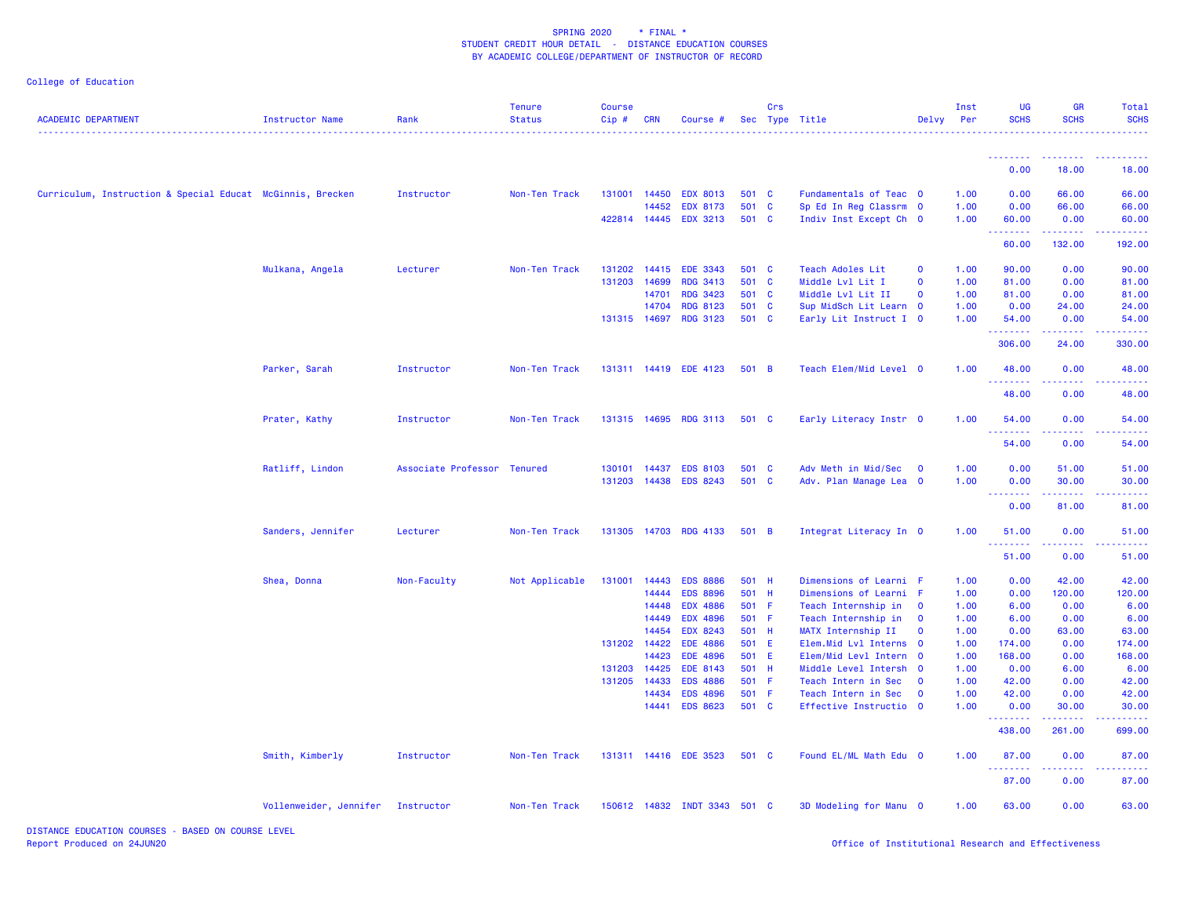SPRING 2020 * FINAL *
STUDENT CREDIT HOUR DETAIL - DISTANCE EDUCATION COURSES
BY ACADEMIC COLLEGE/DEPARTMENT OF INSTRUCTOR OF RECORD

College of Education

| ACADEMIC DEPARTMENT | Instructor Name | Rank | Tenure Status | Course Cip # | CRN | Course # | Sec | Crs Type | Title | Delvy | Inst Per | UG SCHS | GR SCHS | Total SCHS |
|---|---|---|---|---|---|---|---|---|---|---|---|---|---|---|
| | | | | | | | | | | | | 0.00 | 18.00 | 18.00 |
| Curriculum, Instruction & Special Educat | McGinnis, Brecken | Instructor | Non-Ten Track | 131001 | 14450 | EDX 8013 | 501 | C | Fundamentals of Teac | O | 1.00 | 0.00 | 66.00 | 66.00 |
| | | | | | 14452 | EDX 8173 | 501 | C | Sp Ed In Reg Classrm | O | 1.00 | 0.00 | 66.00 | 66.00 |
| | | | | 422814 | 14445 | EDX 3213 | 501 | C | Indiv Inst Except Ch | O | 1.00 | 60.00 | 0.00 | 60.00 |
| | | | | | | | | | | | | 60.00 | 132.00 | 192.00 |
| | Mulkana, Angela | Lecturer | Non-Ten Track | 131202 | 14415 | EDE 3343 | 501 | C | Teach Adoles Lit | O | 1.00 | 90.00 | 0.00 | 90.00 |
| | | | | 131203 | 14699 | RDG 3413 | 501 | C | Middle Lvl Lit I | O | 1.00 | 81.00 | 0.00 | 81.00 |
| | | | | | 14701 | RDG 3423 | 501 | C | Middle Lvl Lit II | O | 1.00 | 81.00 | 0.00 | 81.00 |
| | | | | | 14704 | RDG 8123 | 501 | C | Sup MidSch Lit Learn | O | 1.00 | 0.00 | 24.00 | 24.00 |
| | | | | 131315 | 14697 | RDG 3123 | 501 | C | Early Lit Instruct I | O | 1.00 | 54.00 | 0.00 | 54.00 |
| | | | | | | | | | | | | 306.00 | 24.00 | 330.00 |
| | Parker, Sarah | Instructor | Non-Ten Track | 131311 | 14419 | EDE 4123 | 501 | B | Teach Elem/Mid Level | O | 1.00 | 48.00 | 0.00 | 48.00 |
| | | | | | | | | | | | | 48.00 | 0.00 | 48.00 |
| | Prater, Kathy | Instructor | Non-Ten Track | 131315 | 14695 | RDG 3113 | 501 | C | Early Literacy Instr | O | 1.00 | 54.00 | 0.00 | 54.00 |
| | | | | | | | | | | | | 54.00 | 0.00 | 54.00 |
| | Ratliff, Lindon | Associate Professor | Tenured | 130101 | 14437 | EDS 8103 | 501 | C | Adv Meth in Mid/Sec | O | 1.00 | 0.00 | 51.00 | 51.00 |
| | | | | 131203 | 14438 | EDS 8243 | 501 | C | Adv. Plan Manage Lea | O | 1.00 | 0.00 | 30.00 | 30.00 |
| | | | | | | | | | | | | 0.00 | 81.00 | 81.00 |
| | Sanders, Jennifer | Lecturer | Non-Ten Track | 131305 | 14703 | RDG 4133 | 501 | B | Integrat Literacy In | O | 1.00 | 51.00 | 0.00 | 51.00 |
| | | | | | | | | | | | | 51.00 | 0.00 | 51.00 |
| | Shea, Donna | Non-Faculty | Not Applicable | 131001 | 14443 | EDS 8886 | 501 | H | Dimensions of Learni | F | 1.00 | 0.00 | 42.00 | 42.00 |
| | | | | | 14444 | EDS 8896 | 501 | H | Dimensions of Learni | F | 1.00 | 0.00 | 120.00 | 120.00 |
| | | | | | 14448 | EDX 4886 | 501 | F | Teach Internship in | O | 1.00 | 6.00 | 0.00 | 6.00 |
| | | | | | 14449 | EDX 4896 | 501 | F | Teach Internship in | O | 1.00 | 6.00 | 0.00 | 6.00 |
| | | | | | 14454 | EDX 8243 | 501 | H | MATX Internship II | O | 1.00 | 0.00 | 63.00 | 63.00 |
| | | | | 131202 | 14422 | EDE 4886 | 501 | E | Elem.Mid Lvl Interns | O | 1.00 | 174.00 | 0.00 | 174.00 |
| | | | | | 14423 | EDE 4896 | 501 | E | Elem/Mid Levl Intern | O | 1.00 | 168.00 | 0.00 | 168.00 |
| | | | | 131203 | 14425 | EDE 8143 | 501 | H | Middle Level Intersh | O | 1.00 | 0.00 | 6.00 | 6.00 |
| | | | | 131205 | 14433 | EDS 4886 | 501 | F | Teach Intern in Sec | O | 1.00 | 42.00 | 0.00 | 42.00 |
| | | | | | 14434 | EDS 4896 | 501 | F | Teach Intern in Sec | O | 1.00 | 42.00 | 0.00 | 42.00 |
| | | | | | 14441 | EDS 8623 | 501 | C | Effective Instructio | O | 1.00 | 0.00 | 30.00 | 30.00 |
| | | | | | | | | | | | | 438.00 | 261.00 | 699.00 |
| | Smith, Kimberly | Instructor | Non-Ten Track | 131311 | 14416 | EDE 3523 | 501 | C | Found EL/ML Math Edu | O | 1.00 | 87.00 | 0.00 | 87.00 |
| | | | | | | | | | | | | 87.00 | 0.00 | 87.00 |
| | Vollenweider, Jennifer | Instructor | Non-Ten Track | 150612 | 14832 | INDT 3343 | 501 | C | 3D Modeling for Manu | O | 1.00 | 63.00 | 0.00 | 63.00 |

DISTANCE EDUCATION COURSES - BASED ON COURSE LEVEL
Report Produced on 24JUN20

Office of Institutional Research and Effectiveness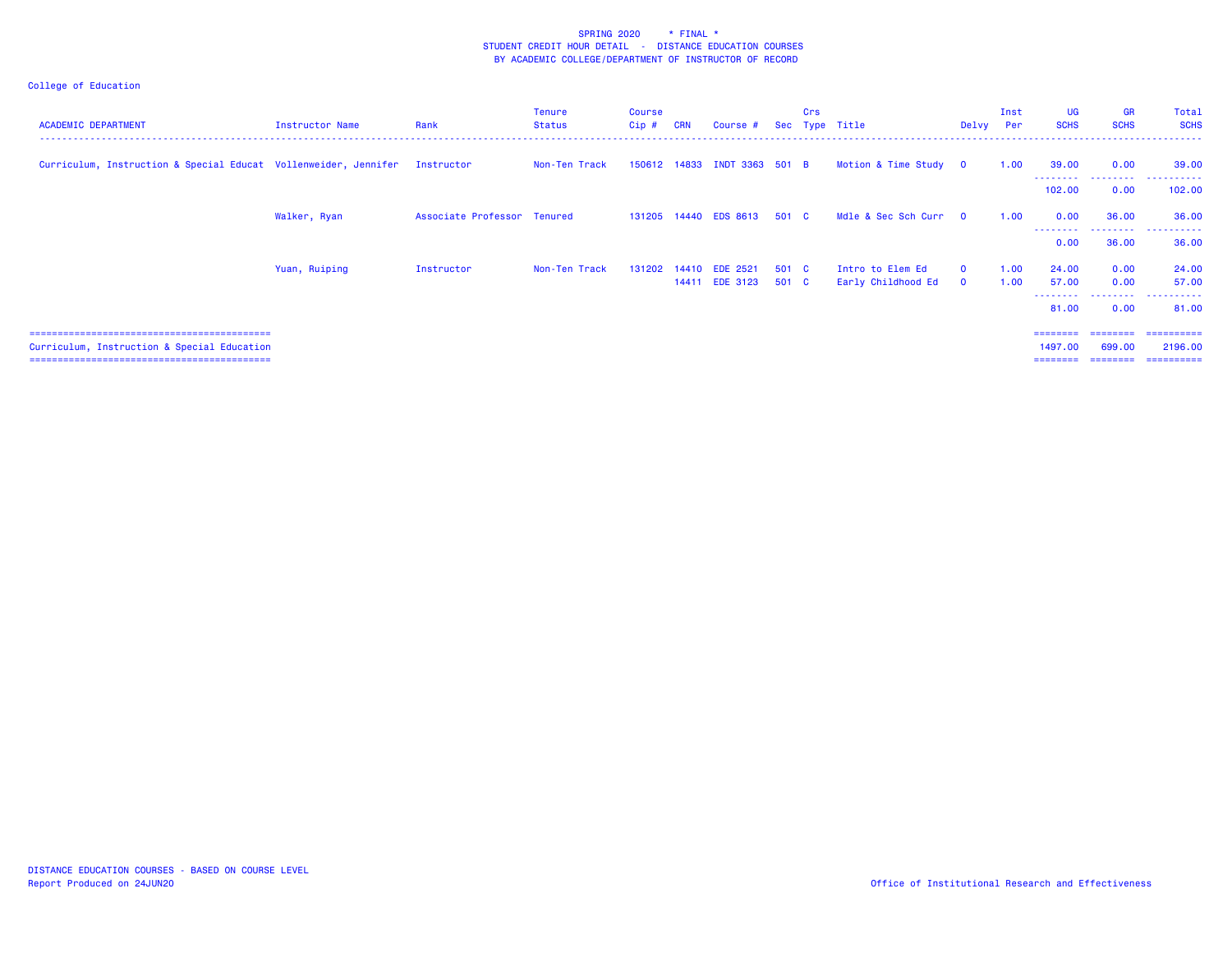SPRING 2020 * FINAL *
STUDENT CREDIT HOUR DETAIL - DISTANCE EDUCATION COURSES
BY ACADEMIC COLLEGE/DEPARTMENT OF INSTRUCTOR OF RECORD

College of Education

| ACADEMIC DEPARTMENT | Instructor Name | Rank | Tenure Status | Course Cip # | CRN | Course # | Sec | Crs Type | Title | Delvy | Inst Per | UG SCHS | GR SCHS | Total SCHS |
|---|---|---|---|---|---|---|---|---|---|---|---|---|---|---|
| Curriculum, Instruction & Special Educat | Vollenweider, Jennifer | Instructor | Non-Ten Track | 150612 | 14833 | INDT 3363 | 501 | B | Motion & Time Study | O | 1.00 | 39.00 | 0.00 | 39.00 |
| | | | | | | | | | | | | 102.00 | 0.00 | 102.00 |
| | Walker, Ryan | Associate Professor | Tenured | 131205 | 14440 | EDS 8613 | 501 | C | Mdle & Sec Sch Curr | O | 1.00 | 0.00 | 36.00 | 36.00 |
| | | | | | | | | | | | | 0.00 | 36.00 | 36.00 |
| | Yuan, Ruiping | Instructor | Non-Ten Track | 131202 | 14410 | EDE 2521 | 501 | C | Intro to Elem Ed | O | 1.00 | 24.00 | 0.00 | 24.00 |
| | | | | | 14411 | EDE 3123 | 501 | C | Early Childhood Ed | O | 1.00 | 57.00 | 0.00 | 57.00 |
| | | | | | | | | | | | | 81.00 | 0.00 | 81.00 |
| Curriculum, Instruction & Special Education | | | | | | | | | | | | 1497.00 | 699.00 | 2196.00 |

DISTANCE EDUCATION COURSES - BASED ON COURSE LEVEL
Report Produced on 24JUN20

Office of Institutional Research and Effectiveness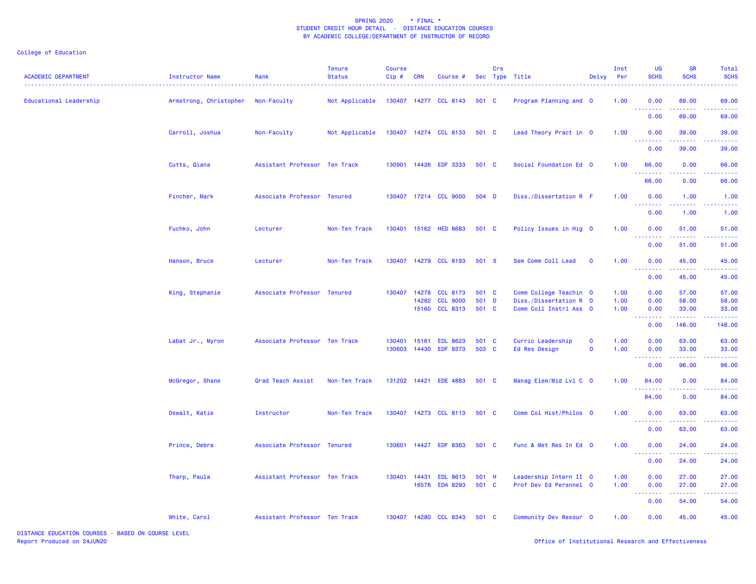SPRING 2020 * FINAL *
STUDENT CREDIT HOUR DETAIL - DISTANCE EDUCATION COURSES
BY ACADEMIC COLLEGE/DEPARTMENT OF INSTRUCTOR OF RECORD

College of Education

| ACADEMIC DEPARTMENT | Instructor Name | Rank | Tenure Status | Course Cip # | CRN | Course # | Sec | Crs Type | Title | Delvy | Inst Per | UG SCHS | GR SCHS | Total SCHS |
|---|---|---|---|---|---|---|---|---|---|---|---|---|---|---|
| Educational Leadership | Armstrong, Christopher | Non-Faculty | Not Applicable | 130407 | 14277 | CCL 8143 | 501 | C | Program Planning and | O | 1.00 | 0.00 | 69.00 | 69.00 |
| | | | | | | | | | | | | 0.00 | 69.00 | 69.00 |
| | Carroll, Joshua | Non-Faculty | Not Applicable | 130407 | 14274 | CCL 8133 | 501 | C | Lead Theory Pract in | O | 1.00 | 0.00 | 39.00 | 39.00 |
| | | | | | | | | | | | | 0.00 | 39.00 | 39.00 |
| | Cutts, Qiana | Assistant Professor | Ten Track | 130901 | 14426 | EDF 3333 | 501 | C | Social Foundation Ed | O | 1.00 | 66.00 | 0.00 | 66.00 |
| | | | | | | | | | | | | 66.00 | 0.00 | 66.00 |
| | Fincher, Mark | Associate Professor | Tenured | 130407 | 17214 | CCL 9000 | 504 | D | Diss./Dissertation R | F | 1.00 | 0.00 | 1.00 | 1.00 |
| | | | | | | | | | | | | 0.00 | 1.00 | 1.00 |
| | Fuchko, John | Lecturer | Non-Ten Track | 130401 | 15162 | HED 8683 | 501 | C | Policy Issues in Hig | O | 1.00 | 0.00 | 51.00 | 51.00 |
| | | | | | | | | | | | | 0.00 | 51.00 | 51.00 |
| | Hanson, Bruce | Lecturer | Non-Ten Track | 130407 | 14279 | CCL 8193 | 501 | S | Sem Comm Coll Lead | O | 1.00 | 0.00 | 45.00 | 45.00 |
| | | | | | | | | | | | | 0.00 | 45.00 | 45.00 |
| | King, Stephanie | Associate Professor | Tenured | 130407 | 14278 | CCL 8173 | 501 | C | Comm College Teachin | O | 1.00 | 0.00 | 57.00 | 57.00 |
| | | | | | 14282 | CCL 9000 | 501 | D | Diss./Dissertation R | O | 1.00 | 0.00 | 58.00 | 58.00 |
| | | | | | 15160 | CCL 8313 | 501 | C | Comm Coll Instrl Ass | O | 1.00 | 0.00 | 33.00 | 33.00 |
| | | | | | | | | | | | | 0.00 | 148.00 | 148.00 |
| | Labat Jr., Myron | Associate Professor | Ten Track | 130401 | 15161 | EDL 8623 | 501 | C | Curric Leadership | O | 1.00 | 0.00 | 63.00 | 63.00 |
| | | | | 130603 | 14430 | EDF 9373 | 503 | C | Ed Res Design | O | 1.00 | 0.00 | 33.00 | 33.00 |
| | | | | | | | | | | | | 0.00 | 96.00 | 96.00 |
| | McGregor, Shane | Grad Teach Assist | Non-Ten Track | 131202 | 14421 | EDE 4883 | 501 | C | Manag Elem/Mid Lvl C | O | 1.00 | 84.00 | 0.00 | 84.00 |
| | | | | | | | | | | | | 84.00 | 0.00 | 84.00 |
| | Oswalt, Katie | Instructor | Non-Ten Track | 130407 | 14273 | CCL 8113 | 501 | C | Comm Col Hist/Philos | O | 1.00 | 0.00 | 63.00 | 63.00 |
| | | | | | | | | | | | | 0.00 | 63.00 | 63.00 |
| | Prince, Debra | Associate Professor | Tenured | 130601 | 14427 | EDF 8363 | 501 | C | Func & Met Res In Ed | O | 1.00 | 0.00 | 24.00 | 24.00 |
| | | | | | | | | | | | | 0.00 | 24.00 | 24.00 |
| | Tharp, Paula | Assistant Professor | Ten Track | 130401 | 14431 | EDL 8613 | 501 | H | Leadership Intern II | O | 1.00 | 0.00 | 27.00 | 27.00 |
| | | | | | 16576 | EDA 8293 | 501 | C | Prof Dev Ed Persnnel | O | 1.00 | 0.00 | 27.00 | 27.00 |
| | | | | | | | | | | | | 0.00 | 54.00 | 54.00 |
| | White, Carol | Assistant Professor | Ten Track | 130407 | 14280 | CCL 8343 | 501 | C | Community Dev Resour | O | 1.00 | 0.00 | 45.00 | 45.00 |

DISTANCE EDUCATION COURSES - BASED ON COURSE LEVEL
Report Produced on 24JUN20

Office of Institutional Research and Effectiveness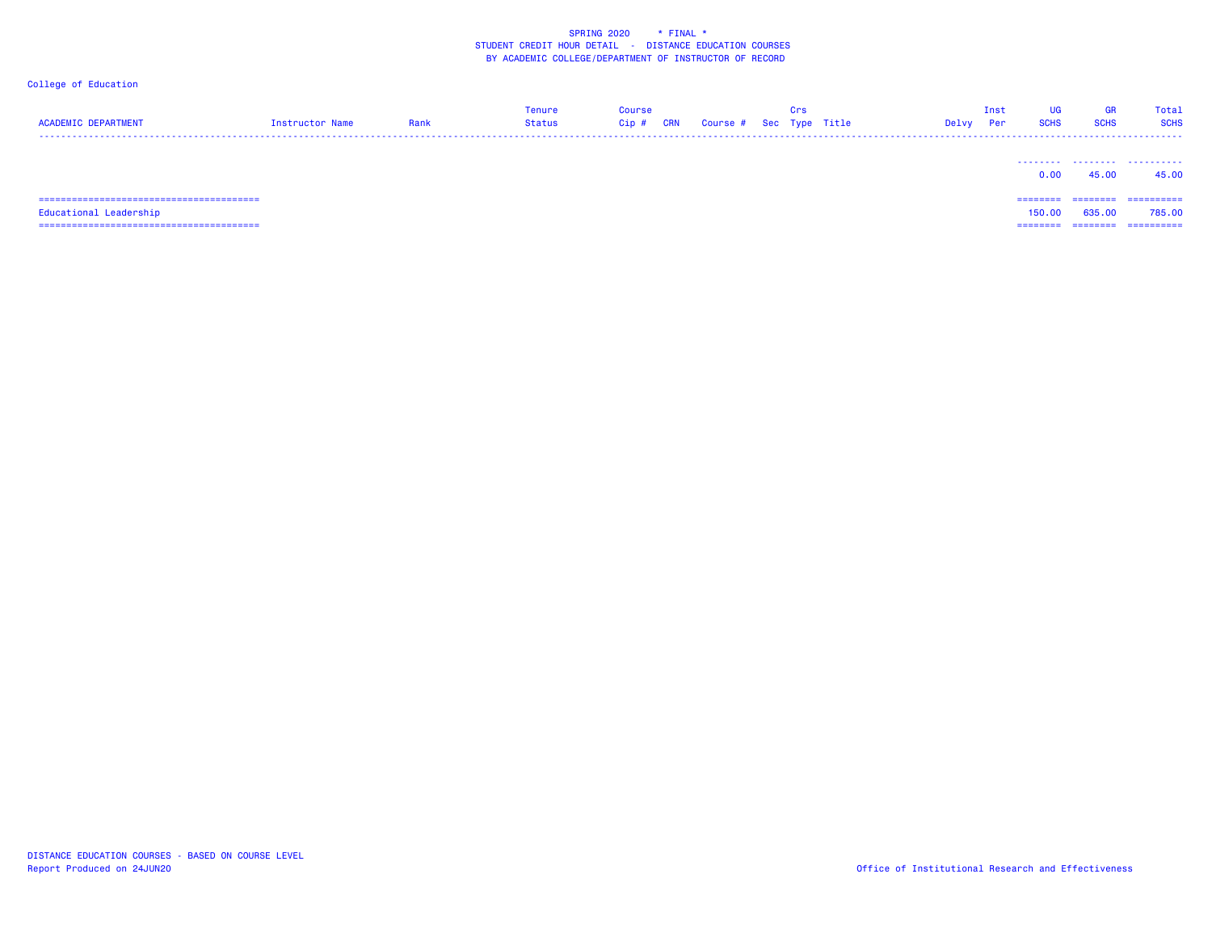SPRING 2020 * FINAL *
STUDENT CREDIT HOUR DETAIL - DISTANCE EDUCATION COURSES
BY ACADEMIC COLLEGE/DEPARTMENT OF INSTRUCTOR OF RECORD

College of Education

| ACADEMIC DEPARTMENT | Instructor Name | Rank | Tenure Status | Course Cip # | CRN | Course # | Sec | Crs Type | Title | Delvy | Inst Per | UG SCHS | GR SCHS | Total SCHS |
|---|---|---|---|---|---|---|---|---|---|---|---|---|---|---|
| | | | | | | | | | | | | 0.00 | 45.00 | 45.00 |
| Educational Leadership | | | | | | | | | | | | 150.00 | 635.00 | 785.00 |

DISTANCE EDUCATION COURSES - BASED ON COURSE LEVEL
Report Produced on 24JUN20

Office of Institutional Research and Effectiveness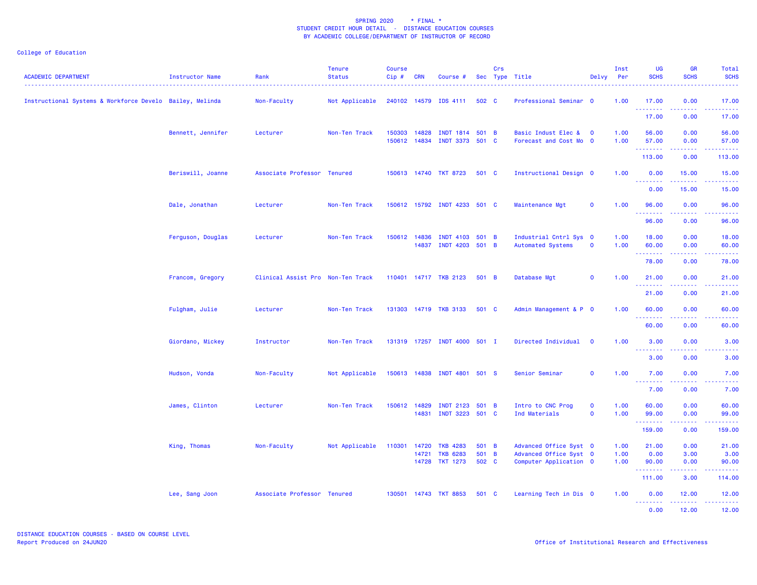SPRING 2020 * FINAL *
STUDENT CREDIT HOUR DETAIL - DISTANCE EDUCATION COURSES
BY ACADEMIC COLLEGE/DEPARTMENT OF INSTRUCTOR OF RECORD

College of Education

| ACADEMIC DEPARTMENT | Instructor Name | Rank | Tenure Status | Course Cip # | CRN | Course # | Sec | Crs Type | Title | Delvy | Inst Per | UG SCHS | GR SCHS | Total SCHS |
|---|---|---|---|---|---|---|---|---|---|---|---|---|---|---|
| Instructional Systems & Workforce Develo | Bailey, Melinda | Non-Faculty | Not Applicable | 240102 | 14579 | IDS 4111 | 502 | C | Professional Seminar | O | 1.00 | 17.00 | 0.00 | 17.00 |
| | | | | | | | | | | | | 17.00 | 0.00 | 17.00 |
| | Bennett, Jennifer | Lecturer | Non-Ten Track | 150303 | 14828 | INDT 1814 | 501 | B | Basic Indust Elec & | O | 1.00 | 56.00 | 0.00 | 56.00 |
| | | | | 150612 | 14834 | INDT 3373 | 501 | C | Forecast and Cost Mo | O | 1.00 | 57.00 | 0.00 | 57.00 |
| | | | | | | | | | | | | 113.00 | 0.00 | 113.00 |
| | Beriswill, Joanne | Associate Professor | Tenured | 150613 | 14740 | TKT 8723 | 501 | C | Instructional Design | O | 1.00 | 0.00 | 15.00 | 15.00 |
| | | | | | | | | | | | | 0.00 | 15.00 | 15.00 |
| | Dale, Jonathan | Lecturer | Non-Ten Track | 150612 | 15792 | INDT 4233 | 501 | C | Maintenance Mgt | O | 1.00 | 96.00 | 0.00 | 96.00 |
| | | | | | | | | | | | | 96.00 | 0.00 | 96.00 |
| | Ferguson, Douglas | Lecturer | Non-Ten Track | 150612 | 14836 | INDT 4103 | 501 | B | Industrial Cntrl Sys | O | 1.00 | 18.00 | 0.00 | 18.00 |
| | | | | | 14837 | INDT 4203 | 501 | B | Automated Systems | O | 1.00 | 60.00 | 0.00 | 60.00 |
| | | | | | | | | | | | | 78.00 | 0.00 | 78.00 |
| | Francom, Gregory | Clinical Assist Pro | Non-Ten Track | 110401 | 14717 | TKB 2123 | 501 | B | Database Mgt | O | 1.00 | 21.00 | 0.00 | 21.00 |
| | | | | | | | | | | | | 21.00 | 0.00 | 21.00 |
| | Fulgham, Julie | Lecturer | Non-Ten Track | 131303 | 14719 | TKB 3133 | 501 | C | Admin Management & P | O | 1.00 | 60.00 | 0.00 | 60.00 |
| | | | | | | | | | | | | 60.00 | 0.00 | 60.00 |
| | Giordano, Mickey | Instructor | Non-Ten Track | 131319 | 17257 | INDT 4000 | 501 | I | Directed Individual | O | 1.00 | 3.00 | 0.00 | 3.00 |
| | | | | | | | | | | | | 3.00 | 0.00 | 3.00 |
| | Hudson, Vonda | Non-Faculty | Not Applicable | 150613 | 14838 | INDT 4801 | 501 | S | Senior Seminar | O | 1.00 | 7.00 | 0.00 | 7.00 |
| | | | | | | | | | | | | 7.00 | 0.00 | 7.00 |
| | James, Clinton | Lecturer | Non-Ten Track | 150612 | 14829 | INDT 2123 | 501 | B | Intro to CNC Prog | O | 1.00 | 60.00 | 0.00 | 60.00 |
| | | | | | 14831 | INDT 3223 | 501 | C | Ind Materials | O | 1.00 | 99.00 | 0.00 | 99.00 |
| | | | | | | | | | | | | 159.00 | 0.00 | 159.00 |
| | King, Thomas | Non-Faculty | Not Applicable | 110301 | 14720 | TKB 4283 | 501 | B | Advanced Office Syst | O | 1.00 | 21.00 | 0.00 | 21.00 |
| | | | | | 14721 | TKB 6283 | 501 | B | Advanced Office Syst | O | 1.00 | 0.00 | 3.00 | 3.00 |
| | | | | | 14728 | TKT 1273 | 502 | C | Computer Application | O | 1.00 | 90.00 | 0.00 | 90.00 |
| | | | | | | | | | | | | 111.00 | 3.00 | 114.00 |
| | Lee, Sang Joon | Associate Professor | Tenured | 130501 | 14743 | TKT 8853 | 501 | C | Learning Tech in Dis | O | 1.00 | 0.00 | 12.00 | 12.00 |
| | | | | | | | | | | | | 0.00 | 12.00 | 12.00 |

DISTANCE EDUCATION COURSES - BASED ON COURSE LEVEL
Report Produced on 24JUN20

Office of Institutional Research and Effectiveness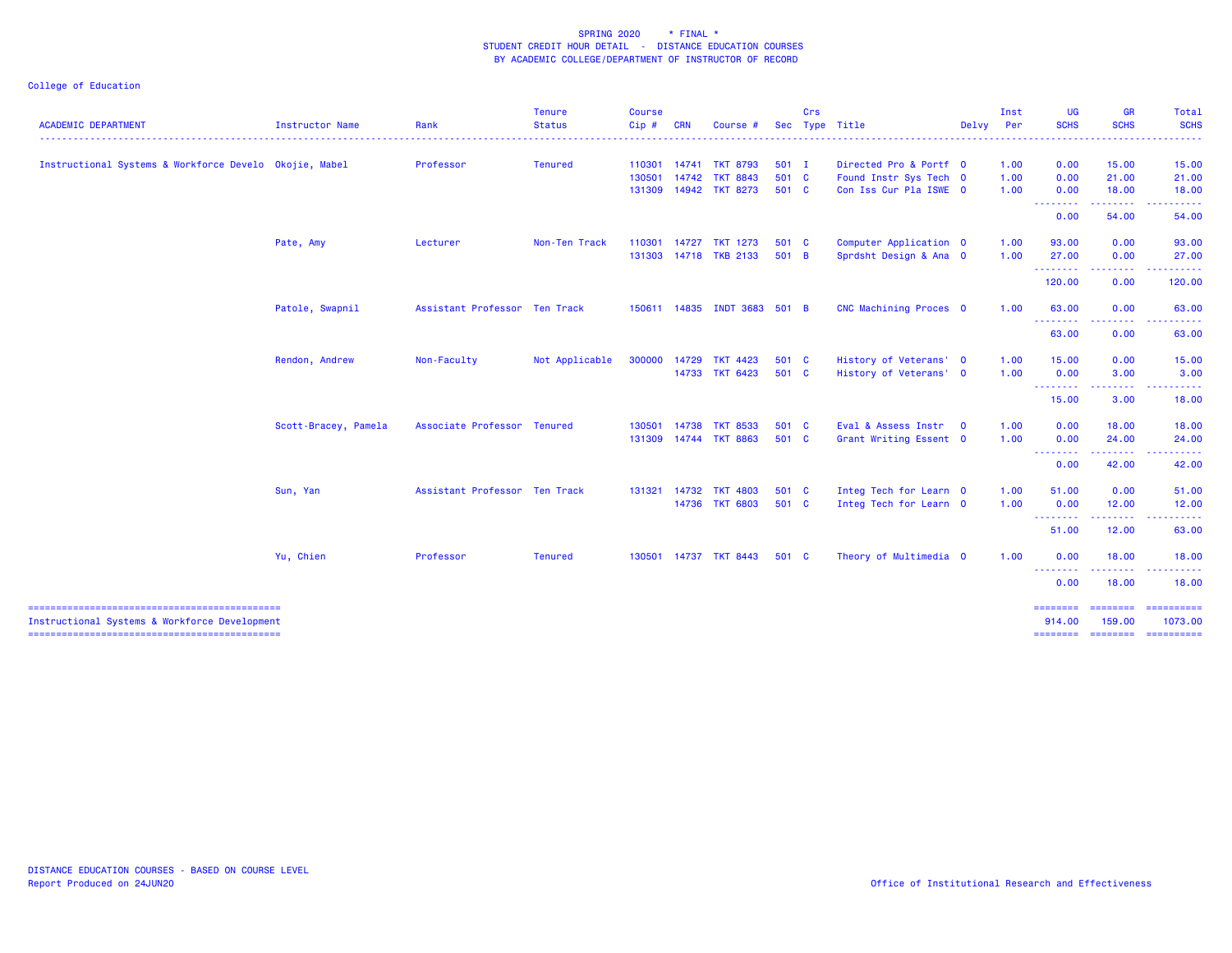SPRING 2020 * FINAL *
STUDENT CREDIT HOUR DETAIL - DISTANCE EDUCATION COURSES
BY ACADEMIC COLLEGE/DEPARTMENT OF INSTRUCTOR OF RECORD

College of Education

| ACADEMIC DEPARTMENT | Instructor Name | Rank | Tenure Status | Course Cip # | CRN | Course # | Sec | Crs Type | Title | Delvy | Inst Per | UG SCHS | GR SCHS | Total SCHS |
|---|---|---|---|---|---|---|---|---|---|---|---|---|---|---|
| Instructional Systems & Workforce Develo | Okojie, Mabel | Professor | Tenured | 110301 | 14741 | TKT 8793 | 501 | I | Directed Pro & Portf | O | 1.00 | 0.00 | 15.00 | 15.00 |
| | | | | 130501 | 14742 | TKT 8843 | 501 | C | Found Instr Sys Tech | O | 1.00 | 0.00 | 21.00 | 21.00 |
| | | | | 131309 | 14942 | TKT 8273 | 501 | C | Con Iss Cur Pla ISWE | O | 1.00 | 0.00 | 18.00 | 18.00 |
| | | | | | | | | | | | | 0.00 | 54.00 | 54.00 |
| | Pate, Amy | Lecturer | Non-Ten Track | 110301 | 14727 | TKT 1273 | 501 | C | Computer Application | O | 1.00 | 93.00 | 0.00 | 93.00 |
| | | | | 131303 | 14718 | TKB 2133 | 501 | B | Sprdsht Design & Ana | O | 1.00 | 27.00 | 0.00 | 27.00 |
| | | | | | | | | | | | | 120.00 | 0.00 | 120.00 |
| | Patole, Swapnil | Assistant Professor | Ten Track | 150611 | 14835 | INDT 3683 | 501 | B | CNC Machining Proces | O | 1.00 | 63.00 | 0.00 | 63.00 |
| | | | | | | | | | | | | 63.00 | 0.00 | 63.00 |
| | Rendon, Andrew | Non-Faculty | Not Applicable | 300000 | 14729 | TKT 4423 | 501 | C | History of Veterans' | O | 1.00 | 15.00 | 0.00 | 15.00 |
| | | | | | 14733 | TKT 6423 | 501 | C | History of Veterans' | O | 1.00 | 0.00 | 3.00 | 3.00 |
| | | | | | | | | | | | | 15.00 | 3.00 | 18.00 |
| | Scott-Bracey, Pamela | Associate Professor | Tenured | 130501 | 14738 | TKT 8533 | 501 | C | Eval & Assess Instr | O | 1.00 | 0.00 | 18.00 | 18.00 |
| | | | | 131309 | 14744 | TKT 8863 | 501 | C | Grant Writing Essent | O | 1.00 | 0.00 | 24.00 | 24.00 |
| | | | | | | | | | | | | 0.00 | 42.00 | 42.00 |
| | Sun, Yan | Assistant Professor | Ten Track | 131321 | 14732 | TKT 4803 | 501 | C | Integ Tech for Learn | O | 1.00 | 51.00 | 0.00 | 51.00 |
| | | | | | 14736 | TKT 6803 | 501 | C | Integ Tech for Learn | O | 1.00 | 0.00 | 12.00 | 12.00 |
| | | | | | | | | | | | | 51.00 | 12.00 | 63.00 |
| | Yu, Chien | Professor | Tenured | 130501 | 14737 | TKT 8443 | 501 | C | Theory of Multimedia | O | 1.00 | 0.00 | 18.00 | 18.00 |
| | | | | | | | | | | | | 0.00 | 18.00 | 18.00 |
| Instructional Systems & Workforce Development | | | | | | | | | | | | 914.00 | 159.00 | 1073.00 |

DISTANCE EDUCATION COURSES - BASED ON COURSE LEVEL
Report Produced on 24JUN20

Office of Institutional Research and Effectiveness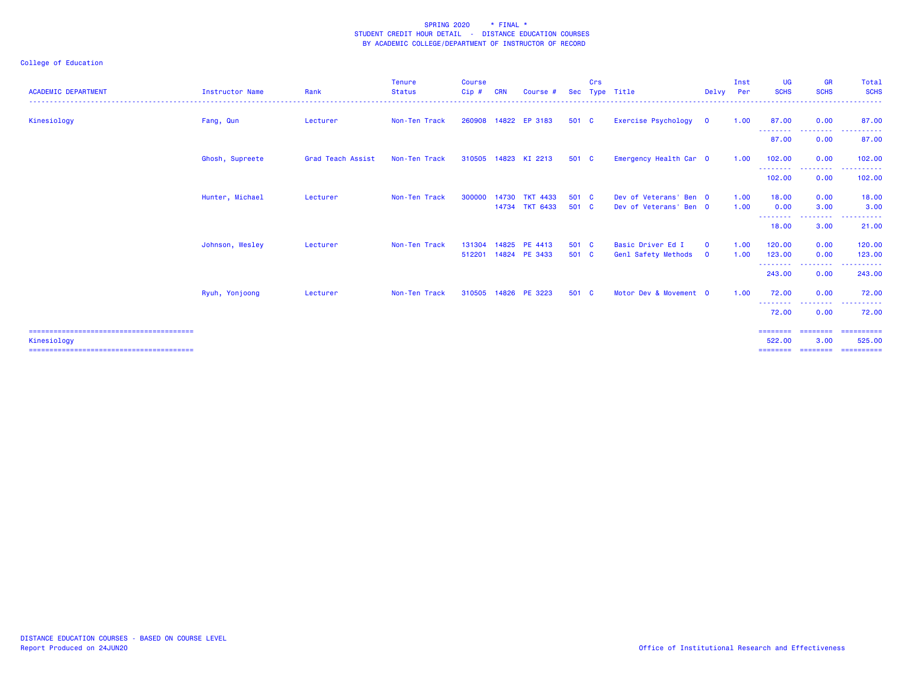SPRING 2020 * FINAL *
STUDENT CREDIT HOUR DETAIL - DISTANCE EDUCATION COURSES
BY ACADEMIC COLLEGE/DEPARTMENT OF INSTRUCTOR OF RECORD

College of Education

| ACADEMIC DEPARTMENT | Instructor Name | Rank | Tenure Status | Course Cip # | CRN | Course # | Sec | Crs Type | Title | Delvy | Inst Per | UG SCHS | GR SCHS | Total SCHS |
|---|---|---|---|---|---|---|---|---|---|---|---|---|---|---|
| Kinesiology | Fang, Qun | Lecturer | Non-Ten Track | 260908 | 14822 | EP 3183 | 501 | C | Exercise Psychology | O | 1.00 | 87.00 | 0.00 | 87.00 |
| | | | | | | | | | | | | 87.00 | 0.00 | 87.00 |
| | Ghosh, Supreete | Grad Teach Assist | Non-Ten Track | 310505 | 14823 | KI 2213 | 501 | C | Emergency Health Car | O | 1.00 | 102.00 | 0.00 | 102.00 |
| | | | | | | | | | | | | 102.00 | 0.00 | 102.00 |
| | Hunter, Michael | Lecturer | Non-Ten Track | 300000 | 14730 | TKT 4433 | 501 | C | Dev of Veterans' Ben | O | 1.00 | 18.00 | 0.00 | 18.00 |
| | | | | | 14734 | TKT 6433 | 501 | C | Dev of Veterans' Ben | O | 1.00 | 0.00 | 3.00 | 3.00 |
| | | | | | | | | | | | | 18.00 | 3.00 | 21.00 |
| | Johnson, Wesley | Lecturer | Non-Ten Track | 131304 | 14825 | PE 4413 | 501 | C | Basic Driver Ed I | O | 1.00 | 120.00 | 0.00 | 120.00 |
| | | | | 512201 | 14824 | PE 3433 | 501 | C | Genl Safety Methods | O | 1.00 | 123.00 | 0.00 | 123.00 |
| | | | | | | | | | | | | 243.00 | 0.00 | 243.00 |
| | Ryuh, Yonjoong | Lecturer | Non-Ten Track | 310505 | 14826 | PE 3223 | 501 | C | Motor Dev & Movement | O | 1.00 | 72.00 | 0.00 | 72.00 |
| | | | | | | | | | | | | 72.00 | 0.00 | 72.00 |
| Kinesiology | | | | | | | | | | | | 522.00 | 3.00 | 525.00 |

DISTANCE EDUCATION COURSES - BASED ON COURSE LEVEL
Report Produced on 24JUN20

Office of Institutional Research and Effectiveness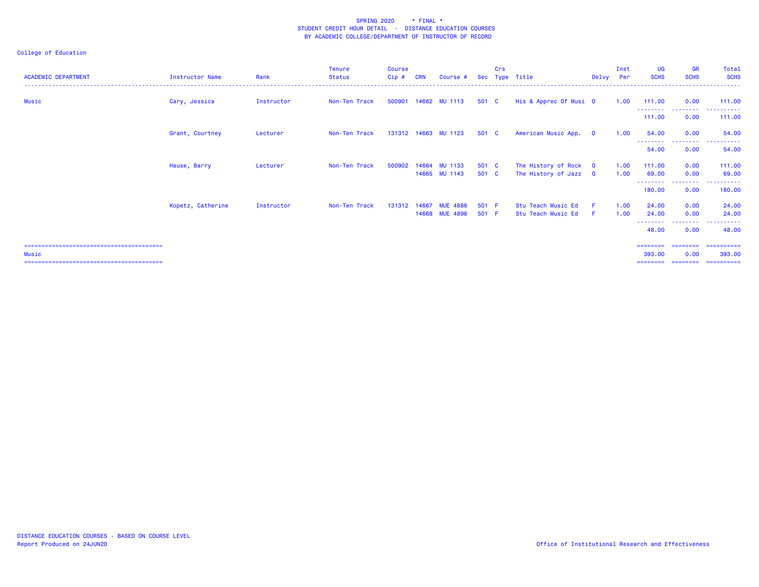SPRING 2020 * FINAL *
STUDENT CREDIT HOUR DETAIL - DISTANCE EDUCATION COURSES
BY ACADEMIC COLLEGE/DEPARTMENT OF INSTRUCTOR OF RECORD

College of Education

| ACADEMIC DEPARTMENT | Instructor Name | Rank | Tenure Status | Course Cip # | CRN | Course # | Sec | Crs Type | Title | Delvy | Inst Per | UG SCHS | GR SCHS | Total SCHS |
|---|---|---|---|---|---|---|---|---|---|---|---|---|---|---|
| Music | Cary, Jessica | Instructor | Non-Ten Track | 500901 | 14662 | MU 1113 | 501 | C | His & Apprec Of Musi | O | 1.00 | 111.00 | 0.00 | 111.00 |
| | | | | | | | | | | | | 111.00 | 0.00 | 111.00 |
| | Grant, Courtney | Lecturer | Non-Ten Track | 131312 | 14663 | MU 1123 | 501 | C | American Music App. | O | 1.00 | 54.00 | 0.00 | 54.00 |
| | | | | | | | | | | | | 54.00 | 0.00 | 54.00 |
| | Hause, Barry | Lecturer | Non-Ten Track | 500902 | 14664 | MU 1133 | 501 | C | The History of Rock | O | 1.00 | 111.00 | 0.00 | 111.00 |
| | | | | | 14665 | MU 1143 | 501 | C | The History of Jazz | O | 1.00 | 69.00 | 0.00 | 69.00 |
| | | | | | | | | | | | | 180.00 | 0.00 | 180.00 |
| | Kopetz, Catherine | Instructor | Non-Ten Track | 131312 | 14667 | MUE 4886 | 501 | F | Stu Teach Music Ed | F | 1.00 | 24.00 | 0.00 | 24.00 |
| | | | | | 14668 | MUE 4896 | 501 | F | Stu Teach Music Ed | F | 1.00 | 24.00 | 0.00 | 24.00 |
| | | | | | | | | | | | | 48.00 | 0.00 | 48.00 |
| Music | | | | | | | | | | | | 393.00 | 0.00 | 393.00 |

DISTANCE EDUCATION COURSES - BASED ON COURSE LEVEL
Report Produced on 24JUN20

Office of Institutional Research and Effectiveness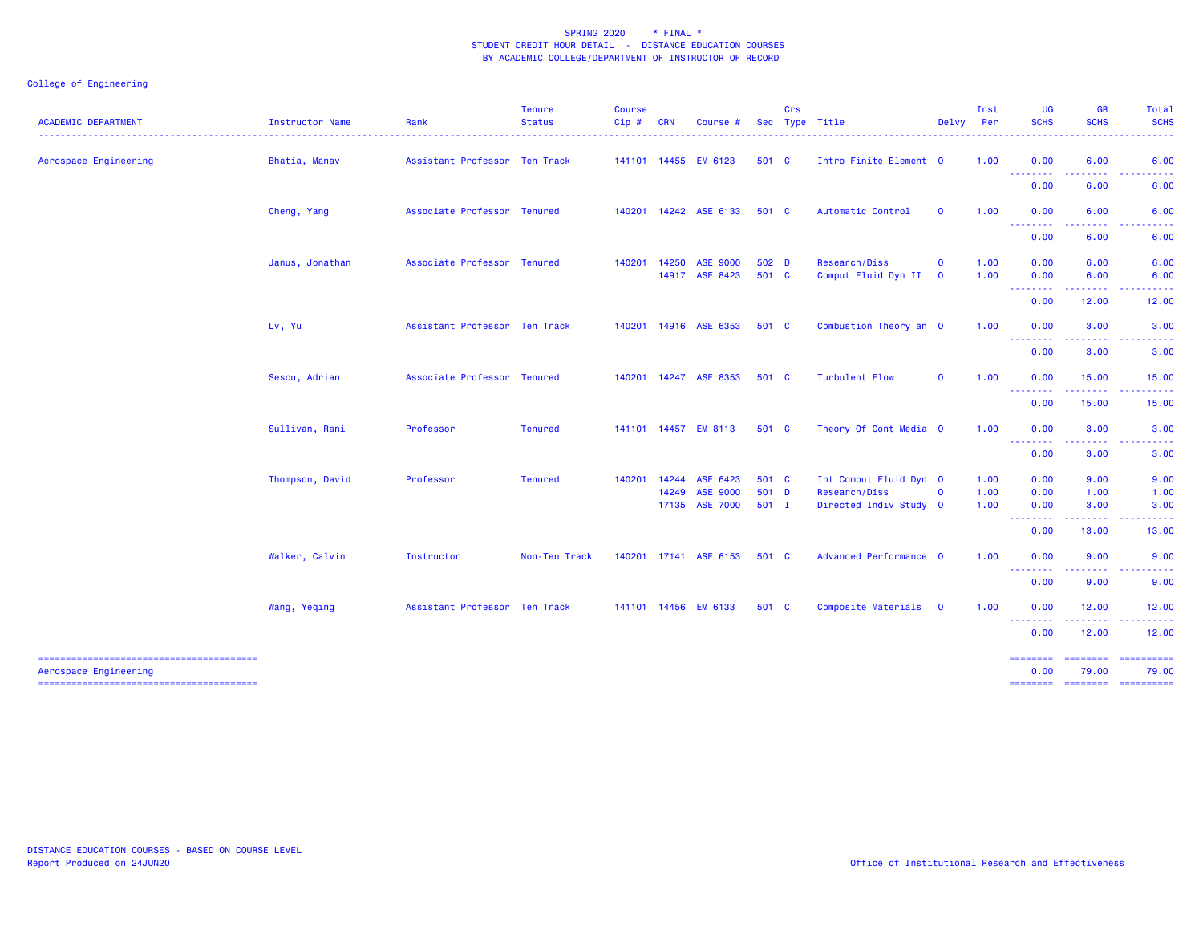SPRING 2020 * FINAL *
STUDENT CREDIT HOUR DETAIL - DISTANCE EDUCATION COURSES
BY ACADEMIC COLLEGE/DEPARTMENT OF INSTRUCTOR OF RECORD

College of Engineering

| ACADEMIC DEPARTMENT | Instructor Name | Rank | Tenure Status | Course Cip # | CRN | Course # | Sec | Crs Type | Title | Delvy | Inst Per | UG SCHS | GR SCHS | Total SCHS |
|---|---|---|---|---|---|---|---|---|---|---|---|---|---|---|
| Aerospace Engineering | Bhatia, Manav | Assistant Professor | Ten Track | 141101 | 14455 | EM 6123 | 501 | C | Intro Finite Element | O | 1.00 | 0.00 | 6.00 | 6.00 |
| | | | | | | | | | | | | 0.00 | 6.00 | 6.00 |
| | Cheng, Yang | Associate Professor | Tenured | 140201 | 14242 | ASE 6133 | 501 | C | Automatic Control | O | 1.00 | 0.00 | 6.00 | 6.00 |
| | | | | | | | | | | | | 0.00 | 6.00 | 6.00 |
| | Janus, Jonathan | Associate Professor | Tenured | 140201 | 14250 | ASE 9000 | 502 | D | Research/Diss | O | 1.00 | 0.00 | 6.00 | 6.00 |
| | | | | | 14917 | ASE 8423 | 501 | C | Comput Fluid Dyn II | O | 1.00 | 0.00 | 6.00 | 6.00 |
| | | | | | | | | | | | | 0.00 | 12.00 | 12.00 |
| | Lv, Yu | Assistant Professor | Ten Track | 140201 | 14916 | ASE 6353 | 501 | C | Combustion Theory an | O | 1.00 | 0.00 | 3.00 | 3.00 |
| | | | | | | | | | | | | 0.00 | 3.00 | 3.00 |
| | Sescu, Adrian | Associate Professor | Tenured | 140201 | 14247 | ASE 8353 | 501 | C | Turbulent Flow | O | 1.00 | 0.00 | 15.00 | 15.00 |
| | | | | | | | | | | | | 0.00 | 15.00 | 15.00 |
| | Sullivan, Rani | Professor | Tenured | 141101 | 14457 | EM 8113 | 501 | C | Theory Of Cont Media | O | 1.00 | 0.00 | 3.00 | 3.00 |
| | | | | | | | | | | | | 0.00 | 3.00 | 3.00 |
| | Thompson, David | Professor | Tenured | 140201 | 14244 | ASE 6423 | 501 | C | Int Comput Fluid Dyn | O | 1.00 | 0.00 | 9.00 | 9.00 |
| | | | | | 14249 | ASE 9000 | 501 | D | Research/Diss | O | 1.00 | 0.00 | 1.00 | 1.00 |
| | | | | | 17135 | ASE 7000 | 501 | I | Directed Indiv Study | O | 1.00 | 0.00 | 3.00 | 3.00 |
| | | | | | | | | | | | | 0.00 | 13.00 | 13.00 |
| | Walker, Calvin | Instructor | Non-Ten Track | 140201 | 17141 | ASE 6153 | 501 | C | Advanced Performance | O | 1.00 | 0.00 | 9.00 | 9.00 |
| | | | | | | | | | | | | 0.00 | 9.00 | 9.00 |
| | Wang, Yeqing | Assistant Professor | Ten Track | 141101 | 14456 | EM 6133 | 501 | C | Composite Materials | O | 1.00 | 0.00 | 12.00 | 12.00 |
| | | | | | | | | | | | | 0.00 | 12.00 | 12.00 |
| Aerospace Engineering | | | | | | | | | | | | 0.00 | 79.00 | 79.00 |

DISTANCE EDUCATION COURSES - BASED ON COURSE LEVEL
Report Produced on 24JUN20

Office of Institutional Research and Effectiveness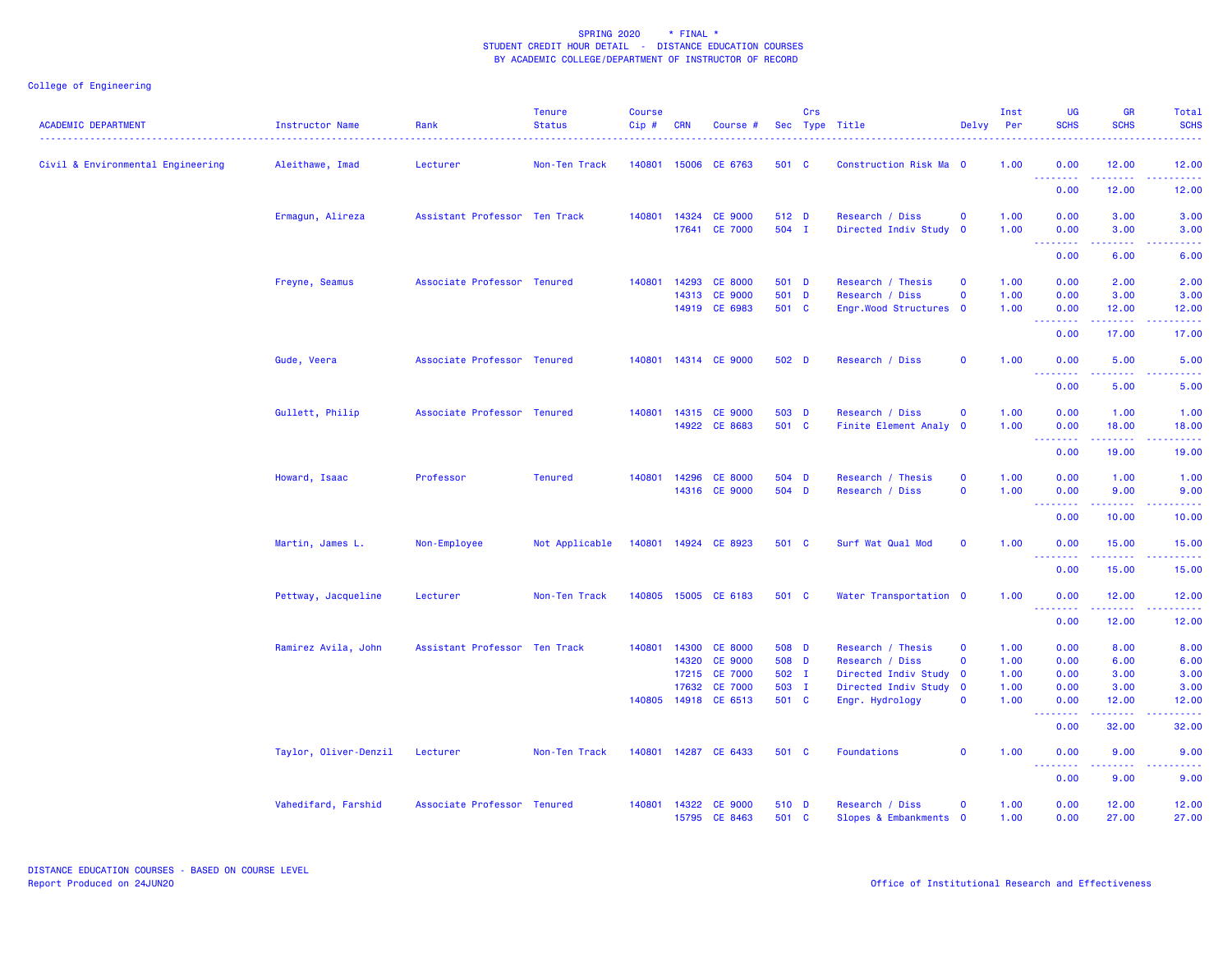SPRING 2020 * FINAL *
STUDENT CREDIT HOUR DETAIL - DISTANCE EDUCATION COURSES
BY ACADEMIC COLLEGE/DEPARTMENT OF INSTRUCTOR OF RECORD

College of Engineering

| ACADEMIC DEPARTMENT | Instructor Name | Rank | Tenure Status | Course Cip # | CRN | Course # | Sec | Crs Type | Title | Delvy | Inst Per | UG SCHS | GR SCHS | Total SCHS |
|---|---|---|---|---|---|---|---|---|---|---|---|---|---|---|
| Civil & Environmental Engineering | Aleithawe, Imad | Lecturer | Non-Ten Track | 140801 | 15006 | CE 6763 | 501 | C | Construction Risk Ma | O | 1.00 | 0.00 | 12.00 | 12.00 |
| | | | | | | | | | | | | 0.00 | 12.00 | 12.00 |
| | Ermagun, Alireza | Assistant Professor | Ten Track | 140801 | 14324 | CE 9000 | 512 | D | Research / Diss | O | 1.00 | 0.00 | 3.00 | 3.00 |
| | | | | | 17641 | CE 7000 | 504 | I | Directed Indiv Study | O | 1.00 | 0.00 | 3.00 | 3.00 |
| | | | | | | | | | | | | 0.00 | 6.00 | 6.00 |
| | Freyne, Seamus | Associate Professor | Tenured | 140801 | 14293 | CE 8000 | 501 | D | Research / Thesis | O | 1.00 | 0.00 | 2.00 | 2.00 |
| | | | | | 14313 | CE 9000 | 501 | D | Research / Diss | O | 1.00 | 0.00 | 3.00 | 3.00 |
| | | | | | 14919 | CE 6983 | 501 | C | Engr.Wood Structures | O | 1.00 | 0.00 | 12.00 | 12.00 |
| | | | | | | | | | | | | 0.00 | 17.00 | 17.00 |
| | Gude, Veera | Associate Professor | Tenured | 140801 | 14314 | CE 9000 | 502 | D | Research / Diss | O | 1.00 | 0.00 | 5.00 | 5.00 |
| | | | | | | | | | | | | 0.00 | 5.00 | 5.00 |
| | Gullett, Philip | Associate Professor | Tenured | 140801 | 14315 | CE 9000 | 503 | D | Research / Diss | O | 1.00 | 0.00 | 1.00 | 1.00 |
| | | | | | 14922 | CE 8683 | 501 | C | Finite Element Analy | O | 1.00 | 0.00 | 18.00 | 18.00 |
| | | | | | | | | | | | | 0.00 | 19.00 | 19.00 |
| | Howard, Isaac | Professor | Tenured | 140801 | 14296 | CE 8000 | 504 | D | Research / Thesis | O | 1.00 | 0.00 | 1.00 | 1.00 |
| | | | | | 14316 | CE 9000 | 504 | D | Research / Diss | O | 1.00 | 0.00 | 9.00 | 9.00 |
| | | | | | | | | | | | | 0.00 | 10.00 | 10.00 |
| | Martin, James L. | Non-Employee | Not Applicable | 140801 | 14924 | CE 8923 | 501 | C | Surf Wat Qual Mod | O | 1.00 | 0.00 | 15.00 | 15.00 |
| | | | | | | | | | | | | 0.00 | 15.00 | 15.00 |
| | Pettway, Jacqueline | Lecturer | Non-Ten Track | 140805 | 15005 | CE 6183 | 501 | C | Water Transportation | O | 1.00 | 0.00 | 12.00 | 12.00 |
| | | | | | | | | | | | | 0.00 | 12.00 | 12.00 |
| | Ramirez Avila, John | Assistant Professor | Ten Track | 140801 | 14300 | CE 8000 | 508 | D | Research / Thesis | O | 1.00 | 0.00 | 8.00 | 8.00 |
| | | | | | 14320 | CE 9000 | 508 | D | Research / Diss | O | 1.00 | 0.00 | 6.00 | 6.00 |
| | | | | | 17215 | CE 7000 | 502 | I | Directed Indiv Study | O | 1.00 | 0.00 | 3.00 | 3.00 |
| | | | | | 17632 | CE 7000 | 503 | I | Directed Indiv Study | O | 1.00 | 0.00 | 3.00 | 3.00 |
| | | | | 140805 | 14918 | CE 6513 | 501 | C | Engr. Hydrology | O | 1.00 | 0.00 | 12.00 | 12.00 |
| | | | | | | | | | | | | 0.00 | 32.00 | 32.00 |
| | Taylor, Oliver-Denzil | Lecturer | Non-Ten Track | 140801 | 14287 | CE 6433 | 501 | C | Foundations | O | 1.00 | 0.00 | 9.00 | 9.00 |
| | | | | | | | | | | | | 0.00 | 9.00 | 9.00 |
| | Vahedifard, Farshid | Associate Professor | Tenured | 140801 | 14322 | CE 9000 | 510 | D | Research / Diss | O | 1.00 | 0.00 | 12.00 | 12.00 |
| | | | | | 15795 | CE 8463 | 501 | C | Slopes & Embankments | O | 1.00 | 0.00 | 27.00 | 27.00 |

DISTANCE EDUCATION COURSES - BASED ON COURSE LEVEL
Report Produced on 24JUN20

Office of Institutional Research and Effectiveness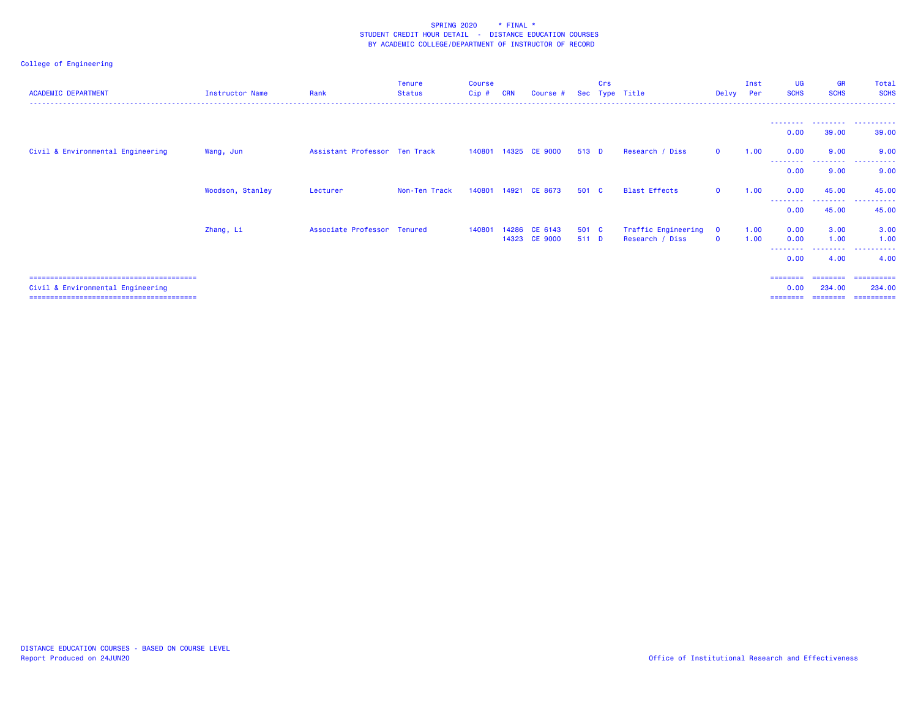SPRING 2020 * FINAL *
STUDENT CREDIT HOUR DETAIL - DISTANCE EDUCATION COURSES
BY ACADEMIC COLLEGE/DEPARTMENT OF INSTRUCTOR OF RECORD

College of Engineering

| ACADEMIC DEPARTMENT | Instructor Name | Rank | Tenure Status | Course Cip # | CRN | Course # | Sec | Crs Type | Title | Delvy | Inst Per | UG SCHS | GR SCHS | Total SCHS |
|---|---|---|---|---|---|---|---|---|---|---|---|---|---|---|
| | | | | | | | | | | | | 0.00 | 39.00 | 39.00 |
| Civil & Environmental Engineering | Wang, Jun | Assistant Professor | Ten Track | 140801 | 14325 | CE 9000 | 513 | D | Research / Diss | O | 1.00 | 0.00 | 9.00 | 9.00 |
| | | | | | | | | | | | | 0.00 | 9.00 | 9.00 |
| | Woodson, Stanley | Lecturer | Non-Ten Track | 140801 | 14921 | CE 8673 | 501 | C | Blast Effects | O | 1.00 | 0.00 | 45.00 | 45.00 |
| | | | | | | | | | | | | 0.00 | 45.00 | 45.00 |
| | Zhang, Li | Associate Professor | Tenured | 140801 | 14286 | CE 6143 | 501 | C | Traffic Engineering | O | 1.00 | 0.00 | 3.00 | 3.00 |
| | | | | | 14323 | CE 9000 | 511 | D | Research / Diss | O | 1.00 | 0.00 | 1.00 | 1.00 |
| | | | | | | | | | | | | 0.00 | 4.00 | 4.00 |
| Civil & Environmental Engineering | | | | | | | | | | | | 0.00 | 234.00 | 234.00 |

DISTANCE EDUCATION COURSES - BASED ON COURSE LEVEL
Report Produced on 24JUN20

Office of Institutional Research and Effectiveness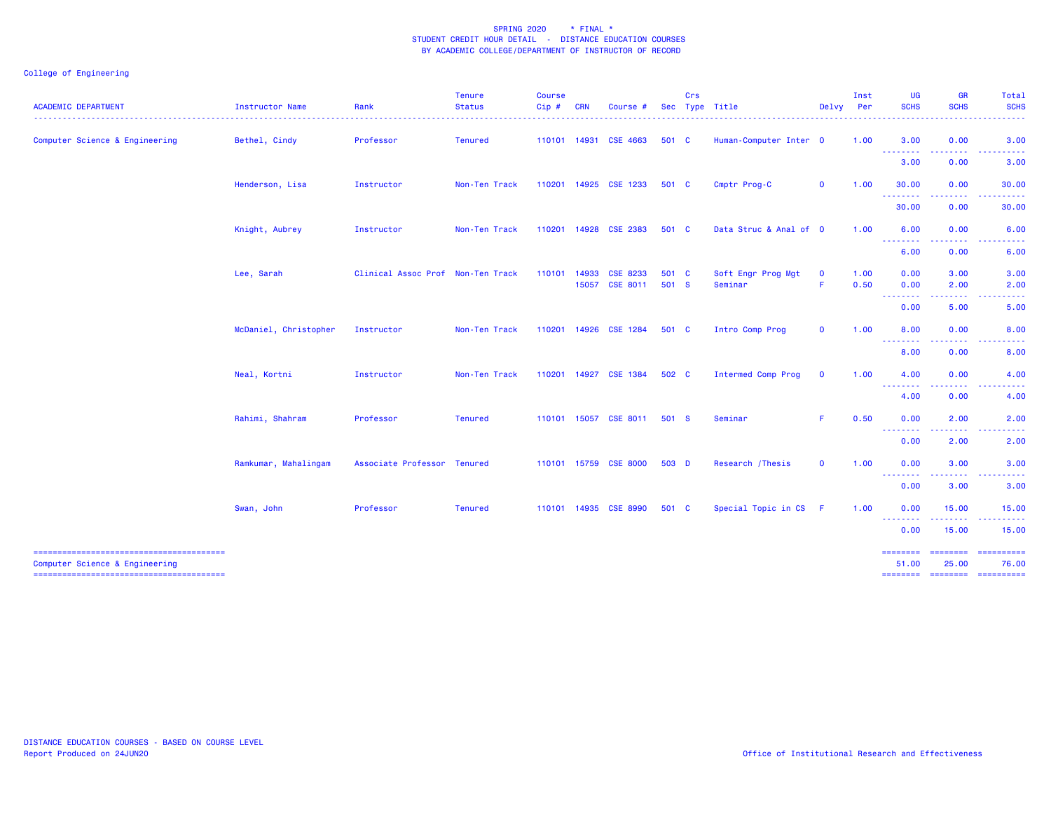SPRING 2020 * FINAL *
STUDENT CREDIT HOUR DETAIL - DISTANCE EDUCATION COURSES
BY ACADEMIC COLLEGE/DEPARTMENT OF INSTRUCTOR OF RECORD

College of Engineering

| ACADEMIC DEPARTMENT | Instructor Name | Rank | Tenure Status | Course Cip # | CRN | Course # | Sec | Crs Type | Title | Delvy | Inst Per | UG SCHS | GR SCHS | Total SCHS |
|---|---|---|---|---|---|---|---|---|---|---|---|---|---|---|
| Computer Science & Engineering | Bethel, Cindy | Professor | Tenured | 110101 | 14931 | CSE 4663 | 501 | C | Human-Computer Inter | O | 1.00 | 3.00 | 0.00 | 3.00 |
| | | | | | | | | | | | | 3.00 | 0.00 | 3.00 |
| | Henderson, Lisa | Instructor | Non-Ten Track | 110201 | 14925 | CSE 1233 | 501 | C | Cmptr Prog-C | O | 1.00 | 30.00 | 0.00 | 30.00 |
| | | | | | | | | | | | | 30.00 | 0.00 | 30.00 |
| | Knight, Aubrey | Instructor | Non-Ten Track | 110201 | 14928 | CSE 2383 | 501 | C | Data Struc & Anal of | O | 1.00 | 6.00 | 0.00 | 6.00 |
| | | | | | | | | | | | | 6.00 | 0.00 | 6.00 |
| | Lee, Sarah | Clinical Assoc Prof | Non-Ten Track | 110101 | 14933 | CSE 8233 | 501 | C | Soft Engr Prog Mgt | O | 1.00 | 0.00 | 3.00 | 3.00 |
| | | | | | 15057 | CSE 8011 | 501 | S | Seminar | F | 0.50 | 0.00 | 2.00 | 2.00 |
| | | | | | | | | | | | | 0.00 | 5.00 | 5.00 |
| | McDaniel, Christopher | Instructor | Non-Ten Track | 110201 | 14926 | CSE 1284 | 501 | C | Intro Comp Prog | O | 1.00 | 8.00 | 0.00 | 8.00 |
| | | | | | | | | | | | | 8.00 | 0.00 | 8.00 |
| | Neal, Kortni | Instructor | Non-Ten Track | 110201 | 14927 | CSE 1384 | 502 | C | Intermed Comp Prog | O | 1.00 | 4.00 | 0.00 | 4.00 |
| | | | | | | | | | | | | 4.00 | 0.00 | 4.00 |
| | Rahimi, Shahram | Professor | Tenured | 110101 | 15057 | CSE 8011 | 501 | S | Seminar | F | 0.50 | 0.00 | 2.00 | 2.00 |
| | | | | | | | | | | | | 0.00 | 2.00 | 2.00 |
| | Ramkumar, Mahalingam | Associate Professor | Tenured | 110101 | 15759 | CSE 8000 | 503 | D | Research /Thesis | O | 1.00 | 0.00 | 3.00 | 3.00 |
| | | | | | | | | | | | | 0.00 | 3.00 | 3.00 |
| | Swan, John | Professor | Tenured | 110101 | 14935 | CSE 8990 | 501 | C | Special Topic in CS | F | 1.00 | 0.00 | 15.00 | 15.00 |
| | | | | | | | | | | | | 0.00 | 15.00 | 15.00 |
| Computer Science & Engineering | | | | | | | | | | | | 51.00 | 25.00 | 76.00 |

DISTANCE EDUCATION COURSES - BASED ON COURSE LEVEL
Report Produced on 24JUN20

Office of Institutional Research and Effectiveness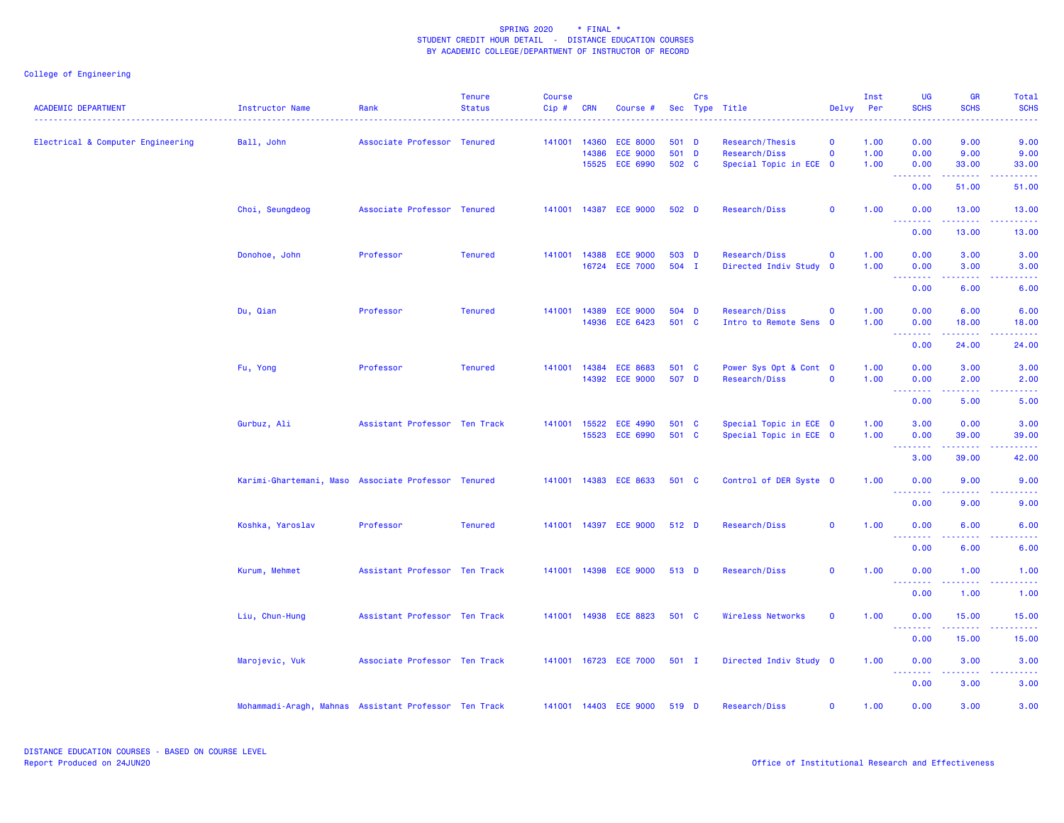SPRING 2020 * FINAL *
STUDENT CREDIT HOUR DETAIL - DISTANCE EDUCATION COURSES
BY ACADEMIC COLLEGE/DEPARTMENT OF INSTRUCTOR OF RECORD

College of Engineering

| ACADEMIC DEPARTMENT | Instructor Name | Rank | Tenure Status | Course Cip # | CRN | Course # | Sec | Crs Type | Title | Delvy | Inst Per | UG SCHS | GR SCHS | Total SCHS |
|---|---|---|---|---|---|---|---|---|---|---|---|---|---|---|
| Electrical & Computer Engineering | Ball, John | Associate Professor | Tenured | 141001 | 14360 | ECE 8000 | 501 | D | Research/Thesis | O | 1.00 | 0.00 | 9.00 | 9.00 |
| | | | | | 14386 | ECE 9000 | 501 | D | Research/Diss | O | 1.00 | 0.00 | 9.00 | 9.00 |
| | | | | | 15525 | ECE 6990 | 502 | C | Special Topic in ECE | O | 1.00 | 0.00 | 33.00 | 33.00 |
| | | | | | | | | | | | | 0.00 | 51.00 | 51.00 |
| | Choi, Seungdeog | Associate Professor | Tenured | 141001 | 14387 | ECE 9000 | 502 | D | Research/Diss | O | 1.00 | 0.00 | 13.00 | 13.00 |
| | | | | | | | | | | | | 0.00 | 13.00 | 13.00 |
| | Donohoe, John | Professor | Tenured | 141001 | 14388 | ECE 9000 | 503 | D | Research/Diss | O | 1.00 | 0.00 | 3.00 | 3.00 |
| | | | | | 16724 | ECE 7000 | 504 | I | Directed Indiv Study | O | 1.00 | 0.00 | 3.00 | 3.00 |
| | | | | | | | | | | | | 0.00 | 6.00 | 6.00 |
| | Du, Qian | Professor | Tenured | 141001 | 14389 | ECE 9000 | 504 | D | Research/Diss | O | 1.00 | 0.00 | 6.00 | 6.00 |
| | | | | | 14936 | ECE 6423 | 501 | C | Intro to Remote Sens | O | 1.00 | 0.00 | 18.00 | 18.00 |
| | | | | | | | | | | | | 0.00 | 24.00 | 24.00 |
| | Fu, Yong | Professor | Tenured | 141001 | 14384 | ECE 8683 | 501 | C | Power Sys Opt & Cont | O | 1.00 | 0.00 | 3.00 | 3.00 |
| | | | | | 14392 | ECE 9000 | 507 | D | Research/Diss | O | 1.00 | 0.00 | 2.00 | 2.00 |
| | | | | | | | | | | | | 0.00 | 5.00 | 5.00 |
| | Gurbuz, Ali | Assistant Professor | Ten Track | 141001 | 15522 | ECE 4990 | 501 | C | Special Topic in ECE | O | 1.00 | 3.00 | 0.00 | 3.00 |
| | | | | | 15523 | ECE 6990 | 501 | C | Special Topic in ECE | O | 1.00 | 0.00 | 39.00 | 39.00 |
| | | | | | | | | | | | | 3.00 | 39.00 | 42.00 |
| | Karimi-Ghartemani, Maso | Associate Professor | Tenured | 141001 | 14383 | ECE 8633 | 501 | C | Control of DER Syste | O | 1.00 | 0.00 | 9.00 | 9.00 |
| | | | | | | | | | | | | 0.00 | 9.00 | 9.00 |
| | Koshka, Yaroslav | Professor | Tenured | 141001 | 14397 | ECE 9000 | 512 | D | Research/Diss | O | 1.00 | 0.00 | 6.00 | 6.00 |
| | | | | | | | | | | | | 0.00 | 6.00 | 6.00 |
| | Kurum, Mehmet | Assistant Professor | Ten Track | 141001 | 14398 | ECE 9000 | 513 | D | Research/Diss | O | 1.00 | 0.00 | 1.00 | 1.00 |
| | | | | | | | | | | | | 0.00 | 1.00 | 1.00 |
| | Liu, Chun-Hung | Assistant Professor | Ten Track | 141001 | 14938 | ECE 8823 | 501 | C | Wireless Networks | O | 1.00 | 0.00 | 15.00 | 15.00 |
| | | | | | | | | | | | | 0.00 | 15.00 | 15.00 |
| | Marojevic, Vuk | Associate Professor | Ten Track | 141001 | 16723 | ECE 7000 | 501 | I | Directed Indiv Study | O | 1.00 | 0.00 | 3.00 | 3.00 |
| | | | | | | | | | | | | 0.00 | 3.00 | 3.00 |
| | Mohammadi-Aragh, Mahnas | Assistant Professor | Ten Track | 141001 | 14403 | ECE 9000 | 519 | D | Research/Diss | O | 1.00 | 0.00 | 3.00 | 3.00 |

DISTANCE EDUCATION COURSES - BASED ON COURSE LEVEL
Report Produced on 24JUN20

Office of Institutional Research and Effectiveness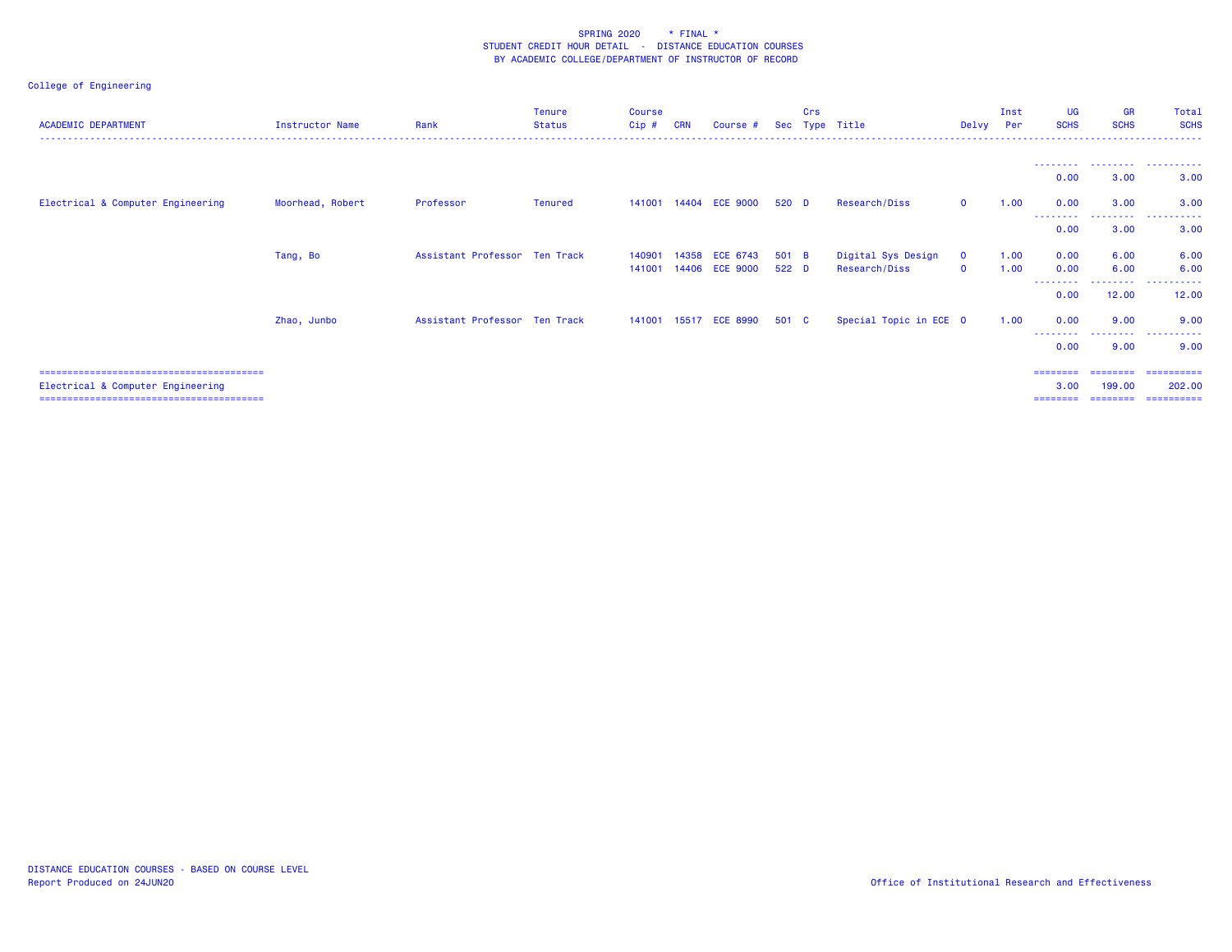SPRING 2020 * FINAL *
STUDENT CREDIT HOUR DETAIL - DISTANCE EDUCATION COURSES
BY ACADEMIC COLLEGE/DEPARTMENT OF INSTRUCTOR OF RECORD

College of Engineering

| ACADEMIC DEPARTMENT | Instructor Name | Rank | Tenure Status | Course Cip # | CRN | Course # | Sec | Crs Type | Title | Delvy | Inst Per | UG SCHS | GR SCHS | Total SCHS |
|---|---|---|---|---|---|---|---|---|---|---|---|---|---|---|
| | | | | | | | | | | | | 0.00 | 3.00 | 3.00 |
| Electrical & Computer Engineering | Moorhead, Robert | Professor | Tenured | 141001 | 14404 | ECE 9000 | 520 | D | Research/Diss | O | 1.00 | 0.00 | 3.00 | 3.00 |
| | | | | | | | | | | | | 0.00 | 3.00 | 3.00 |
| | Tang, Bo | Assistant Professor | Ten Track | 140901 | 14358 | ECE 6743 | 501 | B | Digital Sys Design | O | 1.00 | 0.00 | 6.00 | 6.00 |
| | | | | 141001 | 14406 | ECE 9000 | 522 | D | Research/Diss | O | 1.00 | 0.00 | 6.00 | 6.00 |
| | | | | | | | | | | | | 0.00 | 12.00 | 12.00 |
| | Zhao, Junbo | Assistant Professor | Ten Track | 141001 | 15517 | ECE 8990 | 501 | C | Special Topic in ECE | O | 1.00 | 0.00 | 9.00 | 9.00 |
| | | | | | | | | | | | | 0.00 | 9.00 | 9.00 |
| Electrical & Computer Engineering | | | | | | | | | | | | 3.00 | 199.00 | 202.00 |

DISTANCE EDUCATION COURSES - BASED ON COURSE LEVEL
Report Produced on 24JUN20

Office of Institutional Research and Effectiveness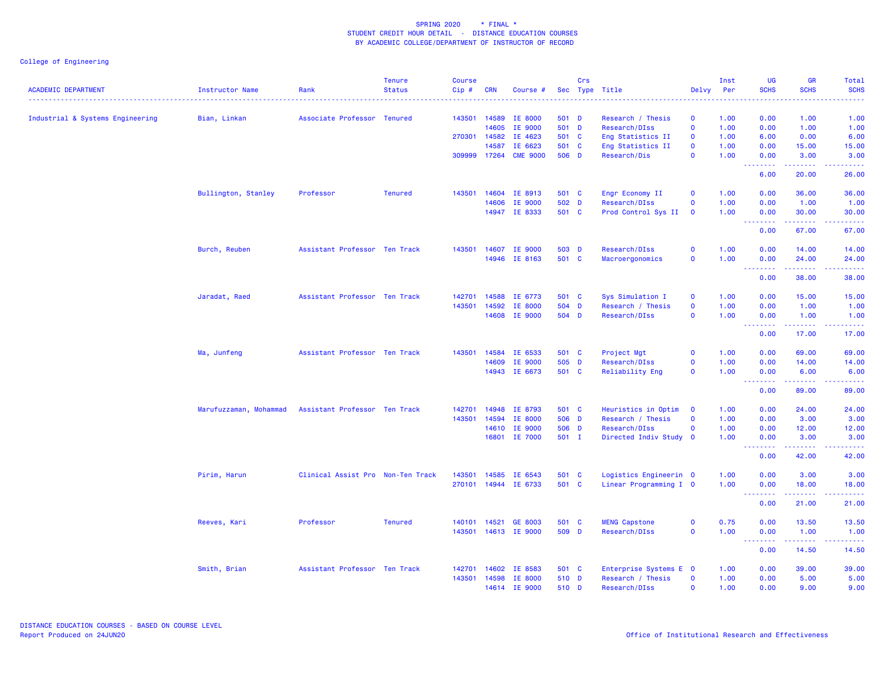SPRING 2020 * FINAL *
STUDENT CREDIT HOUR DETAIL - DISTANCE EDUCATION COURSES
BY ACADEMIC COLLEGE/DEPARTMENT OF INSTRUCTOR OF RECORD

College of Engineering

| ACADEMIC DEPARTMENT | Instructor Name | Rank | Tenure Status | Course Cip # | CRN | Course # | Sec | Crs Type | Title | Delvy | Inst Per | UG SCHS | GR SCHS | Total SCHS |
|---|---|---|---|---|---|---|---|---|---|---|---|---|---|---|
| Industrial & Systems Engineering | Bian, Linkan | Associate Professor | Tenured | 143501 | 14589 | IE 8000 | 501 | D | Research / Thesis | O | 1.00 | 0.00 | 1.00 | 1.00 |
| | | | | | 14605 | IE 9000 | 501 | D | Research/DIss | O | 1.00 | 0.00 | 1.00 | 1.00 |
| | | | | 270301 | 14582 | IE 4623 | 501 | C | Eng Statistics II | O | 1.00 | 6.00 | 0.00 | 6.00 |
| | | | | | 14587 | IE 6623 | 501 | C | Eng Statistics II | O | 1.00 | 0.00 | 15.00 | 15.00 |
| | | | | 309999 | 17264 | CME 9000 | 506 | D | Research/Dis | O | 1.00 | 0.00 | 3.00 | 3.00 |
| | | | | | | | | | | | | 6.00 | 20.00 | 26.00 |
| | Bullington, Stanley | Professor | Tenured | 143501 | 14604 | IE 8913 | 501 | C | Engr Economy II | O | 1.00 | 0.00 | 36.00 | 36.00 |
| | | | | | 14606 | IE 9000 | 502 | D | Research/DIss | O | 1.00 | 0.00 | 1.00 | 1.00 |
| | | | | | 14947 | IE 8333 | 501 | C | Prod Control Sys II | O | 1.00 | 0.00 | 30.00 | 30.00 |
| | | | | | | | | | | | | 0.00 | 67.00 | 67.00 |
| | Burch, Reuben | Assistant Professor | Ten Track | 143501 | 14607 | IE 9000 | 503 | D | Research/DIss | O | 1.00 | 0.00 | 14.00 | 14.00 |
| | | | | | 14946 | IE 8163 | 501 | C | Macroergonomics | O | 1.00 | 0.00 | 24.00 | 24.00 |
| | | | | | | | | | | | | 0.00 | 38.00 | 38.00 |
| | Jaradat, Raed | Assistant Professor | Ten Track | 142701 | 14588 | IE 6773 | 501 | C | Sys Simulation I | O | 1.00 | 0.00 | 15.00 | 15.00 |
| | | | | 143501 | 14592 | IE 8000 | 504 | D | Research / Thesis | O | 1.00 | 0.00 | 1.00 | 1.00 |
| | | | | | 14608 | IE 9000 | 504 | D | Research/DIss | O | 1.00 | 0.00 | 1.00 | 1.00 |
| | | | | | | | | | | | | 0.00 | 17.00 | 17.00 |
| | Ma, Junfeng | Assistant Professor | Ten Track | 143501 | 14584 | IE 6533 | 501 | C | Project Mgt | O | 1.00 | 0.00 | 69.00 | 69.00 |
| | | | | | 14609 | IE 9000 | 505 | D | Research/DIss | O | 1.00 | 0.00 | 14.00 | 14.00 |
| | | | | | 14943 | IE 6673 | 501 | C | Reliability Eng | O | 1.00 | 0.00 | 6.00 | 6.00 |
| | | | | | | | | | | | | 0.00 | 89.00 | 89.00 |
| | Marufuzzaman, Mohammad | Assistant Professor | Ten Track | 142701 | 14948 | IE 8793 | 501 | C | Heuristics in Optim | O | 1.00 | 0.00 | 24.00 | 24.00 |
| | | | | 143501 | 14594 | IE 8000 | 506 | D | Research / Thesis | O | 1.00 | 0.00 | 3.00 | 3.00 |
| | | | | | 14610 | IE 9000 | 506 | D | Research/DIss | O | 1.00 | 0.00 | 12.00 | 12.00 |
| | | | | | 16801 | IE 7000 | 501 | I | Directed Indiv Study | O | 1.00 | 0.00 | 3.00 | 3.00 |
| | | | | | | | | | | | | 0.00 | 42.00 | 42.00 |
| | Pirim, Harun | Clinical Assist Pro | Non-Ten Track | 143501 | 14585 | IE 6543 | 501 | C | Logistics Engineerin | O | 1.00 | 0.00 | 3.00 | 3.00 |
| | | | | 270101 | 14944 | IE 6733 | 501 | C | Linear Programming I | O | 1.00 | 0.00 | 18.00 | 18.00 |
| | | | | | | | | | | | | 0.00 | 21.00 | 21.00 |
| | Reeves, Kari | Professor | Tenured | 140101 | 14521 | GE 8003 | 501 | C | MENG Capstone | O | 0.75 | 0.00 | 13.50 | 13.50 |
| | | | | 143501 | 14613 | IE 9000 | 509 | D | Research/DIss | O | 1.00 | 0.00 | 1.00 | 1.00 |
| | | | | | | | | | | | | 0.00 | 14.50 | 14.50 |
| | Smith, Brian | Assistant Professor | Ten Track | 142701 | 14602 | IE 8583 | 501 | C | Enterprise Systems E | O | 1.00 | 0.00 | 39.00 | 39.00 |
| | | | | 143501 | 14598 | IE 8000 | 510 | D | Research / Thesis | O | 1.00 | 0.00 | 5.00 | 5.00 |
| | | | | | 14614 | IE 9000 | 510 | D | Research/DIss | O | 1.00 | 0.00 | 9.00 | 9.00 |

DISTANCE EDUCATION COURSES - BASED ON COURSE LEVEL
Report Produced on 24JUN20

Office of Institutional Research and Effectiveness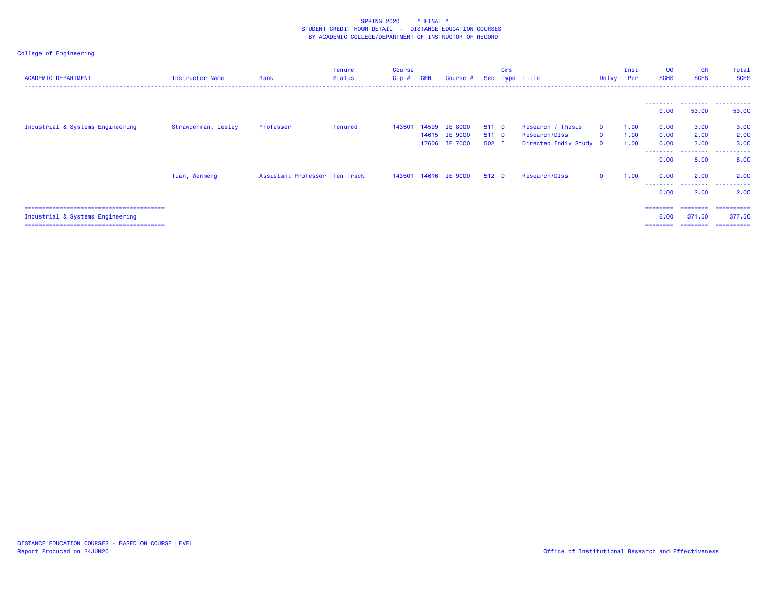SPRING 2020 * FINAL *
STUDENT CREDIT HOUR DETAIL - DISTANCE EDUCATION COURSES
BY ACADEMIC COLLEGE/DEPARTMENT OF INSTRUCTOR OF RECORD

College of Engineering

| ACADEMIC DEPARTMENT | Instructor Name | Rank | Tenure Status | Course Cip # | CRN | Course # | Sec | Crs Type | Title | Delvy | Inst Per | UG SCHS | GR SCHS | Total SCHS |
|---|---|---|---|---|---|---|---|---|---|---|---|---|---|---|
| | | | | | | | | | | | | 0.00 | 53.00 | 53.00 |
| Industrial & Systems Engineering | Strawderman, Lesley | Professor | Tenured | 143501 | 14599 | IE 8000 | 511 | D | Research / Thesis | O | 1.00 | 0.00 | 3.00 | 3.00 |
| | | | | | 14615 | IE 9000 | 511 | D | Research/DIss | O | 1.00 | 0.00 | 2.00 | 2.00 |
| | | | | | 17606 | IE 7000 | 502 | I | Directed Indiv Study | O | 1.00 | 0.00 | 3.00 | 3.00 |
| | | | | | | | | | | | | 0.00 | 8.00 | 8.00 |
| | Tian, Wenmeng | Assistant Professor | Ten Track | 143501 | 14616 | IE 9000 | 512 | D | Research/DIss | O | 1.00 | 0.00 | 2.00 | 2.00 |
| | | | | | | | | | | | | 0.00 | 2.00 | 2.00 |
| Industrial & Systems Engineering | | | | | | | | | | | | 6.00 | 371.50 | 377.50 |

DISTANCE EDUCATION COURSES - BASED ON COURSE LEVEL
Report Produced on 24JUN20

Office of Institutional Research and Effectiveness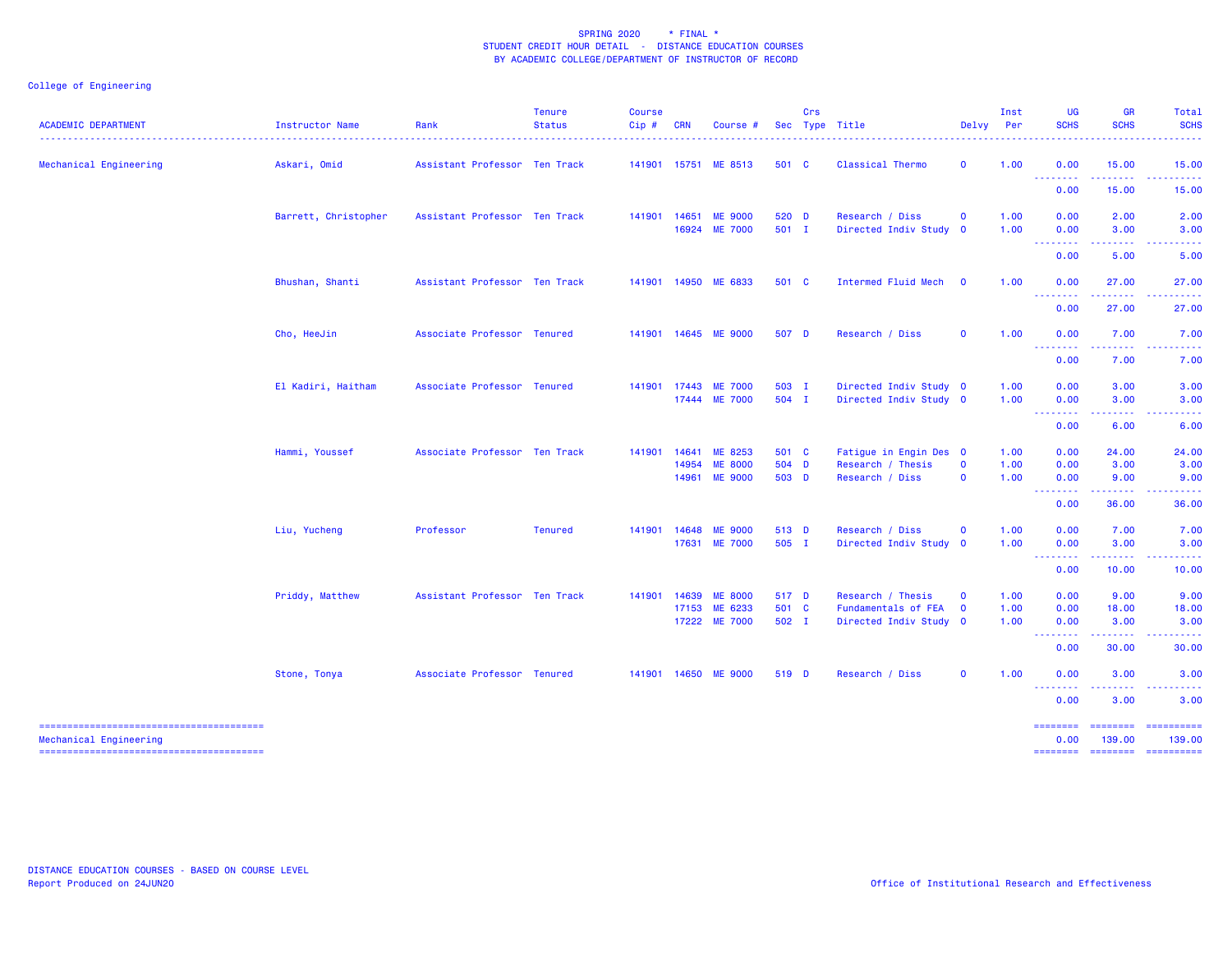SPRING 2020 * FINAL *
STUDENT CREDIT HOUR DETAIL - DISTANCE EDUCATION COURSES
BY ACADEMIC COLLEGE/DEPARTMENT OF INSTRUCTOR OF RECORD

College of Engineering

| ACADEMIC DEPARTMENT | Instructor Name | Rank | Tenure Status | Course Cip # | CRN | Course # | Sec | Crs Type | Title | Delvy | Inst Per | UG SCHS | GR SCHS | Total SCHS |
|---|---|---|---|---|---|---|---|---|---|---|---|---|---|---|
| Mechanical Engineering | Askari, Omid | Assistant Professor | Ten Track | 141901 | 15751 | ME 8513 | 501 | C | Classical Thermo | O | 1.00 | 0.00 | 15.00 | 15.00 |
| | | | | | | | | | | | | 0.00 | 15.00 | 15.00 |
| | Barrett, Christopher | Assistant Professor | Ten Track | 141901 | 14651 | ME 9000 | 520 | D | Research / Diss | O | 1.00 | 0.00 | 2.00 | 2.00 |
| | | | | | 16924 | ME 7000 | 501 | I | Directed Indiv Study | O | 1.00 | 0.00 | 3.00 | 3.00 |
| | | | | | | | | | | | | 0.00 | 5.00 | 5.00 |
| | Bhushan, Shanti | Assistant Professor | Ten Track | 141901 | 14950 | ME 6833 | 501 | C | Intermed Fluid Mech | O | 1.00 | 0.00 | 27.00 | 27.00 |
| | | | | | | | | | | | | 0.00 | 27.00 | 27.00 |
| | Cho, HeeJin | Associate Professor | Tenured | 141901 | 14645 | ME 9000 | 507 | D | Research / Diss | O | 1.00 | 0.00 | 7.00 | 7.00 |
| | | | | | | | | | | | | 0.00 | 7.00 | 7.00 |
| | El Kadiri, Haitham | Associate Professor | Tenured | 141901 | 17443 | ME 7000 | 503 | I | Directed Indiv Study | O | 1.00 | 0.00 | 3.00 | 3.00 |
| | | | | | 17444 | ME 7000 | 504 | I | Directed Indiv Study | O | 1.00 | 0.00 | 3.00 | 3.00 |
| | | | | | | | | | | | | 0.00 | 6.00 | 6.00 |
| | Hammi, Youssef | Associate Professor | Ten Track | 141901 | 14641 | ME 8253 | 501 | C | Fatigue in Engin Des | O | 1.00 | 0.00 | 24.00 | 24.00 |
| | | | | | 14954 | ME 8000 | 504 | D | Research / Thesis | O | 1.00 | 0.00 | 3.00 | 3.00 |
| | | | | | 14961 | ME 9000 | 503 | D | Research / Diss | O | 1.00 | 0.00 | 9.00 | 9.00 |
| | | | | | | | | | | | | 0.00 | 36.00 | 36.00 |
| | Liu, Yucheng | Professor | Tenured | 141901 | 14648 | ME 9000 | 513 | D | Research / Diss | O | 1.00 | 0.00 | 7.00 | 7.00 |
| | | | | | 17631 | ME 7000 | 505 | I | Directed Indiv Study | O | 1.00 | 0.00 | 3.00 | 3.00 |
| | | | | | | | | | | | | 0.00 | 10.00 | 10.00 |
| | Priddy, Matthew | Assistant Professor | Ten Track | 141901 | 14639 | ME 8000 | 517 | D | Research / Thesis | O | 1.00 | 0.00 | 9.00 | 9.00 |
| | | | | | 17153 | ME 6233 | 501 | C | Fundamentals of FEA | O | 1.00 | 0.00 | 18.00 | 18.00 |
| | | | | | 17222 | ME 7000 | 502 | I | Directed Indiv Study | O | 1.00 | 0.00 | 3.00 | 3.00 |
| | | | | | | | | | | | | 0.00 | 30.00 | 30.00 |
| | Stone, Tonya | Associate Professor | Tenured | 141901 | 14650 | ME 9000 | 519 | D | Research / Diss | O | 1.00 | 0.00 | 3.00 | 3.00 |
| | | | | | | | | | | | | 0.00 | 3.00 | 3.00 |
| Mechanical Engineering | | | | | | | | | | | | 0.00 | 139.00 | 139.00 |

DISTANCE EDUCATION COURSES - BASED ON COURSE LEVEL
Report Produced on 24JUN20

Office of Institutional Research and Effectiveness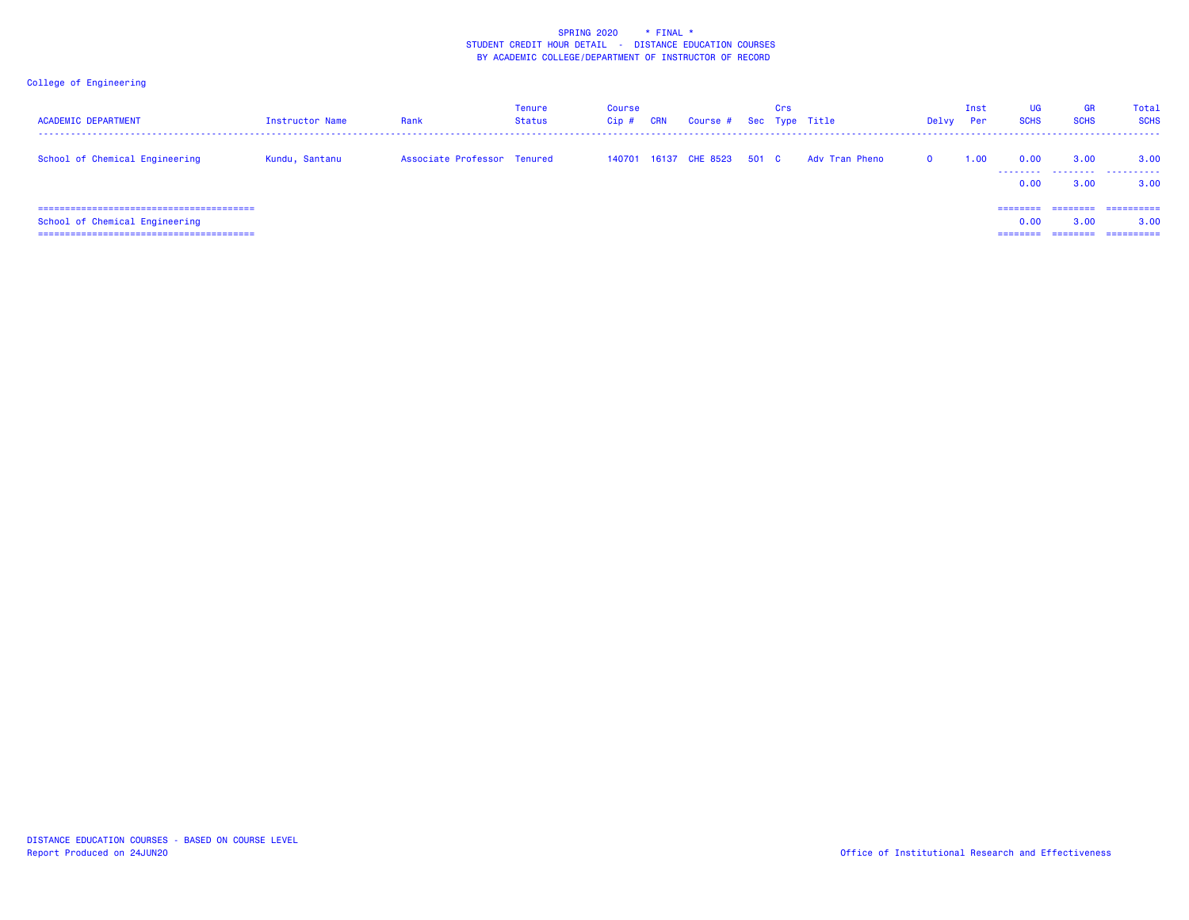SPRING 2020 * FINAL *
STUDENT CREDIT HOUR DETAIL - DISTANCE EDUCATION COURSES
BY ACADEMIC COLLEGE/DEPARTMENT OF INSTRUCTOR OF RECORD

College of Engineering

| ACADEMIC DEPARTMENT | Instructor Name | Rank | Tenure Status | Course Cip # | CRN | Course # | Sec | Crs Type | Title | Delvy | Inst Per | UG SCHS | GR SCHS | Total SCHS |
|---|---|---|---|---|---|---|---|---|---|---|---|---|---|---|
| School of Chemical Engineering | Kundu, Santanu | Associate Professor | Tenured | 140701 | 16137 | CHE 8523 | 501 | C | Adv Tran Pheno | O | 1.00 | 0.00 | 3.00 | 3.00 |
| | | | | | | | | | | | | 0.00 | 3.00 | 3.00 |
| School of Chemical Engineering | | | | | | | | | | | | 0.00 | 3.00 | 3.00 |

DISTANCE EDUCATION COURSES - BASED ON COURSE LEVEL
Report Produced on 24JUN20

Office of Institutional Research and Effectiveness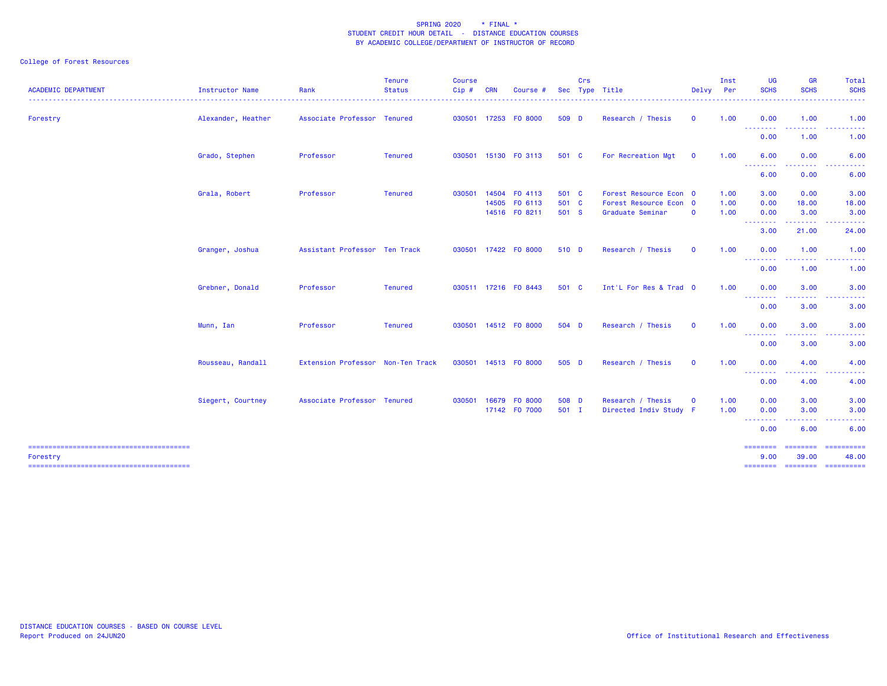SPRING 2020 * FINAL *
STUDENT CREDIT HOUR DETAIL - DISTANCE EDUCATION COURSES
BY ACADEMIC COLLEGE/DEPARTMENT OF INSTRUCTOR OF RECORD

College of Forest Resources

| ACADEMIC DEPARTMENT | Instructor Name | Rank | Tenure Status | Course Cip # | CRN | Course # | Sec | Crs Type | Title | Delvy | Inst Per | UG SCHS | GR SCHS | Total SCHS |
|---|---|---|---|---|---|---|---|---|---|---|---|---|---|---|
| Forestry | Alexander, Heather | Associate Professor | Tenured | 030501 | 17253 | FO 8000 | 509 | D | Research / Thesis | O | 1.00 | 0.00 | 1.00 | 1.00 |
| | | | | | | | | | | | | 0.00 | 1.00 | 1.00 |
| | Grado, Stephen | Professor | Tenured | 030501 | 15130 | FO 3113 | 501 | C | For Recreation Mgt | O | 1.00 | 6.00 | 0.00 | 6.00 |
| | | | | | | | | | | | | 6.00 | 0.00 | 6.00 |
| | Grala, Robert | Professor | Tenured | 030501 | 14504 | FO 4113 | 501 | C | Forest Resource Econ | O | 1.00 | 3.00 | 0.00 | 3.00 |
| | | | | | 14505 | FO 6113 | 501 | C | Forest Resource Econ | O | 1.00 | 0.00 | 18.00 | 18.00 |
| | | | | | 14516 | FO 8211 | 501 | S | Graduate Seminar | O | 1.00 | 0.00 | 3.00 | 3.00 |
| | | | | | | | | | | | | 3.00 | 21.00 | 24.00 |
| | Granger, Joshua | Assistant Professor | Ten Track | 030501 | 17422 | FO 8000 | 510 | D | Research / Thesis | O | 1.00 | 0.00 | 1.00 | 1.00 |
| | | | | | | | | | | | | 0.00 | 1.00 | 1.00 |
| | Grebner, Donald | Professor | Tenured | 030511 | 17216 | FO 8443 | 501 | C | Int'L For Res & Trad | O | 1.00 | 0.00 | 3.00 | 3.00 |
| | | | | | | | | | | | | 0.00 | 3.00 | 3.00 |
| | Munn, Ian | Professor | Tenured | 030501 | 14512 | FO 8000 | 504 | D | Research / Thesis | O | 1.00 | 0.00 | 3.00 | 3.00 |
| | | | | | | | | | | | | 0.00 | 3.00 | 3.00 |
| | Rousseau, Randall | Extension Professor | Non-Ten Track | 030501 | 14513 | FO 8000 | 505 | D | Research / Thesis | O | 1.00 | 0.00 | 4.00 | 4.00 |
| | | | | | | | | | | | | 0.00 | 4.00 | 4.00 |
| | Siegert, Courtney | Associate Professor | Tenured | 030501 | 16679 | FO 8000 | 508 | D | Research / Thesis | O | 1.00 | 0.00 | 3.00 | 3.00 |
| | | | | | 17142 | FO 7000 | 501 | I | Directed Indiv Study | F | 1.00 | 0.00 | 3.00 | 3.00 |
| | | | | | | | | | | | | 0.00 | 6.00 | 6.00 |
| Forestry | | | | | | | | | | | | 9.00 | 39.00 | 48.00 |

DISTANCE EDUCATION COURSES - BASED ON COURSE LEVEL
Report Produced on 24JUN20

Office of Institutional Research and Effectiveness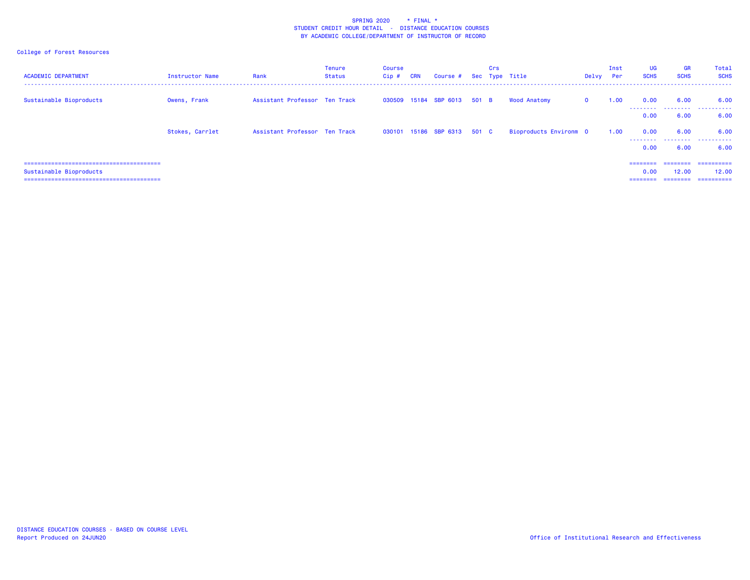SPRING 2020 * FINAL *
STUDENT CREDIT HOUR DETAIL - DISTANCE EDUCATION COURSES
BY ACADEMIC COLLEGE/DEPARTMENT OF INSTRUCTOR OF RECORD

College of Forest Resources

| ACADEMIC DEPARTMENT | Instructor Name | Rank | Tenure Status | Course Cip # | CRN | Course # | Sec | Crs Type | Title | Delvy | Inst Per | UG SCHS | GR SCHS | Total SCHS |
|---|---|---|---|---|---|---|---|---|---|---|---|---|---|---|
| Sustainable Bioproducts | Owens, Frank | Assistant Professor | Ten Track | 030509 | 15184 | SBP 6013 | 501 | B | Wood Anatomy | O | 1.00 | 0.00 | 6.00 | 6.00 |
| | | | | | | | | | | | | 0.00 | 6.00 | 6.00 |
| | Stokes, Carrlet | Assistant Professor | Ten Track | 030101 | 15186 | SBP 6313 | 501 | C | Bioproducts Environm | O | 1.00 | 0.00 | 6.00 | 6.00 |
| | | | | | | | | | | | | 0.00 | 6.00 | 6.00 |
| Sustainable Bioproducts | | | | | | | | | | | | 0.00 | 12.00 | 12.00 |

DISTANCE EDUCATION COURSES - BASED ON COURSE LEVEL
Report Produced on 24JUN20

Office of Institutional Research and Effectiveness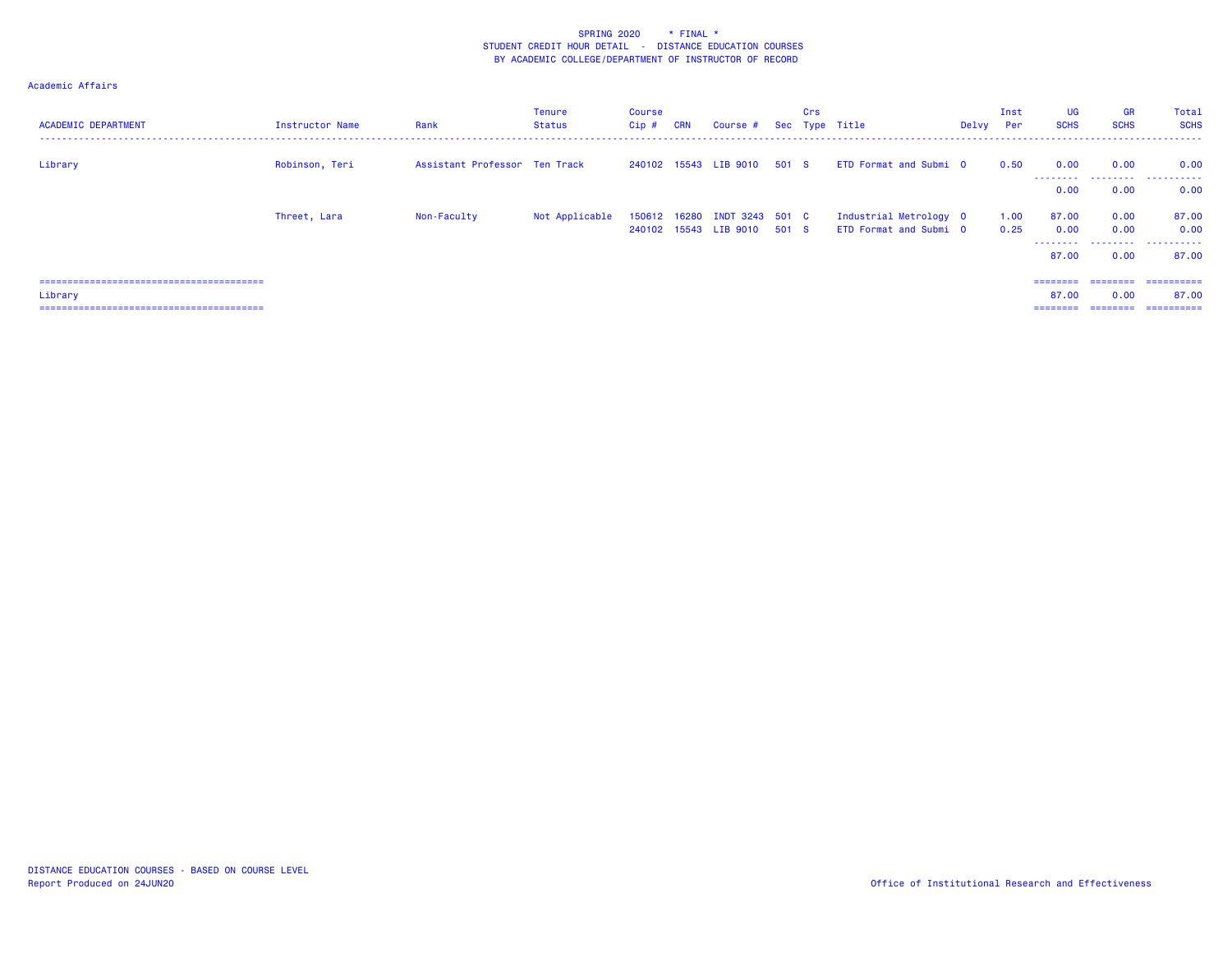SPRING 2020 * FINAL *
STUDENT CREDIT HOUR DETAIL - DISTANCE EDUCATION COURSES
BY ACADEMIC COLLEGE/DEPARTMENT OF INSTRUCTOR OF RECORD

Academic Affairs

| ACADEMIC DEPARTMENT | Instructor Name | Rank | Tenure Status | Course Cip # | CRN | Course # | Sec | Crs Type | Title | Delvy | Inst Per | UG SCHS | GR SCHS | Total SCHS |
|---|---|---|---|---|---|---|---|---|---|---|---|---|---|---|
| Library | Robinson, Teri | Assistant Professor | Ten Track | 240102 | 15543 | LIB 9010 | 501 | S | ETD Format and Submi | O | 0.50 | 0.00 | 0.00 | 0.00 |
| | | | | | | | | | | | | 0.00 | 0.00 | 0.00 |
| | Threet, Lara | Non-Faculty | Not Applicable | 150612 | 16280 | INDT 3243 | 501 | C | Industrial Metrology | O | 1.00 | 87.00 | 0.00 | 87.00 |
| | | | | 240102 | 15543 | LIB 9010 | 501 | S | ETD Format and Submi | O | 0.25 | 0.00 | 0.00 | 0.00 |
| | | | | | | | | | | | | 87.00 | 0.00 | 87.00 |
| Library | | | | | | | | | | | | 87.00 | 0.00 | 87.00 |

DISTANCE EDUCATION COURSES - BASED ON COURSE LEVEL
Report Produced on 24JUN20

Office of Institutional Research and Effectiveness